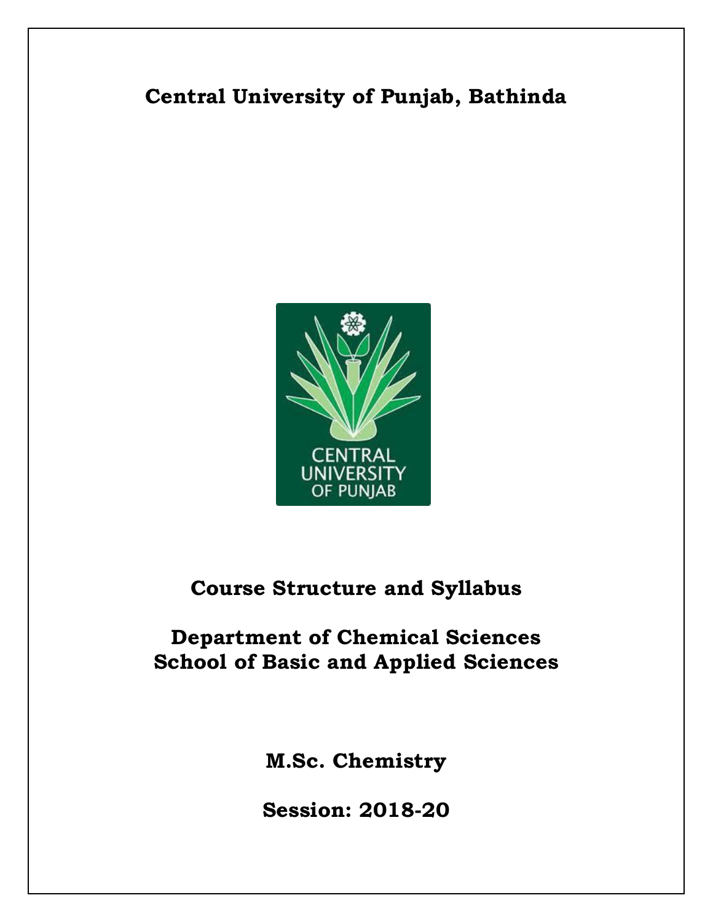# Central University of Punjab, Bathinda

## Course Structure and Syllabus

## Department of Chemical Sciences
## School of Basic and Applied Sciences

## M.Sc. Chemistry

## Session: 2018-20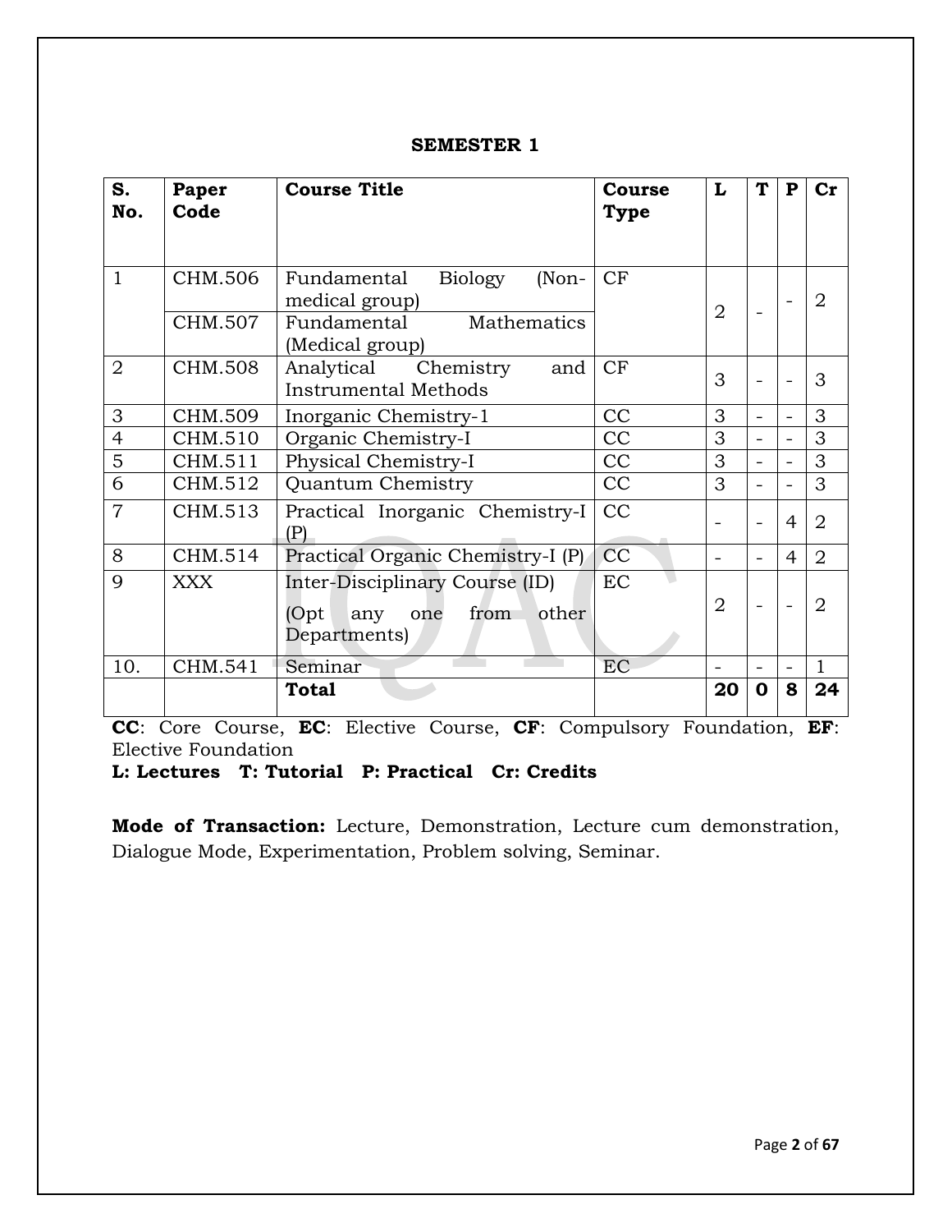## SEMESTER 1

| S. No. | Paper Code | Course Title | Course Type | L | T | P | Cr |
|---|---|---|---|---|---|---|---|
| 1 | CHM.506 | Fundamental Biology (Non-medical group) | CF | 2 | - | - | 2 |
| | CHM.507 | Fundamental Mathematics (Medical group) | | | | | |
| 2 | CHM.508 | Analytical Chemistry and Instrumental Methods | CF | 3 | - | - | 3 |
| 3 | CHM.509 | Inorganic Chemistry-1 | CC | 3 | - | - | 3 |
| 4 | CHM.510 | Organic Chemistry-I | CC | 3 | - | - | 3 |
| 5 | CHM.511 | Physical Chemistry-I | CC | 3 | - | - | 3 |
| 6 | CHM.512 | Quantum Chemistry | CC | 3 | - | - | 3 |
| 7 | CHM.513 | Practical Inorganic Chemistry-I (P) | CC | - | - | 4 | 2 |
| 8 | CHM.514 | Practical Organic Chemistry-I (P) | CC | - | - | 4 | 2 |
| 9 | XXX | Inter-Disciplinary Course (ID) (Opt any one from other Departments) | EC | 2 | - | - | 2 |
| 10. | CHM.541 | Seminar | EC | - | - | - | 1 |
| | | **Total** | | **20** | **0** | **8** | **24** |

**CC**: Core Course, **EC**: Elective Course, **CF**: Compulsory Foundation, **EF**: Elective Foundation

**L: Lectures T: Tutorial P: Practical Cr: Credits**

**Mode of Transaction:** Lecture, Demonstration, Lecture cum demonstration, Dialogue Mode, Experimentation, Problem solving, Seminar.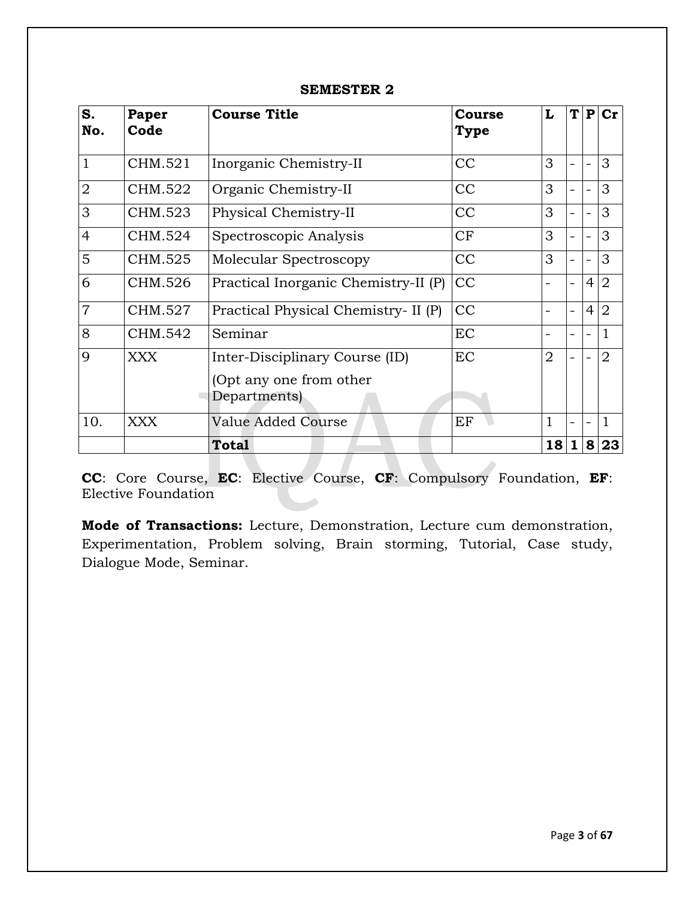## SEMESTER 2

| S. No. | Paper Code | Course Title | Course Type | L | T | P | Cr |
|---|---|---|---|---|---|---|---|
| 1 | CHM.521 | Inorganic Chemistry-II | CC | 3 | - | - | 3 |
| 2 | CHM.522 | Organic Chemistry-II | CC | 3 | - | - | 3 |
| 3 | CHM.523 | Physical Chemistry-II | CC | 3 | - | - | 3 |
| 4 | CHM.524 | Spectroscopic Analysis | CF | 3 | - | - | 3 |
| 5 | CHM.525 | Molecular Spectroscopy | CC | 3 | - | - | 3 |
| 6 | CHM.526 | Practical Inorganic Chemistry-II (P) | CC | - | - | 4 | 2 |
| 7 | CHM.527 | Practical Physical Chemistry- II (P) | CC | - | - | 4 | 2 |
| 8 | CHM.542 | Seminar | EC | - | - | - | 1 |
| 9 | XXX | Inter-Disciplinary Course (ID) (Opt any one from other Departments) | EC | 2 | - | - | 2 |
| 10. | XXX | Value Added Course | EF | 1 | - | - | 1 |
| | | **Total** | | **18** | **1** | **8** | **23** |

**CC**: Core Course, **EC**: Elective Course, **CF**: Compulsory Foundation, **EF**: Elective Foundation

**Mode of Transactions:** Lecture, Demonstration, Lecture cum demonstration, Experimentation, Problem solving, Brain storming, Tutorial, Case study, Dialogue Mode, Seminar.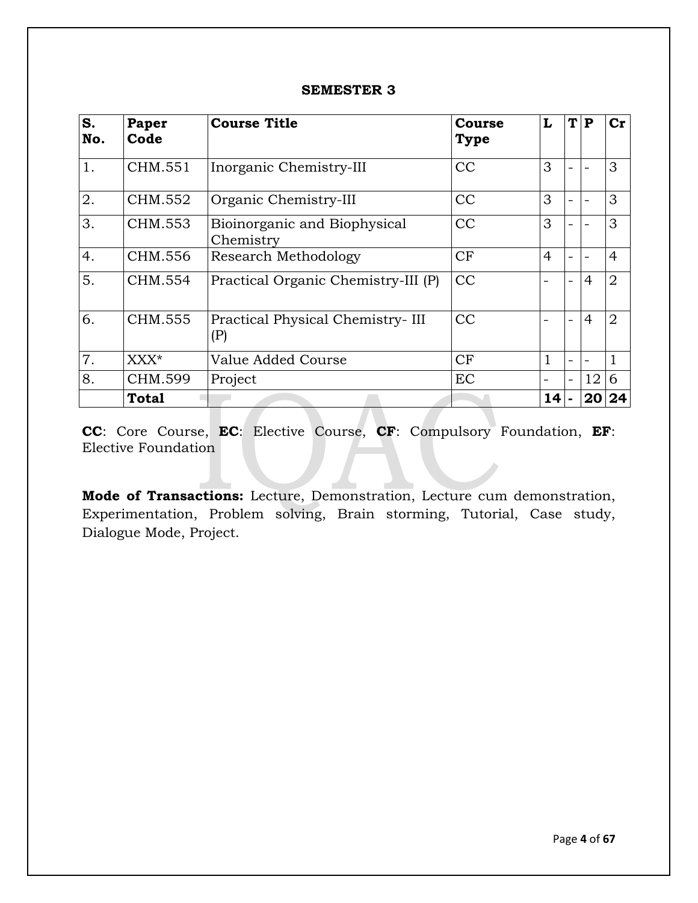## SEMESTER 3

| S. No. | Paper Code | Course Title | Course Type | L | T | P | Cr |
|---|---|---|---|---|---|---|---|
| 1. | CHM.551 | Inorganic Chemistry-III | CC | 3 | - | - | 3 |
| 2. | CHM.552 | Organic Chemistry-III | CC | 3 | - | - | 3 |
| 3. | CHM.553 | Bioinorganic and Biophysical Chemistry | CC | 3 | - | - | 3 |
| 4. | CHM.556 | Research Methodology | CF | 4 | - | - | 4 |
| 5. | CHM.554 | Practical Organic Chemistry-III (P) | CC | - | - | 4 | 2 |
| 6. | CHM.555 | Practical Physical Chemistry- III (P) | CC | - | - | 4 | 2 |
| 7. | XXX* | Value Added Course | CF | 1 | - | - | 1 |
| 8. | CHM.599 | Project | EC | - | - | 12 | 6 |
| | **Total** | | | **14** | **-** | **20** | **24** |

**CC**: Core Course, **EC**: Elective Course, **CF**: Compulsory Foundation, **EF**: Elective Foundation

**Mode of Transactions:** Lecture, Demonstration, Lecture cum demonstration, Experimentation, Problem solving, Brain storming, Tutorial, Case study, Dialogue Mode, Project.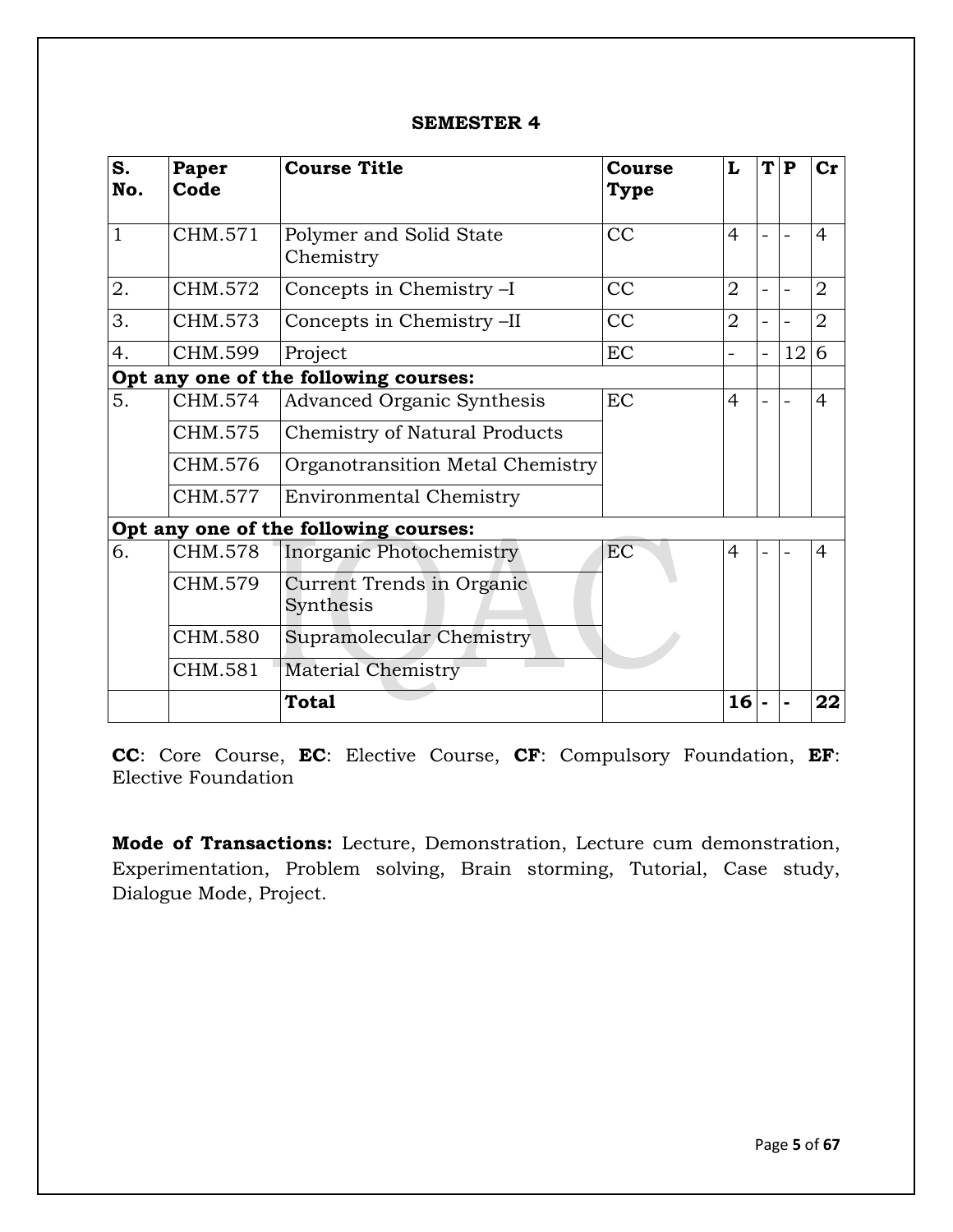## SEMESTER 4

| S. No. | Paper Code | Course Title | Course Type | L | T | P | Cr |
|---|---|---|---|---|---|---|---|
| 1 | CHM.571 | Polymer and Solid State Chemistry | CC | 4 | - | - | 4 |
| 2. | CHM.572 | Concepts in Chemistry –I | CC | 2 | - | - | 2 |
| 3. | CHM.573 | Concepts in Chemistry –II | CC | 2 | - | - | 2 |
| 4. | CHM.599 | Project | EC | - | - | 12 | 6 |
| **Opt any one of the following courses:** | | | | | | | |
| 5. | CHM.574 | Advanced Organic Synthesis | EC | 4 | - | - | 4 |
| | CHM.575 | Chemistry of Natural Products | | | | | |
| | CHM.576 | Organotransition Metal Chemistry | | | | | |
| | CHM.577 | Environmental Chemistry | | | | | |
| **Opt any one of the following courses:** | | | | | | | |
| 6. | CHM.578 | Inorganic Photochemistry | EC | 4 | - | - | 4 |
| | CHM.579 | Current Trends in Organic Synthesis | | | | | |
| | CHM.580 | Supramolecular Chemistry | | | | | |
| | CHM.581 | Material Chemistry | | | | | |
| | | **Total** | | **16** | **-** | **-** | **22** |

**CC**: Core Course, **EC**: Elective Course, **CF**: Compulsory Foundation, **EF**: Elective Foundation

**Mode of Transactions:** Lecture, Demonstration, Lecture cum demonstration, Experimentation, Problem solving, Brain storming, Tutorial, Case study, Dialogue Mode, Project.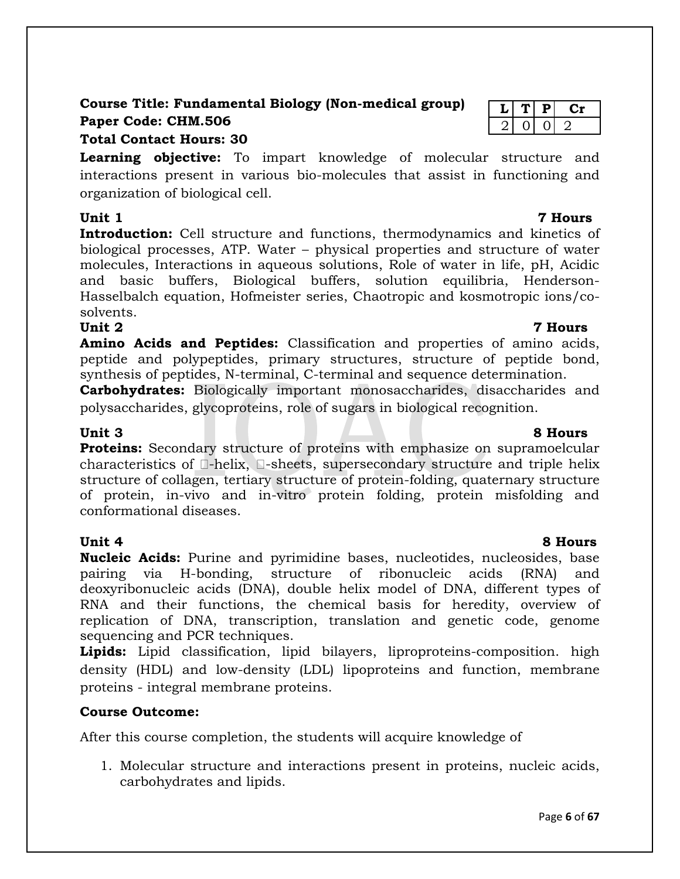**Course Title: Fundamental Biology (Non-medical group)**
**Paper Code: CHM.506**
**Total Contact Hours: 30**

| L | T | P | Cr |
|---|---|---|---|
| 2 | 0 | 0 | 2 |

**Learning objective:** To impart knowledge of molecular structure and interactions present in various bio-molecules that assist in functioning and organization of biological cell.

**Unit 1 7 Hours**

**Introduction:** Cell structure and functions, thermodynamics and kinetics of biological processes, ATP. Water – physical properties and structure of water molecules, Interactions in aqueous solutions, Role of water in life, pH, Acidic and basic buffers, Biological buffers, solution equilibria, Henderson-Hasselbalch equation, Hofmeister series, Chaotropic and kosmotropic ions/co-solvents.

**Unit 2 7 Hours**

**Amino Acids and Peptides:** Classification and properties of amino acids, peptide and polypeptides, primary structures, structure of peptide bond, synthesis of peptides, N-terminal, C-terminal and sequence determination.

**Carbohydrates:** Biologically important monosaccharides, disaccharides and polysaccharides, glycoproteins, role of sugars in biological recognition.

**Unit 3 8 Hours**

**Proteins:** Secondary structure of proteins with emphasize on supramoelcular characteristics of -helix, -sheets, supersecondary structure and triple helix structure of collagen, tertiary structure of protein-folding, quaternary structure of protein, in-vivo and in-vitro protein folding, protein misfolding and conformational diseases.

**Unit 4 8 Hours**

**Nucleic Acids:** Purine and pyrimidine bases, nucleotides, nucleosides, base pairing via H-bonding, structure of ribonucleic acids (RNA) and deoxyribonucleic acids (DNA), double helix model of DNA, different types of RNA and their functions, the chemical basis for heredity, overview of replication of DNA, transcription, translation and genetic code, genome sequencing and PCR techniques.

**Lipids:** Lipid classification, lipid bilayers, liproproteins-composition. high density (HDL) and low-density (LDL) lipoproteins and function, membrane proteins - integral membrane proteins.

**Course Outcome:**

After this course completion, the students will acquire knowledge of

1. Molecular structure and interactions present in proteins, nucleic acids, carbohydrates and lipids.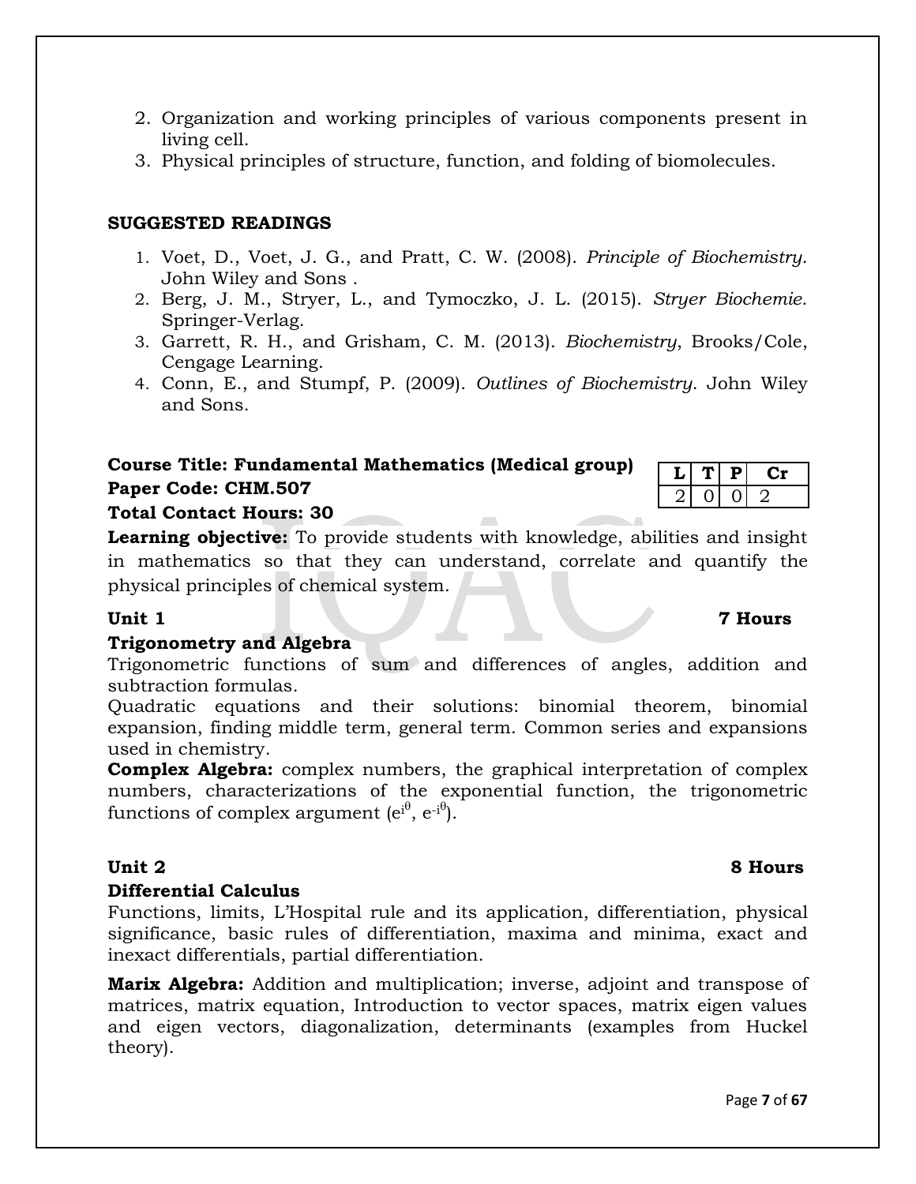2. Organization and working principles of various components present in living cell.
3. Physical principles of structure, function, and folding of biomolecules.

**SUGGESTED READINGS**

1. Voet, D., Voet, J. G., and Pratt, C. W. (2008). *Principle of Biochemistry*. John Wiley and Sons .
2. Berg, J. M., Stryer, L., and Tymoczko, J. L. (2015). *Stryer Biochemie*. Springer-Verlag.
3. Garrett, R. H., and Grisham, C. M. (2013). *Biochemistry*, Brooks/Cole, Cengage Learning.
4. Conn, E., and Stumpf, P. (2009). *Outlines of Biochemistry*. John Wiley and Sons.

**Course Title: Fundamental Mathematics (Medical group)**
**Paper Code: CHM.507**
**Total Contact Hours: 30**

| L | T | P | Cr |
|---|---|---|---|
| 2 | 0 | 0 | 2 |

**Learning objective:** To provide students with knowledge, abilities and insight in mathematics so that they can understand, correlate and quantify the physical principles of chemical system.

**Unit 1** **7 Hours**

**Trigonometry and Algebra**

Trigonometric functions of sum and differences of angles, addition and subtraction formulas.

Quadratic equations and their solutions: binomial theorem, binomial expansion, finding middle term, general term. Common series and expansions used in chemistry.

**Complex Algebra:** complex numbers, the graphical interpretation of complex numbers, characterizations of the exponential function, the trigonometric functions of complex argument ($e^{i\theta}$, $e^{-i\theta}$).

**Unit 2** **8 Hours**

**Differential Calculus**

Functions, limits, L'Hospital rule and its application, differentiation, physical significance, basic rules of differentiation, maxima and minima, exact and inexact differentials, partial differentiation.

**Marix Algebra:** Addition and multiplication; inverse, adjoint and transpose of matrices, matrix equation, Introduction to vector spaces, matrix eigen values and eigen vectors, diagonalization, determinants (examples from Huckel theory).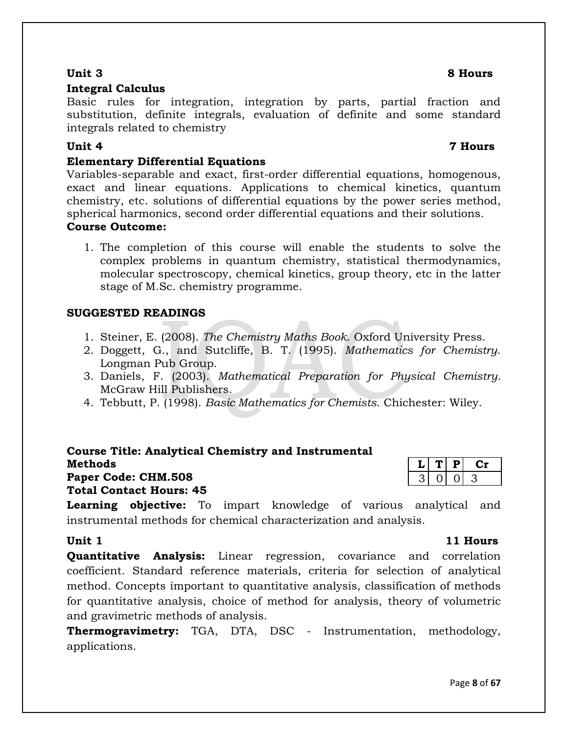**Unit 3** **8 Hours**

**Integral Calculus**

Basic rules for integration, integration by parts, partial fraction and substitution, definite integrals, evaluation of definite and some standard integrals related to chemistry

**Unit 4** **7 Hours**

**Elementary Differential Equations**

Variables-separable and exact, first-order differential equations, homogenous, exact and linear equations. Applications to chemical kinetics, quantum chemistry, etc. solutions of differential equations by the power series method, spherical harmonics, second order differential equations and their solutions.

**Course Outcome:**

1. The completion of this course will enable the students to solve the complex problems in quantum chemistry, statistical thermodynamics, molecular spectroscopy, chemical kinetics, group theory, etc in the latter stage of M.Sc. chemistry programme.

**SUGGESTED READINGS**

1. Steiner, E. (2008). *The Chemistry Maths Book*. Oxford University Press.
2. Doggett, G., and Sutcliffe, B. T. (1995). *Mathematics for Chemistry*. Longman Pub Group.
3. Daniels, F. (2003). *Mathematical Preparation for Physical Chemistry*. McGraw Hill Publishers.
4. Tebbutt, P. (1998). *Basic Mathematics for Chemists*. Chichester: Wiley.

**Course Title: Analytical Chemistry and Instrumental Methods**
**Paper Code: CHM.508**
**Total Contact Hours: 45**

| L | T | P | Cr |
|---|---|---|---|
| 3 | 0 | 0 | 3 |

**Learning objective:** To impart knowledge of various analytical and instrumental methods for chemical characterization and analysis.

**Unit 1** **11 Hours**

**Quantitative Analysis:** Linear regression, covariance and correlation coefficient. Standard reference materials, criteria for selection of analytical method. Concepts important to quantitative analysis, classification of methods for quantitative analysis, choice of method for analysis, theory of volumetric and gravimetric methods of analysis.

**Thermogravimetry:** TGA, DTA, DSC - Instrumentation, methodology, applications.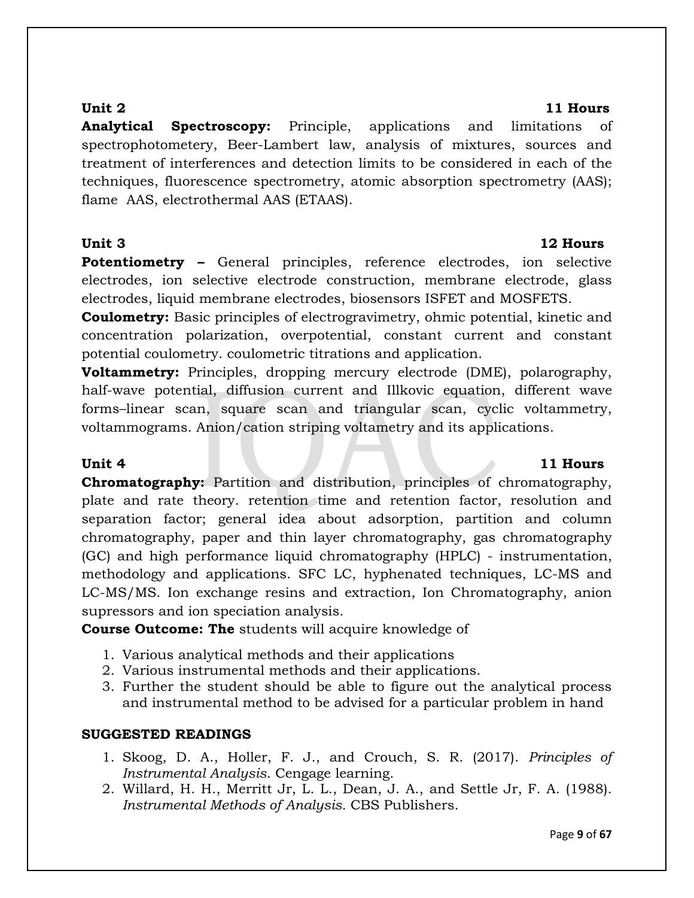**Unit 2 — 11 Hours**

**Analytical Spectroscopy:** Principle, applications and limitations of spectrophotometery, Beer-Lambert law, analysis of mixtures, sources and treatment of interferences and detection limits to be considered in each of the techniques, fluorescence spectrometry, atomic absorption spectrometry (AAS); flame AAS, electrothermal AAS (ETAAS).

**Unit 3 — 12 Hours**

**Potentiometry –** General principles, reference electrodes, ion selective electrodes, ion selective electrode construction, membrane electrode, glass electrodes, liquid membrane electrodes, biosensors ISFET and MOSFETS.

**Coulometry:** Basic principles of electrogravimetry, ohmic potential, kinetic and concentration polarization, overpotential, constant current and constant potential coulometry. coulometric titrations and application.

**Voltammetry:** Principles, dropping mercury electrode (DME), polarography, half-wave potential, diffusion current and Illkovic equation, different wave forms–linear scan, square scan and triangular scan, cyclic voltammetry, voltammograms. Anion/cation striping voltametry and its applications.

**Unit 4 — 11 Hours**

**Chromatography:** Partition and distribution, principles of chromatography, plate and rate theory. retention time and retention factor, resolution and separation factor; general idea about adsorption, partition and column chromatography, paper and thin layer chromatography, gas chromatography (GC) and high performance liquid chromatography (HPLC) - instrumentation, methodology and applications. SFC LC, hyphenated techniques, LC-MS and LC-MS/MS. Ion exchange resins and extraction, Ion Chromatography, anion supressors and ion speciation analysis.

**Course Outcome: The** students will acquire knowledge of

1. Various analytical methods and their applications
2. Various instrumental methods and their applications.
3. Further the student should be able to figure out the analytical process and instrumental method to be advised for a particular problem in hand

**SUGGESTED READINGS**

1. Skoog, D. A., Holler, F. J., and Crouch, S. R. (2017). *Principles of Instrumental Analysis*. Cengage learning.
2. Willard, H. H., Merritt Jr, L. L., Dean, J. A., and Settle Jr, F. A. (1988). *Instrumental Methods of Analysis.* CBS Publishers.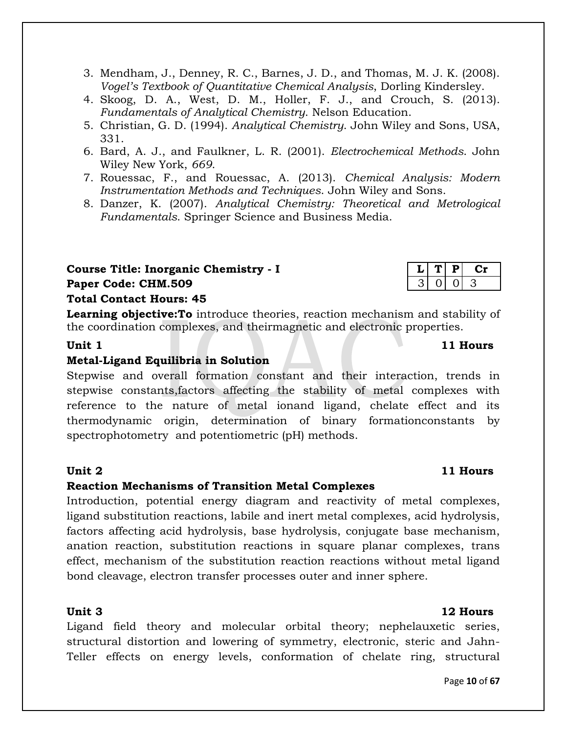3. Mendham, J., Denney, R. C., Barnes, J. D., and Thomas, M. J. K. (2008). *Vogel's Textbook of Quantitative Chemical Analysis*, Dorling Kindersley.
4. Skoog, D. A., West, D. M., Holler, F. J., and Crouch, S. (2013). *Fundamentals of Analytical Chemistry*. Nelson Education.
5. Christian, G. D. (1994). *Analytical Chemistry*. John Wiley and Sons, USA, 331.
6. Bard, A. J., and Faulkner, L. R. (2001). *Electrochemical Methods*. John Wiley New York, *669*.
7. Rouessac, F., and Rouessac, A. (2013). *Chemical Analysis: Modern Instrumentation Methods and Techniques*. John Wiley and Sons.
8. Danzer, K. (2007). *Analytical Chemistry: Theoretical and Metrological Fundamentals*. Springer Science and Business Media.

**Course Title: Inorganic Chemistry - I**
**Paper Code: CHM.509**
**Total Contact Hours: 45**

| L | T | P | Cr |
|---|---|---|---|
| 3 | 0 | 0 | 3 |

**Learning objective:To** introduce theories, reaction mechanism and stability of the coordination complexes, and theirmagnetic and electronic properties.

**Unit 1** **11 Hours**

**Metal-Ligand Equilibria in Solution**

Stepwise and overall formation constant and their interaction, trends in stepwise constants,factors affecting the stability of metal complexes with reference to the nature of metal ionand ligand, chelate effect and its thermodynamic origin, determination of binary formationconstants by spectrophotometry and potentiometric (pH) methods.

**Unit 2** **11 Hours**

**Reaction Mechanisms of Transition Metal Complexes**

Introduction, potential energy diagram and reactivity of metal complexes, ligand substitution reactions, labile and inert metal complexes, acid hydrolysis, factors affecting acid hydrolysis, base hydrolysis, conjugate base mechanism, anation reaction, substitution reactions in square planar complexes, trans effect, mechanism of the substitution reaction reactions without metal ligand bond cleavage, electron transfer processes outer and inner sphere.

**Unit 3** **12 Hours**

Ligand field theory and molecular orbital theory; nephelauxetic series, structural distortion and lowering of symmetry, electronic, steric and Jahn-Teller effects on energy levels, conformation of chelate ring, structural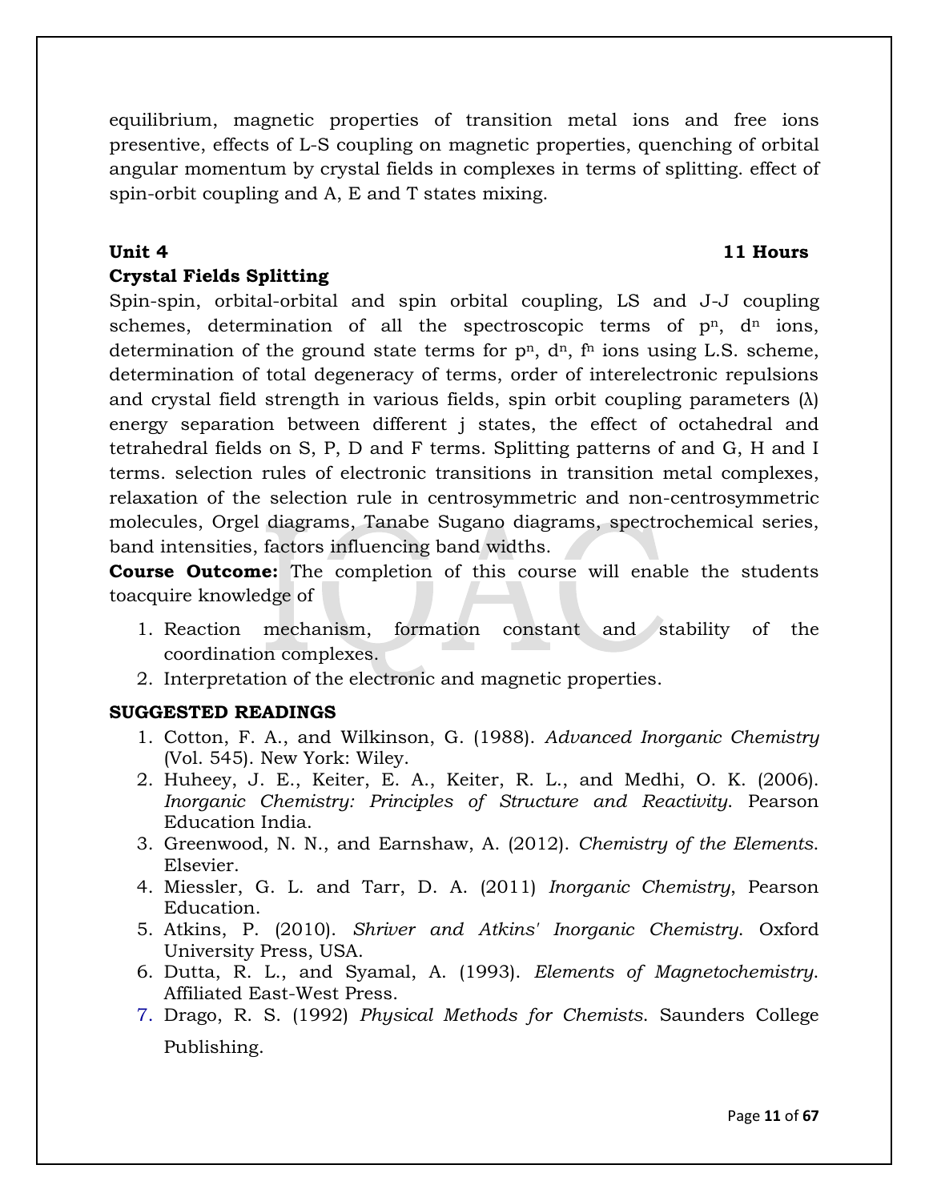equilibrium, magnetic properties of transition metal ions and free ions presentive, effects of L-S coupling on magnetic properties, quenching of orbital angular momentum by crystal fields in complexes in terms of splitting. effect of spin-orbit coupling and A, E and T states mixing.

**Unit 4** **11 Hours**

**Crystal Fields Splitting**

Spin-spin, orbital-orbital and spin orbital coupling, LS and J-J coupling schemes, determination of all the spectroscopic terms of $p^n$, $d^n$ ions, determination of the ground state terms for $p^n$, $d^n$, $f^n$ ions using L.S. scheme, determination of total degeneracy of terms, order of interelectronic repulsions and crystal field strength in various fields, spin orbit coupling parameters ($\lambda$) energy separation between different j states, the effect of octahedral and tetrahedral fields on S, P, D and F terms. Splitting patterns of and G, H and I terms. selection rules of electronic transitions in transition metal complexes, relaxation of the selection rule in centrosymmetric and non-centrosymmetric molecules, Orgel diagrams, Tanabe Sugano diagrams, spectrochemical series, band intensities, factors influencing band widths.

**Course Outcome:** The completion of this course will enable the students toacquire knowledge of

1. Reaction mechanism, formation constant and stability of the coordination complexes.
2. Interpretation of the electronic and magnetic properties.

**SUGGESTED READINGS**

1. Cotton, F. A., and Wilkinson, G. (1988). *Advanced Inorganic Chemistry* (Vol. 545). New York: Wiley.
2. Huheey, J. E., Keiter, E. A., Keiter, R. L., and Medhi, O. K. (2006). *Inorganic Chemistry: Principles of Structure and Reactivity*. Pearson Education India.
3. Greenwood, N. N., and Earnshaw, A. (2012). *Chemistry of the Elements*. Elsevier.
4. Miessler, G. L. and Tarr, D. A. (2011) *Inorganic Chemistry*, Pearson Education.
5. Atkins, P. (2010). *Shriver and Atkins' Inorganic Chemistry*. Oxford University Press, USA.
6. Dutta, R. L., and Syamal, A. (1993). *Elements of Magnetochemistry*. Affiliated East-West Press.
7. Drago, R. S. (1992) *Physical Methods for Chemists*. Saunders College Publishing.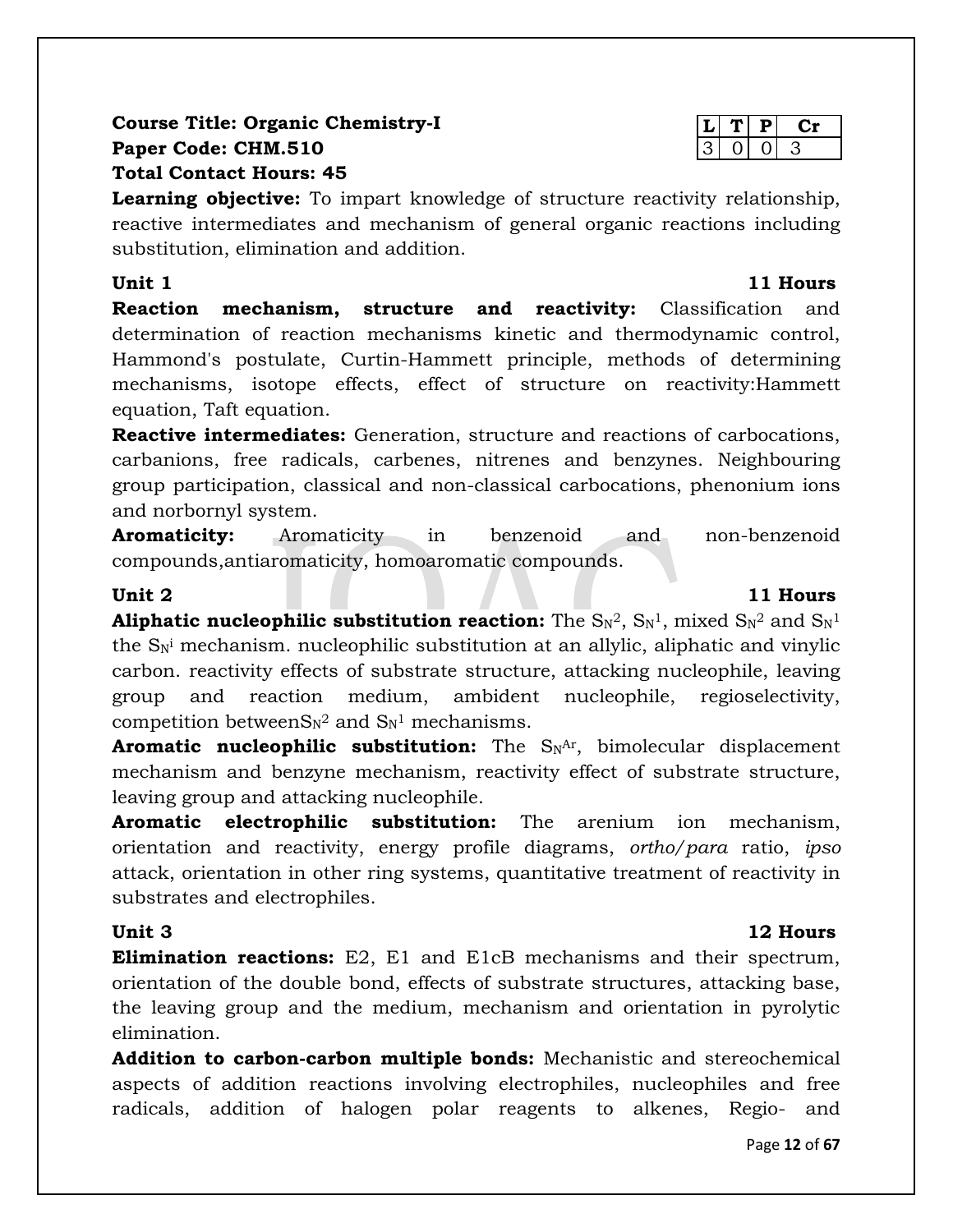**Course Title: Organic Chemistry-I**
**Paper Code: CHM.510**
**Total Contact Hours: 45**

| L | T | P | Cr |
|---|---|---|---|
| 3 | 0 | 0 | 3 |

**Learning objective:** To impart knowledge of structure reactivity relationship, reactive intermediates and mechanism of general organic reactions including substitution, elimination and addition.

**Unit 1** **11 Hours**

**Reaction mechanism, structure and reactivity:** Classification and determination of reaction mechanisms kinetic and thermodynamic control, Hammond's postulate, Curtin-Hammett principle, methods of determining mechanisms, isotope effects, effect of structure on reactivity:Hammett equation, Taft equation.

**Reactive intermediates:** Generation, structure and reactions of carbocations, carbanions, free radicals, carbenes, nitrenes and benzynes. Neighbouring group participation, classical and non-classical carbocations, phenonium ions and norbornyl system.

**Aromaticity:** Aromaticity in benzenoid and non-benzenoid compounds,antiaromaticity, homoaromatic compounds.

**Unit 2** **11 Hours**

**Aliphatic nucleophilic substitution reaction:** The $S_N2$, $S_N1$, mixed $S_N2$ and $S_N1$ the $S_Ni$ mechanism. nucleophilic substitution at an allylic, aliphatic and vinylic carbon. reactivity effects of substrate structure, attacking nucleophile, leaving group and reaction medium, ambident nucleophile, regioselectivity, competition between$S_N2$ and $S_N1$ mechanisms.

**Aromatic nucleophilic substitution:** The $S_N{}^{Ar}$, bimolecular displacement mechanism and benzyne mechanism, reactivity effect of substrate structure, leaving group and attacking nucleophile.

**Aromatic electrophilic substitution:** The arenium ion mechanism, orientation and reactivity, energy profile diagrams, *ortho/para* ratio, *ipso* attack, orientation in other ring systems, quantitative treatment of reactivity in substrates and electrophiles.

**Unit 3** **12 Hours**

**Elimination reactions:** E2, E1 and E1cB mechanisms and their spectrum, orientation of the double bond, effects of substrate structures, attacking base, the leaving group and the medium, mechanism and orientation in pyrolytic elimination.

**Addition to carbon-carbon multiple bonds:** Mechanistic and stereochemical aspects of addition reactions involving electrophiles, nucleophiles and free radicals, addition of halogen polar reagents to alkenes, Regio- and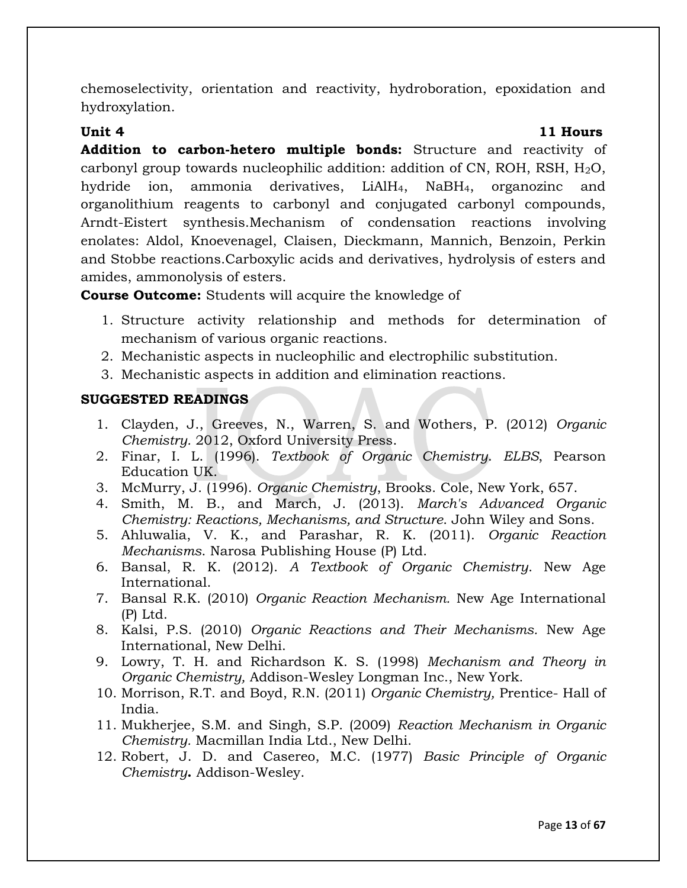chemoselectivity, orientation and reactivity, hydroboration, epoxidation and hydroxylation.

**Unit 4** **11 Hours**

**Addition to carbon-hetero multiple bonds:** Structure and reactivity of carbonyl group towards nucleophilic addition: addition of CN, ROH, RSH, $H_2O$, hydride ion, ammonia derivatives, $LiAlH_4$, $NaBH_4$, organozinc and organolithium reagents to carbonyl and conjugated carbonyl compounds, Arndt-Eistert synthesis.Mechanism of condensation reactions involving enolates: Aldol, Knoevenagel, Claisen, Dieckmann, Mannich, Benzoin, Perkin and Stobbe reactions.Carboxylic acids and derivatives, hydrolysis of esters and amides, ammonolysis of esters.

**Course Outcome:** Students will acquire the knowledge of

1. Structure activity relationship and methods for determination of mechanism of various organic reactions.
2. Mechanistic aspects in nucleophilic and electrophilic substitution.
3. Mechanistic aspects in addition and elimination reactions.

**SUGGESTED READINGS**

1. Clayden, J., Greeves, N., Warren, S. and Wothers, P. (2012) *Organic Chemistry.* 2012, Oxford University Press.
2. Finar, I. L. (1996). *Textbook of Organic Chemistry*. *ELBS*, Pearson Education UK.
3. McMurry, J. (1996). *Organic Chemistry*, Brooks. Cole, New York, 657.
4. Smith, M. B., and March, J. (2013). *March's Advanced Organic Chemistry: Reactions, Mechanisms, and Structure*. John Wiley and Sons.
5. Ahluwalia, V. K., and Parashar, R. K. (2011). *Organic Reaction Mechanisms*. Narosa Publishing House (P) Ltd.
6. Bansal, R. K. (2012). *A Textbook of Organic Chemistry*. New Age International.
7. Bansal R.K. (2010) *Organic Reaction Mechanism.* New Age International (P) Ltd.
8. Kalsi, P.S. (2010) *Organic Reactions and Their Mechanisms.* New Age International, New Delhi.
9. Lowry, T. H. and Richardson K. S. (1998) *Mechanism and Theory in Organic Chemistry,* Addison-Wesley Longman Inc., New York.
10. Morrison, R.T. and Boyd, R.N. (2011) *Organic Chemistry,* Prentice- Hall of India.
11. Mukherjee, S.M. and Singh, S.P. (2009) *Reaction Mechanism in Organic Chemistry.* Macmillan India Ltd., New Delhi.
12. Robert, J. D. and Casereo, M.C. (1977) *Basic Principle of Organic Chemistry***.** Addison-Wesley.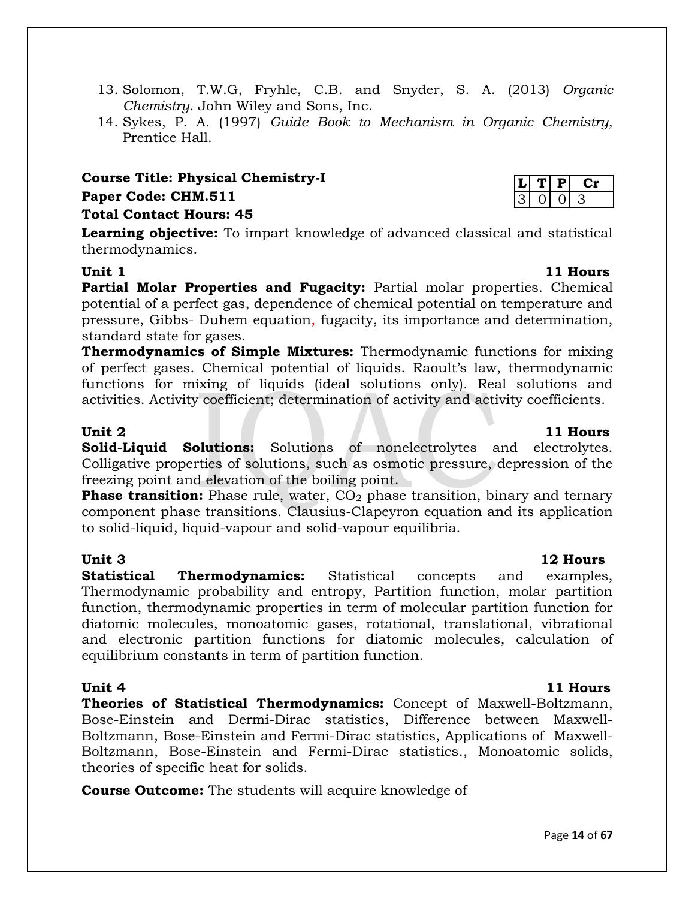13. Solomon, T.W.G, Fryhle, C.B. and Snyder, S. A. (2013) *Organic Chemistry*. John Wiley and Sons, Inc.
14. Sykes, P. A. (1997) *Guide Book to Mechanism in Organic Chemistry,* Prentice Hall.

**Course Title: Physical Chemistry-I**

**Paper Code: CHM.511**

**Total Contact Hours: 45**

| L | T | P | Cr |
|---|---|---|---|
| 3 | 0 | 0 | 3 |

**Learning objective:** To impart knowledge of advanced classical and statistical thermodynamics.

**Unit 1 11 Hours**

**Partial Molar Properties and Fugacity:** Partial molar properties. Chemical potential of a perfect gas, dependence of chemical potential on temperature and pressure, Gibbs- Duhem equation, fugacity, its importance and determination, standard state for gases.

**Thermodynamics of Simple Mixtures:** Thermodynamic functions for mixing of perfect gases. Chemical potential of liquids. Raoult's law, thermodynamic functions for mixing of liquids (ideal solutions only). Real solutions and activities. Activity coefficient; determination of activity and activity coefficients.

**Unit 2 11 Hours**

**Solid-Liquid Solutions:** Solutions of nonelectrolytes and electrolytes. Colligative properties of solutions, such as osmotic pressure, depression of the freezing point and elevation of the boiling point.

**Phase transition:** Phase rule, water, $CO_2$ phase transition, binary and ternary component phase transitions. Clausius-Clapeyron equation and its application to solid-liquid, liquid-vapour and solid-vapour equilibria.

**Unit 3 12 Hours**

**Statistical Thermodynamics:** Statistical concepts and examples, Thermodynamic probability and entropy, Partition function, molar partition function, thermodynamic properties in term of molecular partition function for diatomic molecules, monoatomic gases, rotational, translational, vibrational and electronic partition functions for diatomic molecules, calculation of equilibrium constants in term of partition function.

**Unit 4 11 Hours**

**Theories of Statistical Thermodynamics:** Concept of Maxwell-Boltzmann, Bose-Einstein and Dermi-Dirac statistics, Difference between Maxwell-Boltzmann, Bose-Einstein and Fermi-Dirac statistics, Applications of Maxwell-Boltzmann, Bose-Einstein and Fermi-Dirac statistics., Monoatomic solids, theories of specific heat for solids.

**Course Outcome:** The students will acquire knowledge of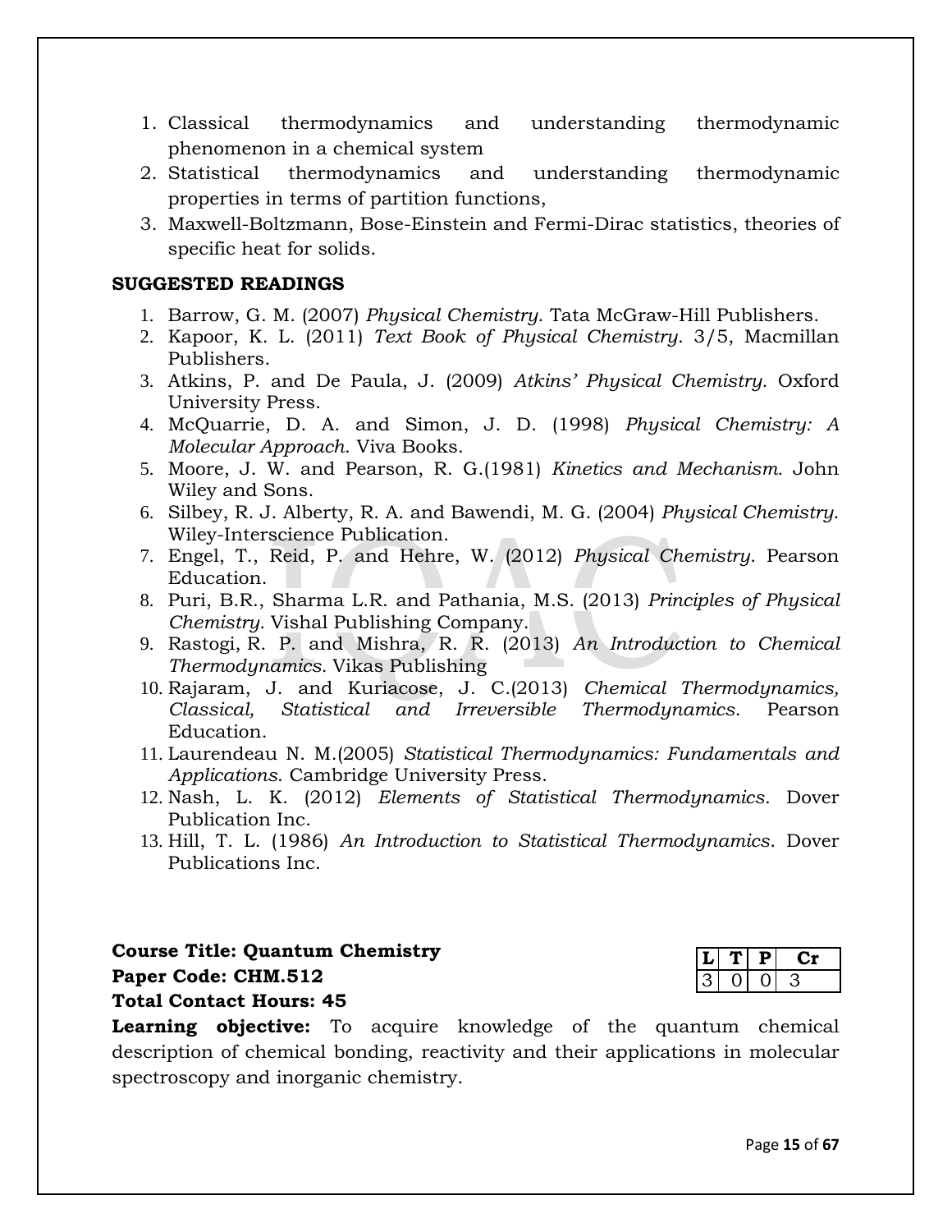1. Classical thermodynamics and understanding thermodynamic phenomenon in a chemical system
2. Statistical thermodynamics and understanding thermodynamic properties in terms of partition functions,
3. Maxwell-Boltzmann, Bose-Einstein and Fermi-Dirac statistics, theories of specific heat for solids.

**SUGGESTED READINGS**

1. Barrow, G. M. (2007) *Physical Chemistry*. Tata McGraw-Hill Publishers.
2. Kapoor, K. L. (2011) *Text Book of Physical Chemistry*. 3/5, Macmillan Publishers.
3. Atkins, P. and De Paula, J. (2009) *Atkins' Physical Chemistry.* Oxford University Press.
4. McQuarrie, D. A. and Simon, J. D. (1998) *Physical Chemistry: A Molecular Approach*. Viva Books.
5. Moore, J. W. and Pearson, R. G.(1981) *Kinetics and Mechanism.* John Wiley and Sons.
6. Silbey, R. J. Alberty, R. A. and Bawendi, M. G. (2004) *Physical Chemistry*. Wiley-Interscience Publication.
7. Engel, T., Reid, P. and Hehre, W. (2012) *Physical Chemistry*. Pearson Education.
8. Puri, B.R., Sharma L.R. and Pathania, M.S. (2013) *Principles of Physical Chemistry*. Vishal Publishing Company.
9. Rastogi, R. P. and Mishra, R. R. (2013) *An Introduction to Chemical Thermodynamics*. Vikas Publishing
10. Rajaram, J. and Kuriacose, J. C.(2013) *Chemical Thermodynamics, Classical, Statistical and Irreversible Thermodynamics*. Pearson Education.
11. Laurendeau N. M.(2005) *Statistical Thermodynamics: Fundamentals and Applications*. Cambridge University Press.
12. Nash, L. K. (2012) *Elements of Statistical Thermodynamics*. Dover Publication Inc.
13. Hill, T. L. (1986) *An Introduction to Statistical Thermodynamics*. Dover Publications Inc.

**Course Title: Quantum Chemistry**
**Paper Code: CHM.512**
**Total Contact Hours: 45**

| L | T | P | Cr |
|---|---|---|---|
| 3 | 0 | 0 | 3 |

**Learning objective:** To acquire knowledge of the quantum chemical description of chemical bonding, reactivity and their applications in molecular spectroscopy and inorganic chemistry.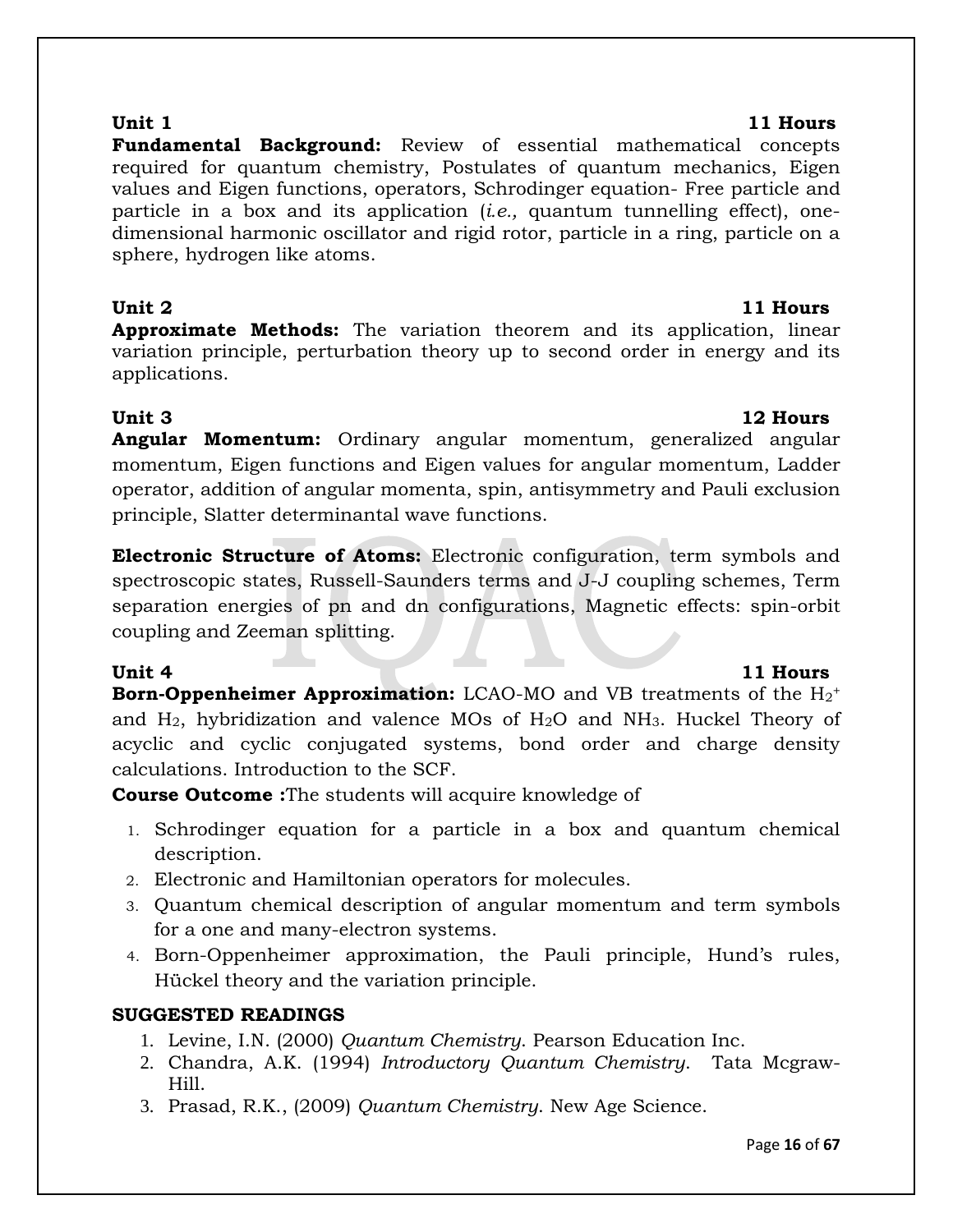**Unit 1** **11 Hours**

**Fundamental Background:** Review of essential mathematical concepts required for quantum chemistry, Postulates of quantum mechanics, Eigen values and Eigen functions, operators, Schrodinger equation- Free particle and particle in a box and its application (*i.e.,* quantum tunnelling effect), one-dimensional harmonic oscillator and rigid rotor, particle in a ring, particle on a sphere, hydrogen like atoms.

**Unit 2** **11 Hours**

**Approximate Methods:** The variation theorem and its application, linear variation principle, perturbation theory up to second order in energy and its applications.

**Unit 3** **12 Hours**

**Angular Momentum:** Ordinary angular momentum, generalized angular momentum, Eigen functions and Eigen values for angular momentum, Ladder operator, addition of angular momenta, spin, antisymmetry and Pauli exclusion principle, Slatter determinantal wave functions.

**Electronic Structure of Atoms:** Electronic configuration, term symbols and spectroscopic states, Russell-Saunders terms and J-J coupling schemes, Term separation energies of pn and dn configurations, Magnetic effects: spin-orbit coupling and Zeeman splitting.

**Unit 4** **11 Hours**

**Born-Oppenheimer Approximation:** LCAO-MO and VB treatments of the $H_2^+$ and $H_2$, hybridization and valence MOs of $H_2O$ and $NH_3$. Huckel Theory of acyclic and cyclic conjugated systems, bond order and charge density calculations. Introduction to the SCF.

**Course Outcome :**The students will acquire knowledge of

1. Schrodinger equation for a particle in a box and quantum chemical description.
2. Electronic and Hamiltonian operators for molecules.
3. Quantum chemical description of angular momentum and term symbols for a one and many-electron systems.
4. Born-Oppenheimer approximation, the Pauli principle, Hund's rules, Hückel theory and the variation principle.

**SUGGESTED READINGS**

1. Levine, I.N. (2000) *Quantum Chemistry*. Pearson Education Inc.
2. Chandra, A.K. (1994) *Introductory Quantum Chemistry*. Tata Mcgraw-Hill.
3. Prasad, R.K., (2009) *Quantum Chemistry.* New Age Science.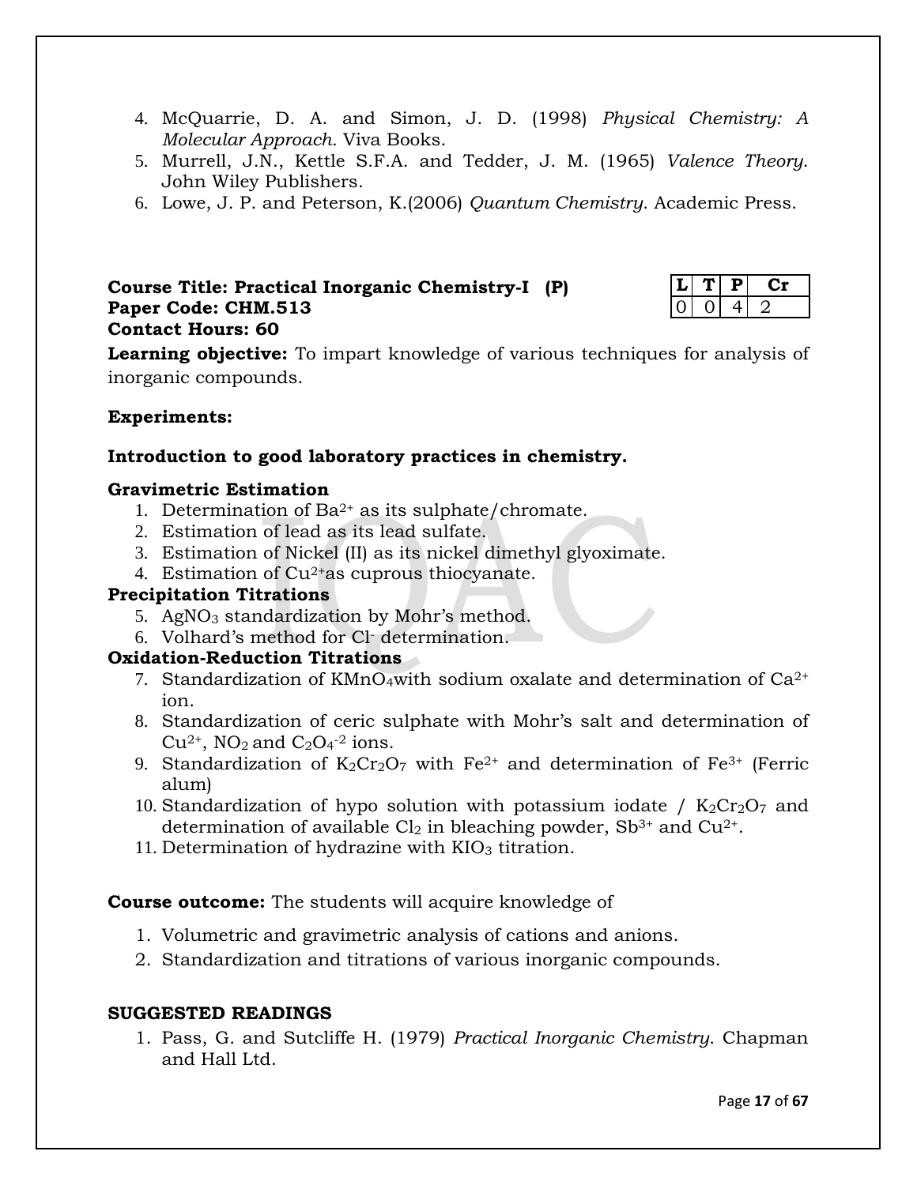4. McQuarrie, D. A. and Simon, J. D. (1998) *Physical Chemistry: A Molecular Approach.* Viva Books.
5. Murrell, J.N., Kettle S.F.A. and Tedder, J. M. (1965) *Valence Theory.* John Wiley Publishers.
6. Lowe, J. P. and Peterson, K.(2006) *Quantum Chemistry*. Academic Press.

**Course Title: Practical Inorganic Chemistry-I (P)**
**Paper Code: CHM.513**
**Contact Hours: 60**

| L | T | P | Cr |
|---|---|---|---|
| 0 | 0 | 4 | 2 |

**Learning objective:** To impart knowledge of various techniques for analysis of inorganic compounds.

**Experiments:**

**Introduction to good laboratory practices in chemistry.**

**Gravimetric Estimation**

1. Determination of $Ba^{2+}$ as its sulphate/chromate.
2. Estimation of lead as its lead sulfate.
3. Estimation of Nickel (II) as its nickel dimethyl glyoximate.
4. Estimation of $Cu^{2+}$as cuprous thiocyanate.

**Precipitation Titrations**

5. $AgNO_3$ standardization by Mohr's method.
6. Volhard's method for $Cl^-$ determination.

**Oxidation-Reduction Titrations**

7. Standardization of $KMnO_4$with sodium oxalate and determination of $Ca^{2+}$ ion.
8. Standardization of ceric sulphate with Mohr's salt and determination of $Cu^{2+}$, $NO_2$ and $C_2O_4^{-2}$ ions.
9. Standardization of $K_2Cr_2O_7$ with $Fe^{2+}$ and determination of $Fe^{3+}$ (Ferric alum)
10. Standardization of hypo solution with potassium iodate / $K_2Cr_2O_7$ and determination of available $Cl_2$ in bleaching powder, $Sb^{3+}$ and $Cu^{2+}$.
11. Determination of hydrazine with $KIO_3$ titration.

**Course outcome:** The students will acquire knowledge of

1. Volumetric and gravimetric analysis of cations and anions.
2. Standardization and titrations of various inorganic compounds.

**SUGGESTED READINGS**

1. Pass, G. and Sutcliffe H. (1979) *Practical Inorganic Chemistry*. Chapman and Hall Ltd.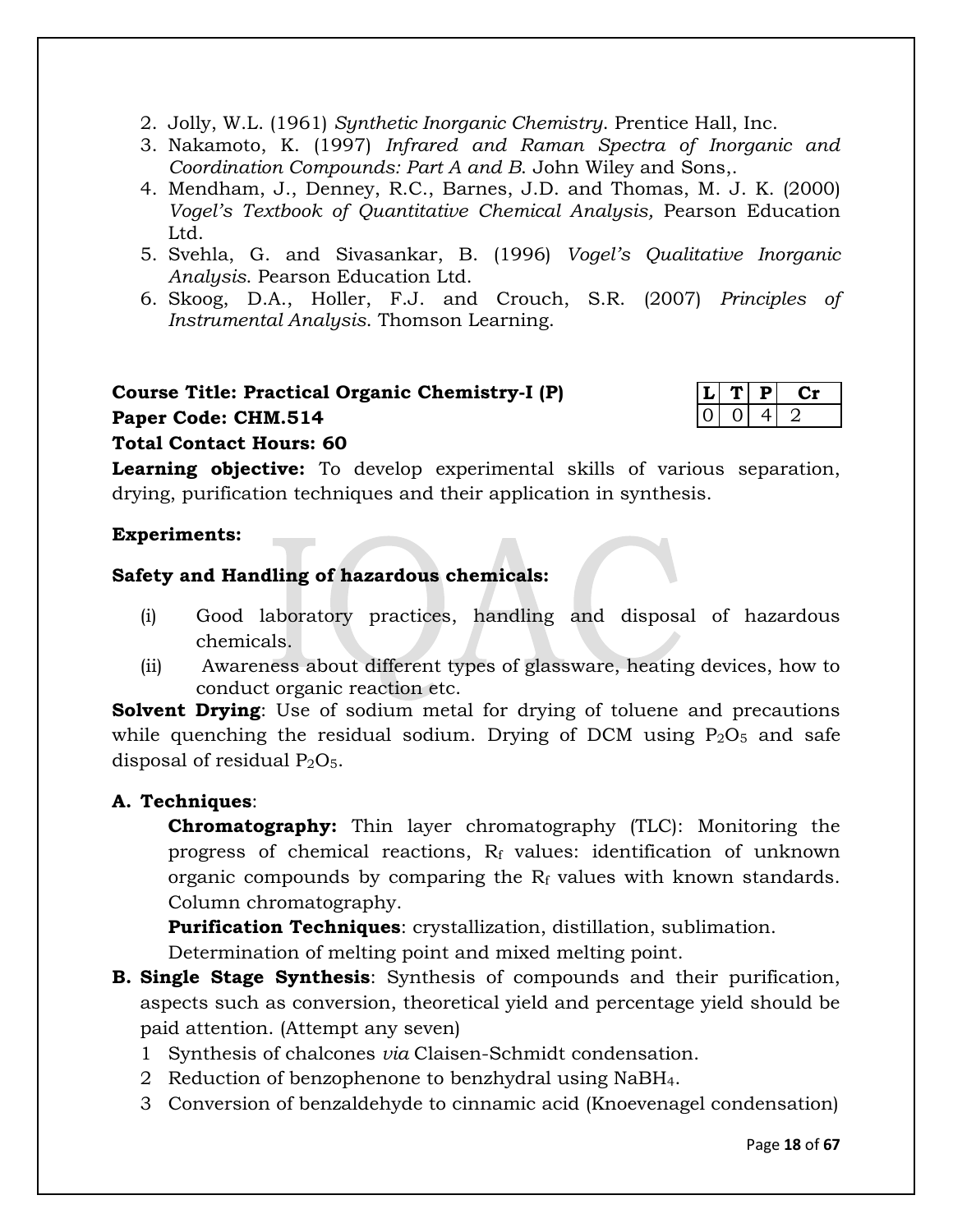2. Jolly, W.L. (1961) *Synthetic Inorganic Chemistry*. Prentice Hall, Inc.
3. Nakamoto, K. (1997) *Infrared and Raman Spectra of Inorganic and Coordination Compounds: Part A and B*. John Wiley and Sons,.
4. Mendham, J., Denney, R.C., Barnes, J.D. and Thomas, M. J. K. (2000) *Vogel's Textbook of Quantitative Chemical Analysis,* Pearson Education Ltd.
5. Svehla, G. and Sivasankar, B. (1996) *Vogel's Qualitative Inorganic Analysis*. Pearson Education Ltd.
6. Skoog, D.A., Holler, F.J. and Crouch, S.R. (2007) *Principles of Instrumental Analysis*. Thomson Learning.

**Course Title: Practical Organic Chemistry-I (P)**
**Paper Code: CHM.514**
**Total Contact Hours: 60**

| L | T | P | Cr |
|---|---|---|---|
| 0 | 0 | 4 | 2 |

**Learning objective:** To develop experimental skills of various separation, drying, purification techniques and their application in synthesis.

**Experiments:**

**Safety and Handling of hazardous chemicals:**

(i) Good laboratory practices, handling and disposal of hazardous chemicals.
(ii) Awareness about different types of glassware, heating devices, how to conduct organic reaction etc.

**Solvent Drying**: Use of sodium metal for drying of toluene and precautions while quenching the residual sodium. Drying of DCM using $P_2O_5$ and safe disposal of residual $P_2O_5$.

**A. Techniques**:

**Chromatography:** Thin layer chromatography (TLC): Monitoring the progress of chemical reactions, $R_f$ values: identification of unknown organic compounds by comparing the $R_f$ values with known standards. Column chromatography.

**Purification Techniques**: crystallization, distillation, sublimation.
Determination of melting point and mixed melting point.

**B. Single Stage Synthesis**: Synthesis of compounds and their purification, aspects such as conversion, theoretical yield and percentage yield should be paid attention. (Attempt any seven)

1 Synthesis of chalcones *via* Claisen-Schmidt condensation.
2 Reduction of benzophenone to benzhydral using $NaBH_4$.
3 Conversion of benzaldehyde to cinnamic acid (Knoevenagel condensation)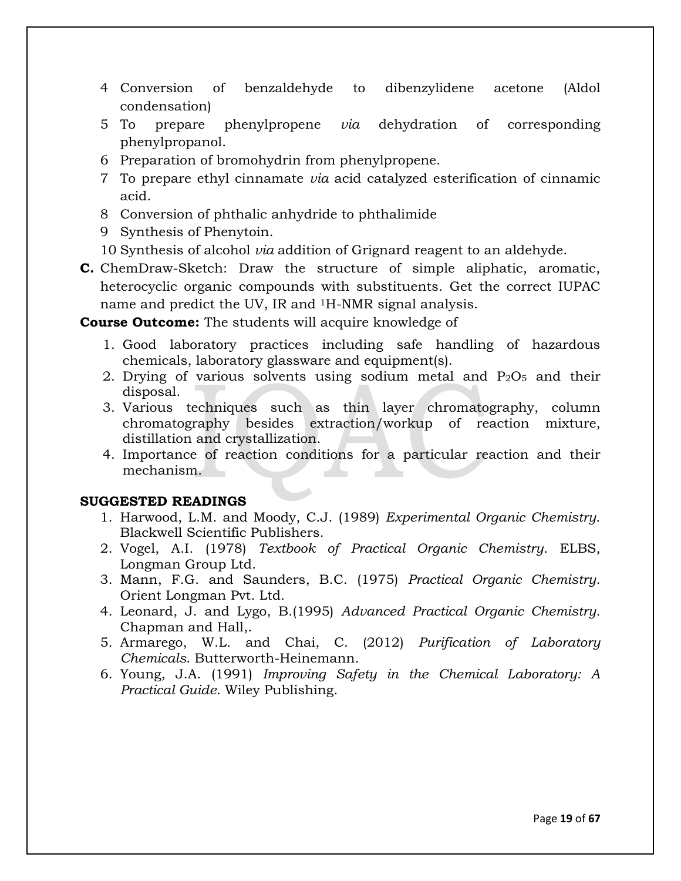4 Conversion of benzaldehyde to dibenzylidene acetone (Aldol condensation)
5 To prepare phenylpropene *via* dehydration of corresponding phenylpropanol.
6 Preparation of bromohydrin from phenylpropene.
7 To prepare ethyl cinnamate *via* acid catalyzed esterification of cinnamic acid.
8 Conversion of phthalic anhydride to phthalimide
9 Synthesis of Phenytoin.
10 Synthesis of alcohol *via* addition of Grignard reagent to an aldehyde.

**C.** ChemDraw-Sketch: Draw the structure of simple aliphatic, aromatic, heterocyclic organic compounds with substituents. Get the correct IUPAC name and predict the UV, IR and $^1$H-NMR signal analysis.

**Course Outcome:** The students will acquire knowledge of

1. Good laboratory practices including safe handling of hazardous chemicals, laboratory glassware and equipment(s).
2. Drying of various solvents using sodium metal and $P_2O_5$ and their disposal.
3. Various techniques such as thin layer chromatography, column chromatography besides extraction/workup of reaction mixture, distillation and crystallization.
4. Importance of reaction conditions for a particular reaction and their mechanism.

**SUGGESTED READINGS**

1. Harwood, L.M. and Moody, C.J. (1989) *Experimental Organic Chemistry*. Blackwell Scientific Publishers.
2. Vogel, A.I. (1978) *Textbook of Practical Organic Chemistry*. ELBS, Longman Group Ltd.
3. Mann, F.G. and Saunders, B.C. (1975) *Practical Organic Chemistry*. Orient Longman Pvt. Ltd.
4. Leonard, J. and Lygo, B.(1995) *Advanced Practical Organic Chemistry*. Chapman and Hall,.
5. Armarego, W.L. and Chai, C. (2012) *Purification of Laboratory Chemicals*. Butterworth-Heinemann.
6. Young, J.A. (1991) *Improving Safety in the Chemical Laboratory: A Practical Guide.* Wiley Publishing.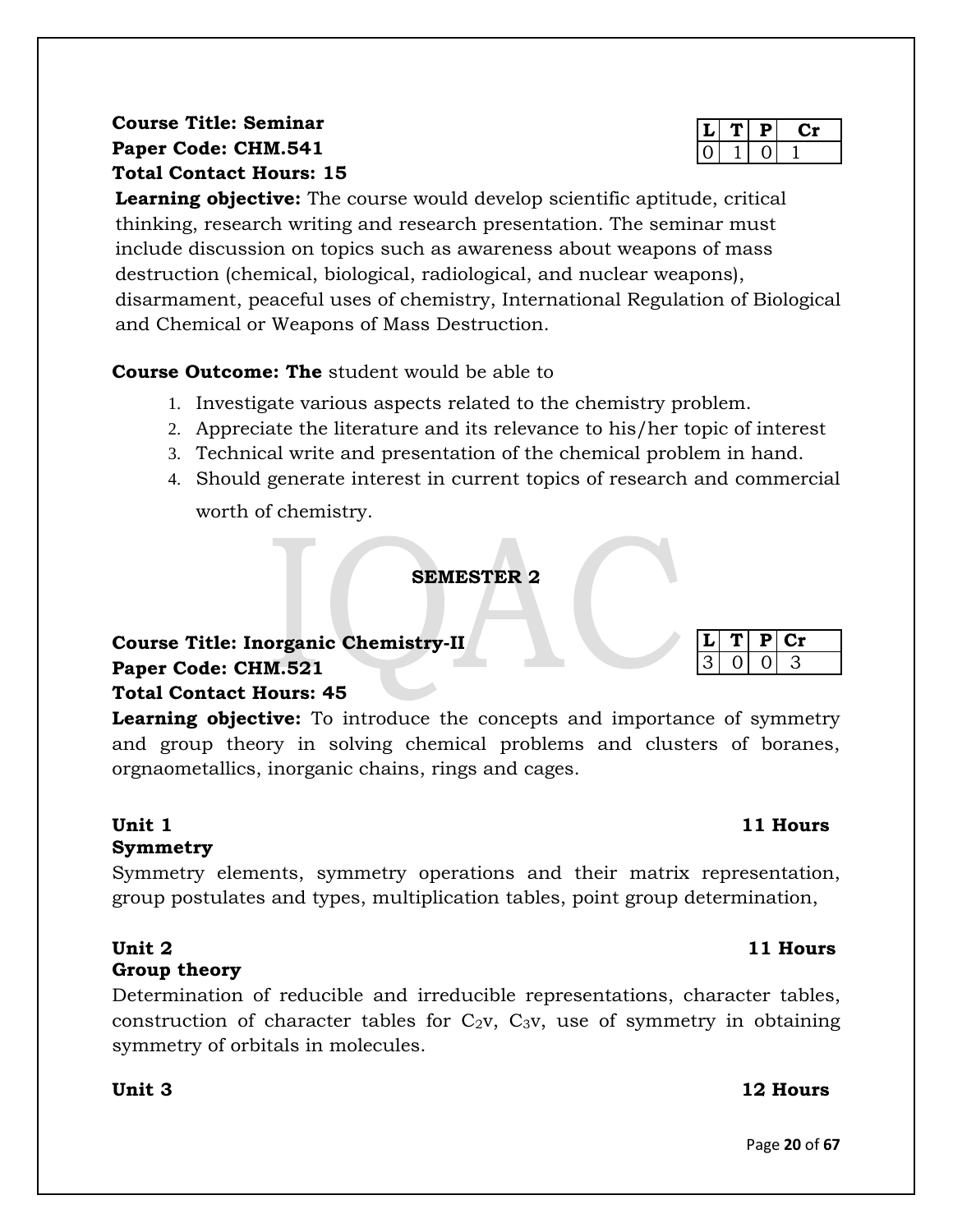**Course Title: Seminar**
**Paper Code: CHM.541**
**Total Contact Hours: 15**

| L | T | P | Cr |
|---|---|---|---|
| 0 | 1 | 0 | 1 |

**Learning objective:** The course would develop scientific aptitude, critical thinking, research writing and research presentation. The seminar must include discussion on topics such as awareness about weapons of mass destruction (chemical, biological, radiological, and nuclear weapons), disarmament, peaceful uses of chemistry, International Regulation of Biological and Chemical or Weapons of Mass Destruction.

**Course Outcome: The** student would be able to

1. Investigate various aspects related to the chemistry problem.
2. Appreciate the literature and its relevance to his/her topic of interest
3. Technical write and presentation of the chemical problem in hand.
4. Should generate interest in current topics of research and commercial worth of chemistry.

## SEMESTER 2

**Course Title: Inorganic Chemistry-II**
**Paper Code: CHM.521**
**Total Contact Hours: 45**

| L | T | P | Cr |
|---|---|---|---|
| 3 | 0 | 0 | 3 |

**Learning objective:** To introduce the concepts and importance of symmetry and group theory in solving chemical problems and clusters of boranes, orgnaometallics, inorganic chains, rings and cages.

**Unit 1** **11 Hours**
**Symmetry**
Symmetry elements, symmetry operations and their matrix representation, group postulates and types, multiplication tables, point group determination,

**Unit 2** **11 Hours**
**Group theory**
Determination of reducible and irreducible representations, character tables, construction of character tables for $C_2v$, $C_3v$, use of symmetry in obtaining symmetry of orbitals in molecules.

**Unit 3** **12 Hours**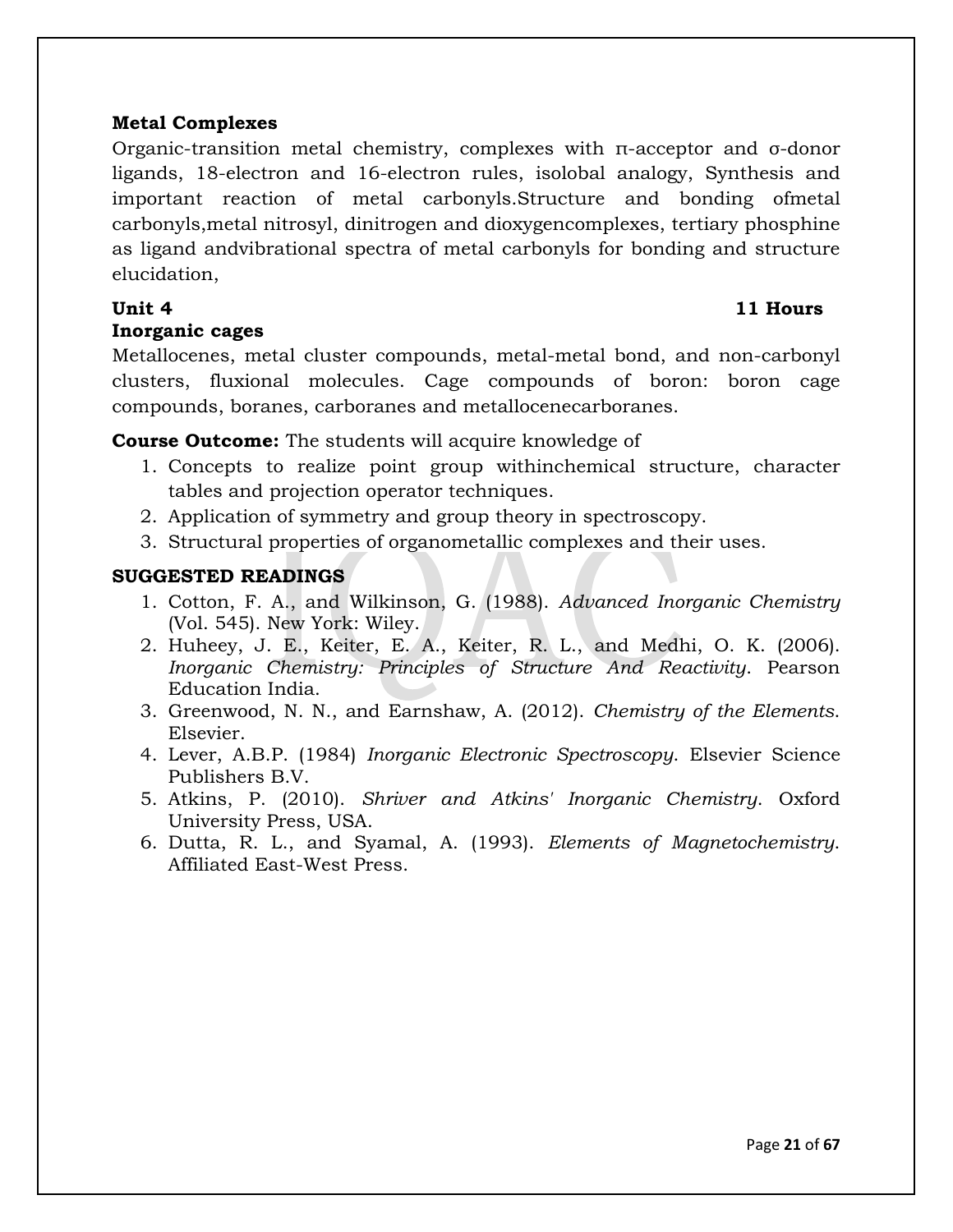**Metal Complexes**

Organic-transition metal chemistry, complexes with π-acceptor and σ-donor ligands, 18-electron and 16-electron rules, isolobal analogy, Synthesis and important reaction of metal carbonyls.Structure and bonding ofmetal carbonyls,metal nitrosyl, dinitrogen and dioxygencomplexes, tertiary phosphine as ligand andvibrational spectra of metal carbonyls for bonding and structure elucidation,

**Unit 4** **11 Hours**

**Inorganic cages**

Metallocenes, metal cluster compounds, metal-metal bond, and non-carbonyl clusters, fluxional molecules. Cage compounds of boron: boron cage compounds, boranes, carboranes and metallocenecarboranes.

**Course Outcome:** The students will acquire knowledge of

1. Concepts to realize point group withinchemical structure, character tables and projection operator techniques.
2. Application of symmetry and group theory in spectroscopy.
3. Structural properties of organometallic complexes and their uses.

**SUGGESTED READINGS**

1. Cotton, F. A., and Wilkinson, G. (1988). *Advanced Inorganic Chemistry* (Vol. 545). New York: Wiley.
2. Huheey, J. E., Keiter, E. A., Keiter, R. L., and Medhi, O. K. (2006). *Inorganic Chemistry: Principles of Structure And Reactivity*. Pearson Education India.
3. Greenwood, N. N., and Earnshaw, A. (2012). *Chemistry of the Elements*. Elsevier.
4. Lever, A.B.P. (1984) *Inorganic Electronic Spectroscopy*. Elsevier Science Publishers B.V.
5. Atkins, P. (2010). *Shriver and Atkins' Inorganic Chemistry*. Oxford University Press, USA.
6. Dutta, R. L., and Syamal, A. (1993). *Elements of Magnetochemistry*. Affiliated East-West Press.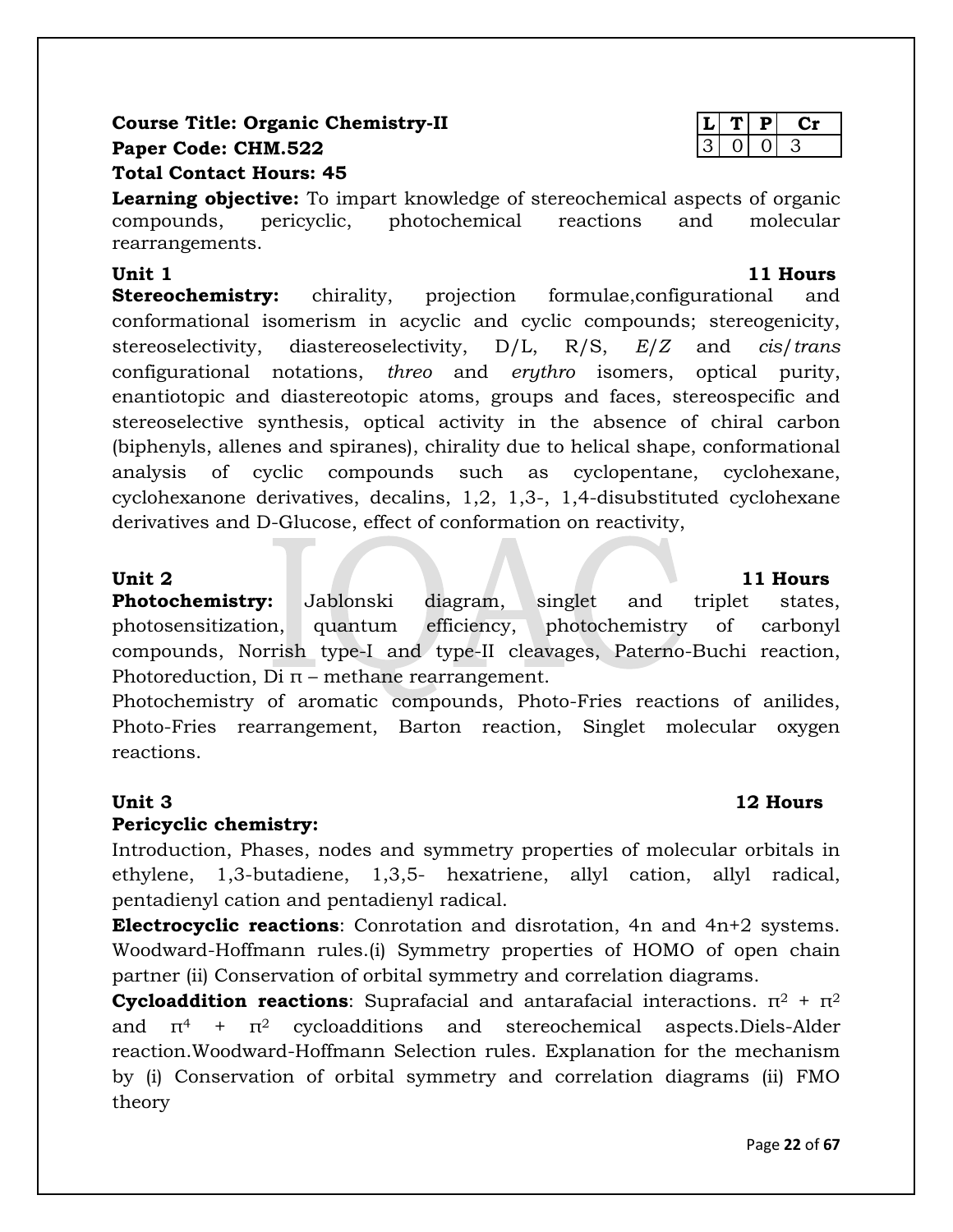**Course Title: Organic Chemistry-II**
**Paper Code: CHM.522**
**Total Contact Hours: 45**

| L | T | P | Cr |
|---|---|---|---|
| 3 | 0 | 0 | 3 |

**Learning objective:** To impart knowledge of stereochemical aspects of organic compounds, pericyclic, photochemical reactions and molecular rearrangements.

**Unit 1** **11 Hours**

**Stereochemistry:** chirality, projection formulae,configurational and conformational isomerism in acyclic and cyclic compounds; stereogenicity, stereoselectivity, diastereoselectivity, D/L, R/S, *E*/*Z* and *cis*/*trans* configurational notations, *threo* and *erythro* isomers, optical purity, enantiotopic and diastereotopic atoms, groups and faces, stereospecific and stereoselective synthesis, optical activity in the absence of chiral carbon (biphenyls, allenes and spiranes), chirality due to helical shape, conformational analysis of cyclic compounds such as cyclopentane, cyclohexane, cyclohexanone derivatives, decalins, 1,2, 1,3-, 1,4-disubstituted cyclohexane derivatives and D-Glucose, effect of conformation on reactivity,

**Unit 2** **11 Hours**

**Photochemistry:** Jablonski diagram, singlet and triplet states, photosensitization, quantum efficiency, photochemistry of carbonyl compounds, Norrish type-I and type-II cleavages, Paterno-Buchi reaction, Photoreduction, Di π – methane rearrangement.

Photochemistry of aromatic compounds, Photo-Fries reactions of anilides, Photo-Fries rearrangement, Barton reaction, Singlet molecular oxygen reactions.

**Unit 3** **12 Hours**

**Pericyclic chemistry:**

Introduction, Phases, nodes and symmetry properties of molecular orbitals in ethylene, 1,3-butadiene, 1,3,5- hexatriene, allyl cation, allyl radical, pentadienyl cation and pentadienyl radical.

**Electrocyclic reactions**: Conrotation and disrotation, 4n and 4n+2 systems. Woodward-Hoffmann rules.(i) Symmetry properties of HOMO of open chain partner (ii) Conservation of orbital symmetry and correlation diagrams.

**Cycloaddition reactions**: Suprafacial and antarafacial interactions. $\pi^2 + \pi^2$ and $\pi^4 + \pi^2$ cycloadditions and stereochemical aspects.Diels-Alder reaction.Woodward-Hoffmann Selection rules. Explanation for the mechanism by (i) Conservation of orbital symmetry and correlation diagrams (ii) FMO theory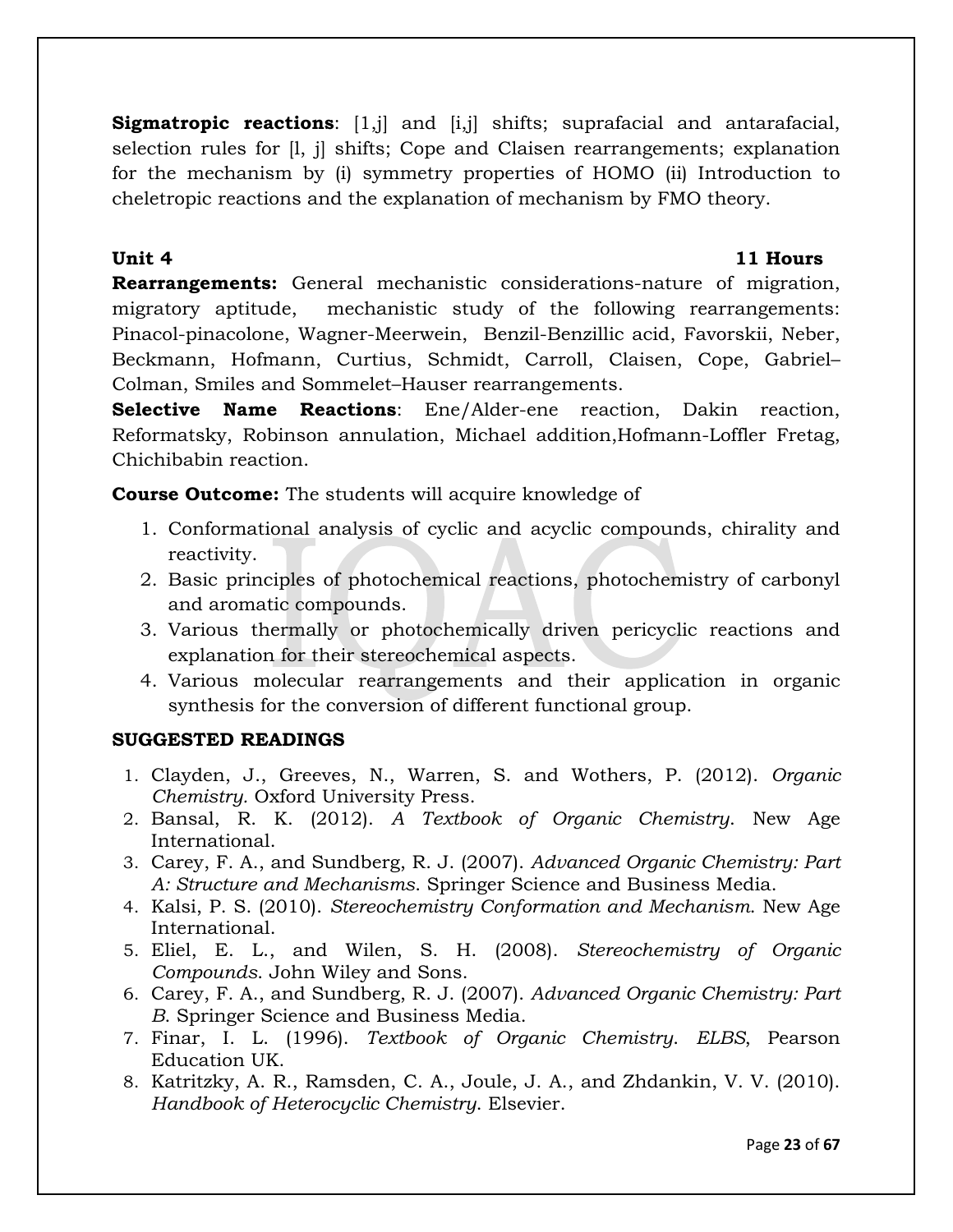**Sigmatropic reactions**: [1,j] and [i,j] shifts; suprafacial and antarafacial, selection rules for [l, j] shifts; Cope and Claisen rearrangements; explanation for the mechanism by (i) symmetry properties of HOMO (ii) Introduction to cheletropic reactions and the explanation of mechanism by FMO theory.

**Unit 4** **11 Hours**

**Rearrangements:** General mechanistic considerations-nature of migration, migratory aptitude, mechanistic study of the following rearrangements: Pinacol-pinacolone, Wagner-Meerwein, Benzil-Benzillic acid, Favorskii, Neber, Beckmann, Hofmann, Curtius, Schmidt, Carroll, Claisen, Cope, Gabriel–Colman, Smiles and Sommelet–Hauser rearrangements.

**Selective Name Reactions**: Ene/Alder-ene reaction, Dakin reaction, Reformatsky, Robinson annulation, Michael addition,Hofmann-Loffler Fretag, Chichibabin reaction.

**Course Outcome:** The students will acquire knowledge of

1. Conformational analysis of cyclic and acyclic compounds, chirality and reactivity.
2. Basic principles of photochemical reactions, photochemistry of carbonyl and aromatic compounds.
3. Various thermally or photochemically driven pericyclic reactions and explanation for their stereochemical aspects.
4. Various molecular rearrangements and their application in organic synthesis for the conversion of different functional group.

**SUGGESTED READINGS**

1. Clayden, J., Greeves, N., Warren, S. and Wothers, P. (2012). *Organic Chemistry*. Oxford University Press.
2. Bansal, R. K. (2012). *A Textbook of Organic Chemistry*. New Age International.
3. Carey, F. A., and Sundberg, R. J. (2007). *Advanced Organic Chemistry: Part A: Structure and Mechanisms*. Springer Science and Business Media.
4. Kalsi, P. S. (2010). *Stereochemistry Conformation and Mechanism*. New Age International.
5. Eliel, E. L., and Wilen, S. H. (2008). *Stereochemistry of Organic Compounds*. John Wiley and Sons.
6. Carey, F. A., and Sundberg, R. J. (2007). *Advanced Organic Chemistry: Part B*. Springer Science and Business Media.
7. Finar, I. L. (1996). *Textbook of Organic Chemistry*. *ELBS*, Pearson Education UK.
8. Katritzky, A. R., Ramsden, C. A., Joule, J. A., and Zhdankin, V. V. (2010). *Handbook of Heterocyclic Chemistry*. Elsevier.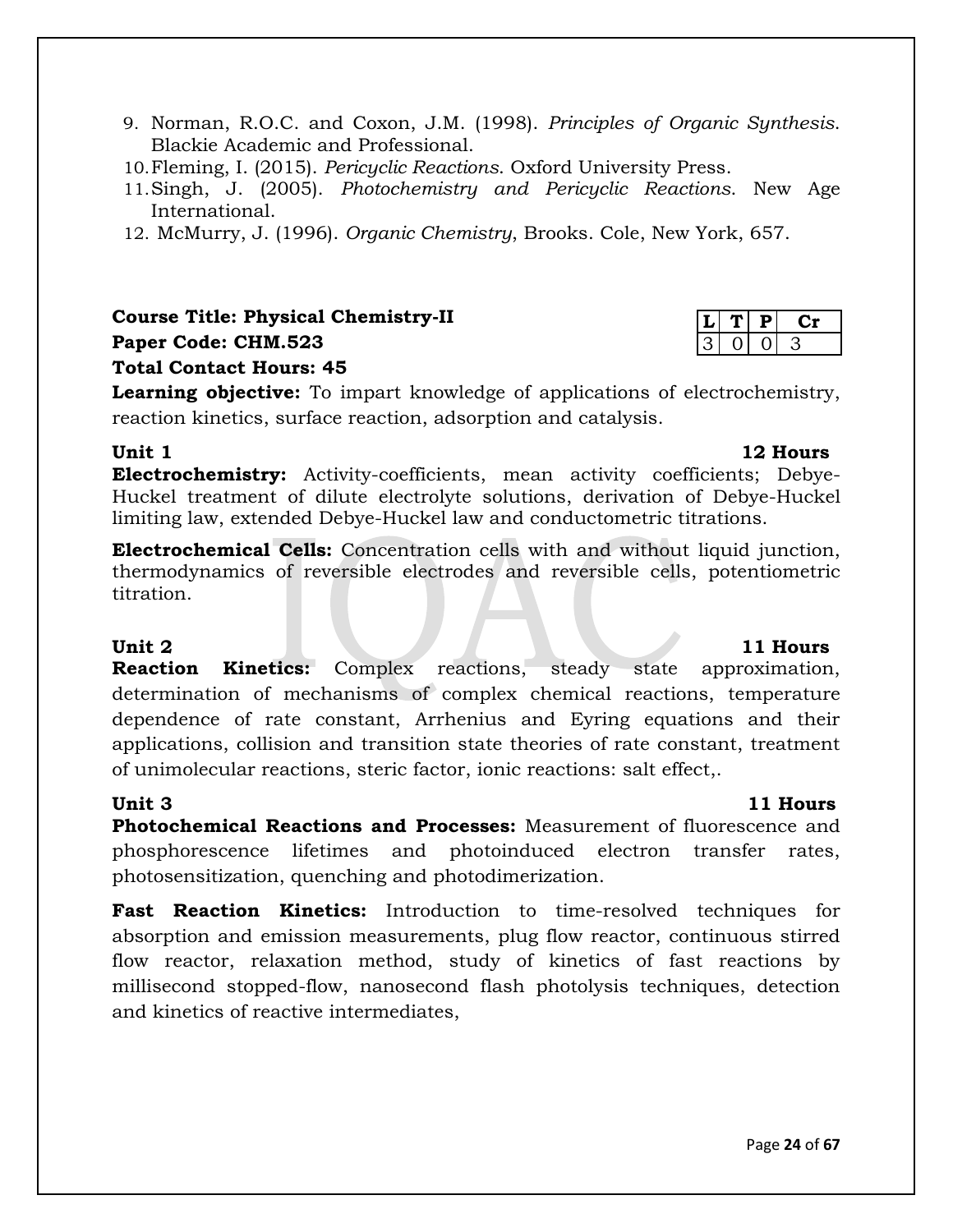9. Norman, R.O.C. and Coxon, J.M. (1998). *Principles of Organic Synthesis*. Blackie Academic and Professional.
10. Fleming, I. (2015). *Pericyclic Reactions*. Oxford University Press.
11. Singh, J. (2005). *Photochemistry and Pericyclic Reactions*. New Age International.
12. McMurry, J. (1996). *Organic Chemistry*, Brooks. Cole, New York, 657.

**Course Title: Physical Chemistry-II**
**Paper Code: CHM.523**
**Total Contact Hours: 45**

| L | T | P | Cr |
|---|---|---|---|
| 3 | 0 | 0 | 3 |

**Learning objective:** To impart knowledge of applications of electrochemistry, reaction kinetics, surface reaction, adsorption and catalysis.

**Unit 1** **12 Hours**

**Electrochemistry:** Activity-coefficients, mean activity coefficients; Debye-Huckel treatment of dilute electrolyte solutions, derivation of Debye-Huckel limiting law, extended Debye-Huckel law and conductometric titrations.

**Electrochemical Cells:** Concentration cells with and without liquid junction, thermodynamics of reversible electrodes and reversible cells, potentiometric titration.

**Unit 2** **11 Hours**

**Reaction Kinetics:** Complex reactions, steady state approximation, determination of mechanisms of complex chemical reactions, temperature dependence of rate constant, Arrhenius and Eyring equations and their applications, collision and transition state theories of rate constant, treatment of unimolecular reactions, steric factor, ionic reactions: salt effect,.

**Unit 3** **11 Hours**

**Photochemical Reactions and Processes:** Measurement of fluorescence and phosphorescence lifetimes and photoinduced electron transfer rates, photosensitization, quenching and photodimerization.

**Fast Reaction Kinetics:** Introduction to time-resolved techniques for absorption and emission measurements, plug flow reactor, continuous stirred flow reactor, relaxation method, study of kinetics of fast reactions by millisecond stopped-flow, nanosecond flash photolysis techniques, detection and kinetics of reactive intermediates,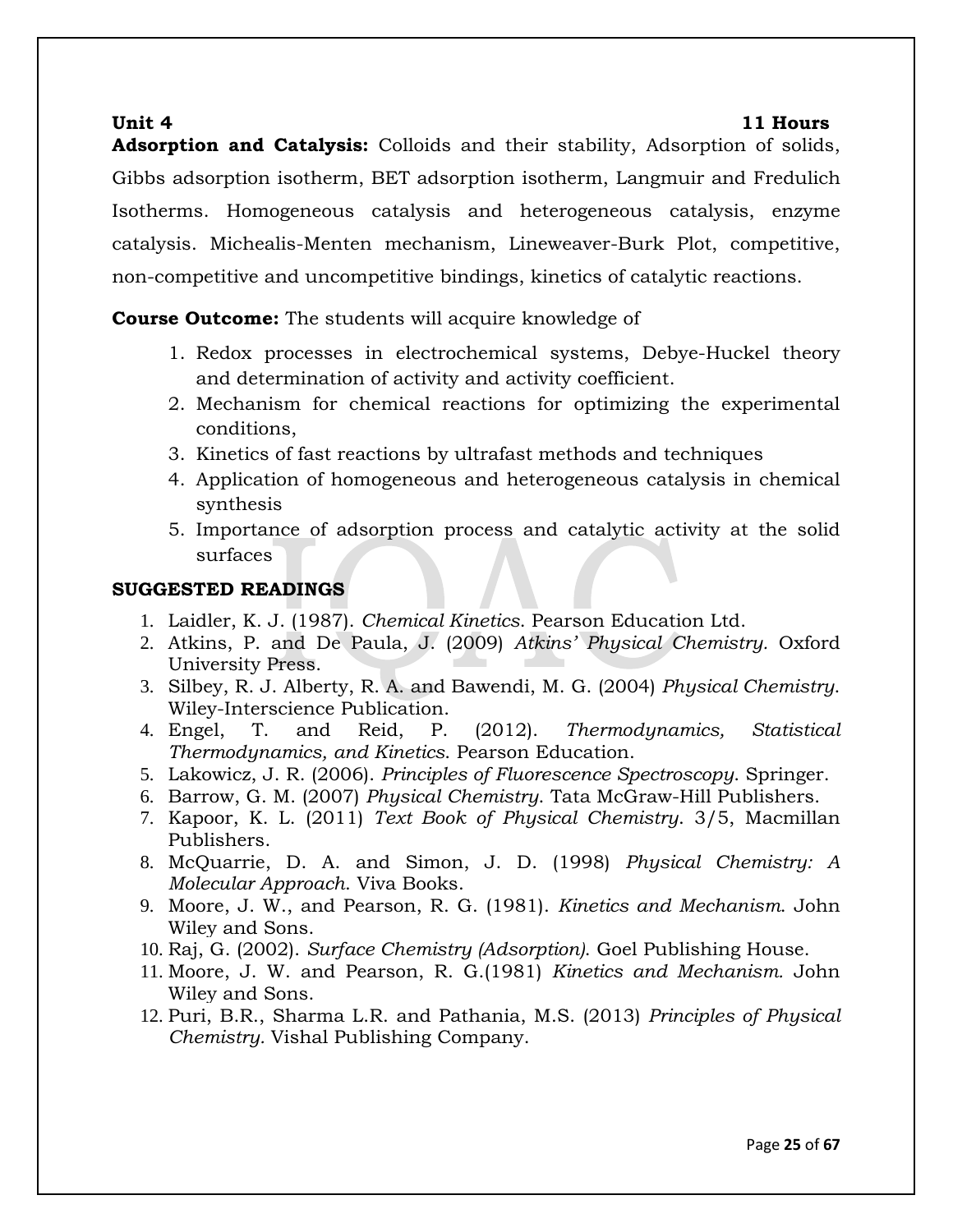**Unit 4** **11 Hours**

**Adsorption and Catalysis:** Colloids and their stability, Adsorption of solids, Gibbs adsorption isotherm, BET adsorption isotherm, Langmuir and Fredulich Isotherms. Homogeneous catalysis and heterogeneous catalysis, enzyme catalysis. Michealis-Menten mechanism, Lineweaver-Burk Plot, competitive, non-competitive and uncompetitive bindings, kinetics of catalytic reactions.

**Course Outcome:** The students will acquire knowledge of

1. Redox processes in electrochemical systems, Debye-Huckel theory and determination of activity and activity coefficient.
2. Mechanism for chemical reactions for optimizing the experimental conditions,
3. Kinetics of fast reactions by ultrafast methods and techniques
4. Application of homogeneous and heterogeneous catalysis in chemical synthesis
5. Importance of adsorption process and catalytic activity at the solid surfaces

**SUGGESTED READINGS**

1. Laidler, K. J. (1987). *Chemical Kinetics*. Pearson Education Ltd.
2. Atkins, P. and De Paula, J. (2009) *Atkins' Physical Chemistry.* Oxford University Press.
3. Silbey, R. J. Alberty, R. A. and Bawendi, M. G. (2004) *Physical Chemistry*. Wiley-Interscience Publication.
4. Engel, T. and Reid, P. (2012). *Thermodynamics, Statistical Thermodynamics, and Kinetics*. Pearson Education.
5. Lakowicz, J. R. (2006). *Principles of Fluorescence Spectroscopy*. Springer.
6. Barrow, G. M. (2007) *Physical Chemistry*. Tata McGraw-Hill Publishers.
7. Kapoor, K. L. (2011) *Text Book of Physical Chemistry*. 3/5, Macmillan Publishers.
8. McQuarrie, D. A. and Simon, J. D. (1998) *Physical Chemistry: A Molecular Approach*. Viva Books.
9. Moore, J. W., and Pearson, R. G. (1981). *Kinetics and Mechanism*. John Wiley and Sons.
10. Raj, G. (2002). *Surface Chemistry (Adsorption)*. Goel Publishing House.
11. Moore, J. W. and Pearson, R. G.(1981) *Kinetics and Mechanism.* John Wiley and Sons.
12. Puri, B.R., Sharma L.R. and Pathania, M.S. (2013) *Principles of Physical Chemistry.* Vishal Publishing Company.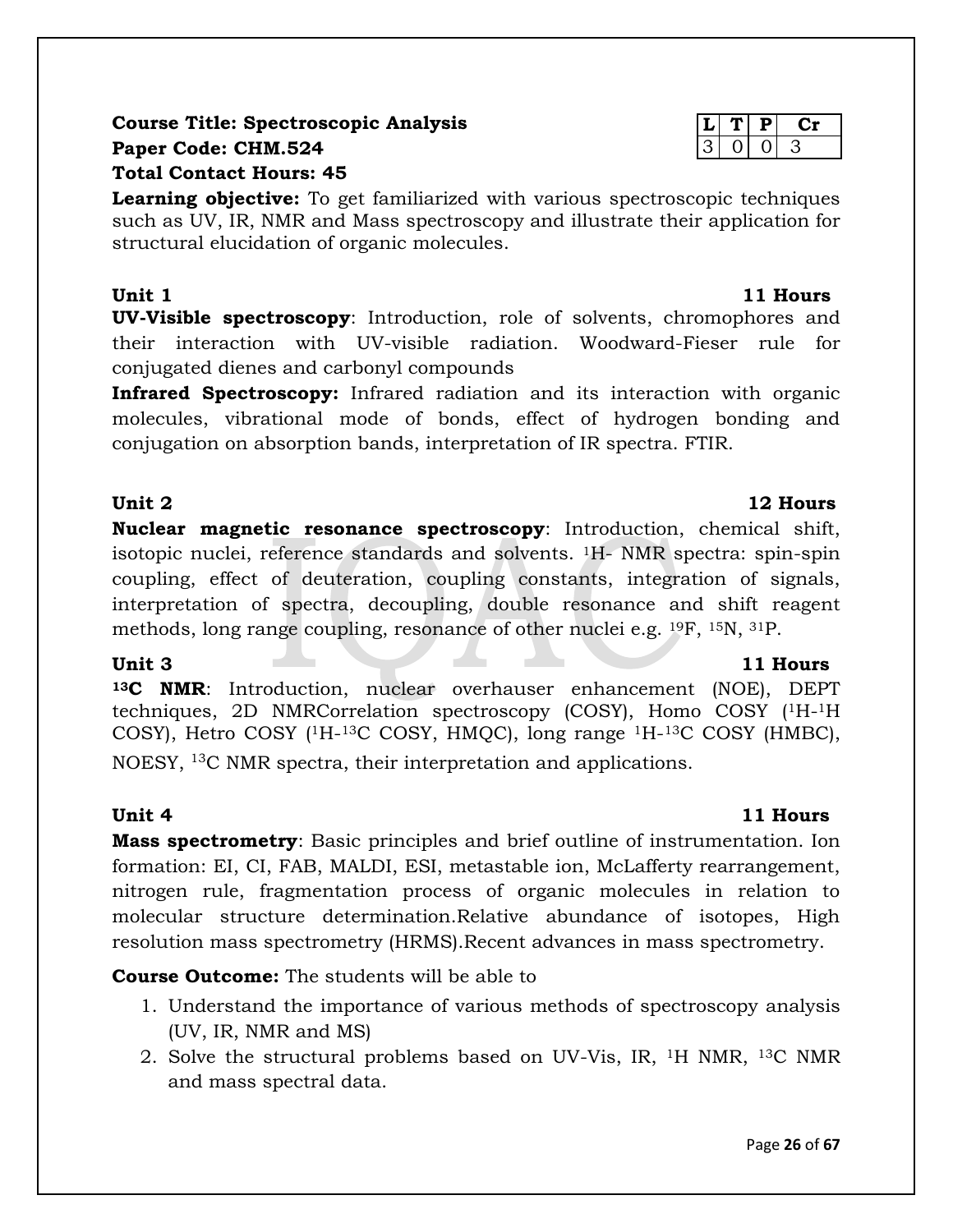**Course Title: Spectroscopic Analysis**
**Paper Code: CHM.524**
**Total Contact Hours: 45**

| L | T | P | Cr |
|---|---|---|---|
| 3 | 0 | 0 | 3 |

**Learning objective:** To get familiarized with various spectroscopic techniques such as UV, IR, NMR and Mass spectroscopy and illustrate their application for structural elucidation of organic molecules.

**Unit 1 — 11 Hours**

**UV-Visible spectroscopy**: Introduction, role of solvents, chromophores and their interaction with UV-visible radiation. Woodward-Fieser rule for conjugated dienes and carbonyl compounds

**Infrared Spectroscopy:** Infrared radiation and its interaction with organic molecules, vibrational mode of bonds, effect of hydrogen bonding and conjugation on absorption bands, interpretation of IR spectra. FTIR.

**Unit 2 — 12 Hours**

**Nuclear magnetic resonance spectroscopy**: Introduction, chemical shift, isotopic nuclei, reference standards and solvents. $^{1}$H- NMR spectra: spin-spin coupling, effect of deuteration, coupling constants, integration of signals, interpretation of spectra, decoupling, double resonance and shift reagent methods, long range coupling, resonance of other nuclei e.g. $^{19}$F, $^{15}$N, $^{31}$P.

**Unit 3 — 11 Hours**

**$^{13}$C NMR**: Introduction, nuclear overhauser enhancement (NOE), DEPT techniques, 2D NMRCorrelation spectroscopy (COSY), Homo COSY ($^{1}$H-$^{1}$H COSY), Hetro COSY ($^{1}$H-$^{13}$C COSY, HMQC), long range $^{1}$H-$^{13}$C COSY (HMBC), NOESY, $^{13}$C NMR spectra, their interpretation and applications.

**Unit 4 — 11 Hours**

**Mass spectrometry**: Basic principles and brief outline of instrumentation. Ion formation: EI, CI, FAB, MALDI, ESI, metastable ion, McLafferty rearrangement, nitrogen rule, fragmentation process of organic molecules in relation to molecular structure determination.Relative abundance of isotopes, High resolution mass spectrometry (HRMS).Recent advances in mass spectrometry.

**Course Outcome:** The students will be able to

1. Understand the importance of various methods of spectroscopy analysis (UV, IR, NMR and MS)
2. Solve the structural problems based on UV-Vis, IR, $^{1}$H NMR, $^{13}$C NMR and mass spectral data.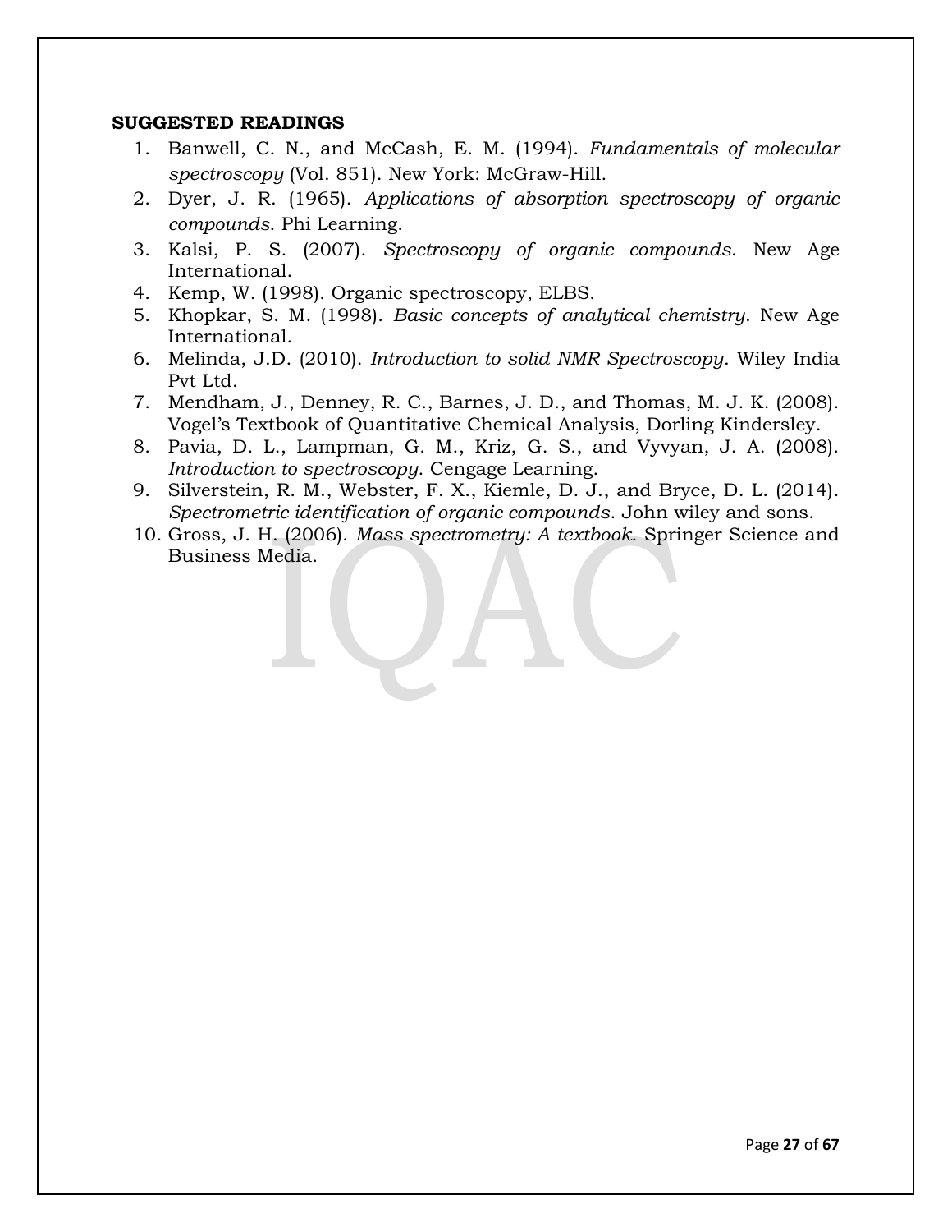**SUGGESTED READINGS**

1. Banwell, C. N., and McCash, E. M. (1994). *Fundamentals of molecular spectroscopy* (Vol. 851). New York: McGraw-Hill.
2. Dyer, J. R. (1965). *Applications of absorption spectroscopy of organic compounds*. Phi Learning.
3. Kalsi, P. S. (2007). *Spectroscopy of organic compounds*. New Age International.
4. Kemp, W. (1998). Organic spectroscopy, ELBS.
5. Khopkar, S. M. (1998). *Basic concepts of analytical chemistry*. New Age International.
6. Melinda, J.D. (2010). *Introduction to solid NMR Spectroscopy*. Wiley India Pvt Ltd.
7. Mendham, J., Denney, R. C., Barnes, J. D., and Thomas, M. J. K. (2008). Vogel's Textbook of Quantitative Chemical Analysis, Dorling Kindersley.
8. Pavia, D. L., Lampman, G. M., Kriz, G. S., and Vyvyan, J. A. (2008). *Introduction to spectroscopy*. Cengage Learning.
9. Silverstein, R. M., Webster, F. X., Kiemle, D. J., and Bryce, D. L. (2014). *Spectrometric identification of organic compounds*. John wiley and sons.
10. Gross, J. H. (2006). *Mass spectrometry: A textbook*. Springer Science and Business Media.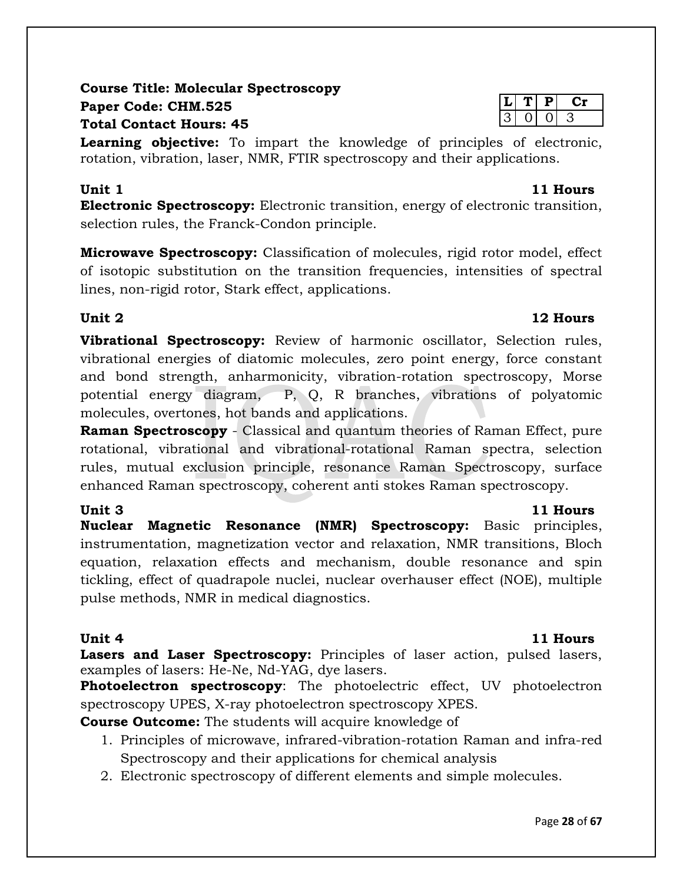**Course Title: Molecular Spectroscopy**
**Paper Code: CHM.525**
**Total Contact Hours: 45**

| L | T | P | Cr |
|---|---|---|---|
| 3 | 0 | 0 | 3 |

**Learning objective:** To impart the knowledge of principles of electronic, rotation, vibration, laser, NMR, FTIR spectroscopy and their applications.

**Unit 1** **11 Hours**

**Electronic Spectroscopy:** Electronic transition, energy of electronic transition, selection rules, the Franck-Condon principle.

**Microwave Spectroscopy:** Classification of molecules, rigid rotor model, effect of isotopic substitution on the transition frequencies, intensities of spectral lines, non-rigid rotor, Stark effect, applications.

**Unit 2** **12 Hours**

**Vibrational Spectroscopy:** Review of harmonic oscillator, Selection rules, vibrational energies of diatomic molecules, zero point energy, force constant and bond strength, anharmonicity, vibration-rotation spectroscopy, Morse potential energy diagram, P, Q, R branches, vibrations of polyatomic molecules, overtones, hot bands and applications.

**Raman Spectroscopy** - Classical and quantum theories of Raman Effect, pure rotational, vibrational and vibrational-rotational Raman spectra, selection rules, mutual exclusion principle, resonance Raman Spectroscopy, surface enhanced Raman spectroscopy, coherent anti stokes Raman spectroscopy.

**Unit 3** **11 Hours**

**Nuclear Magnetic Resonance (NMR) Spectroscopy:** Basic principles, instrumentation, magnetization vector and relaxation, NMR transitions, Bloch equation, relaxation effects and mechanism, double resonance and spin tickling, effect of quadrapole nuclei, nuclear overhauser effect (NOE), multiple pulse methods, NMR in medical diagnostics.

**Unit 4** **11 Hours**

**Lasers and Laser Spectroscopy:** Principles of laser action, pulsed lasers, examples of lasers: He-Ne, Nd-YAG, dye lasers.

**Photoelectron spectroscopy**: The photoelectric effect, UV photoelectron spectroscopy UPES, X-ray photoelectron spectroscopy XPES.

**Course Outcome:** The students will acquire knowledge of

1. Principles of microwave, infrared-vibration-rotation Raman and infra-red Spectroscopy and their applications for chemical analysis
2. Electronic spectroscopy of different elements and simple molecules.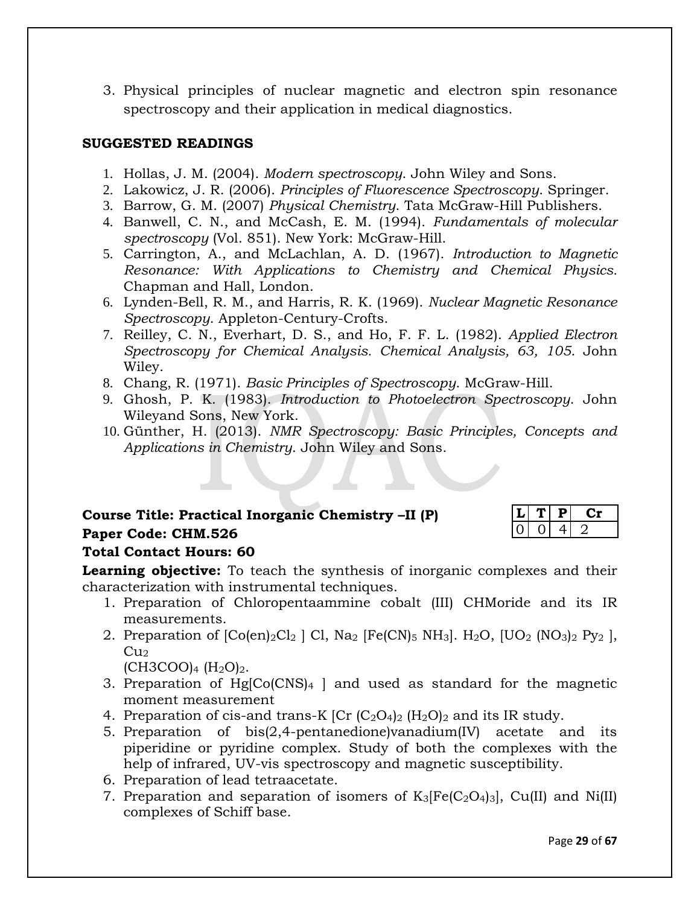3. Physical principles of nuclear magnetic and electron spin resonance spectroscopy and their application in medical diagnostics.

**SUGGESTED READINGS**

1. Hollas, J. M. (2004). *Modern spectroscopy*. John Wiley and Sons.
2. Lakowicz, J. R. (2006). *Principles of Fluorescence Spectroscopy*. Springer.
3. Barrow, G. M. (2007) *Physical Chemistry*. Tata McGraw-Hill Publishers.
4. Banwell, C. N., and McCash, E. M. (1994). *Fundamentals of molecular spectroscopy* (Vol. 851). New York: McGraw-Hill.
5. Carrington, A., and McLachlan, A. D. (1967). *Introduction to Magnetic Resonance: With Applications to Chemistry and Chemical Physics.* Chapman and Hall, London.
6. Lynden-Bell, R. M., and Harris, R. K. (1969). *Nuclear Magnetic Resonance Spectroscopy*. Appleton-Century-Crofts.
7. Reilley, C. N., Everhart, D. S., and Ho, F. F. L. (1982). *Applied Electron Spectroscopy for Chemical Analysis. Chemical Analysis, 63, 105*. John Wiley.
8. Chang, R. (1971). *Basic Principles of Spectroscopy*. McGraw-Hill.
9. Ghosh, P. K. (1983). *Introduction to Photoelectron Spectroscopy*. John Wileyand Sons, New York.
10. Günther, H. (2013). *NMR Spectroscopy: Basic Principles, Concepts and Applications in Chemistry*. John Wiley and Sons.

**Course Title: Practical Inorganic Chemistry –II (P)**
**Paper Code: CHM.526**
**Total Contact Hours: 60**

| L | T | P | Cr |
|---|---|---|---|
| 0 | 0 | 4 | 2 |

**Learning objective:** To teach the synthesis of inorganic complexes and their characterization with instrumental techniques.

1. Preparation of Chloropentaammine cobalt (III) CHMoride and its IR measurements.
2. Preparation of $[Co(en)_2Cl_2]Cl$, $Na_2[Fe(CN)_5NH_3].H_2O$, $[UO_2(NO_3)_2Py_2]$, $Cu_2$ $(CH3COO)_4(H_2O)_2$.
3. Preparation of $Hg[Co(CNS)_4]$ and used as standard for the magnetic moment measurement
4. Preparation of cis-and trans-K $[Cr(C_2O_4)_2(H_2O)_2$ and its IR study.
5. Preparation of bis(2,4-pentanedione)vanadium(IV) acetate and its piperidine or pyridine complex. Study of both the complexes with the help of infrared, UV-vis spectroscopy and magnetic susceptibility.
6. Preparation of lead tetraacetate.
7. Preparation and separation of isomers of $K_3[Fe(C_2O_4)_3]$, Cu(II) and Ni(II) complexes of Schiff base.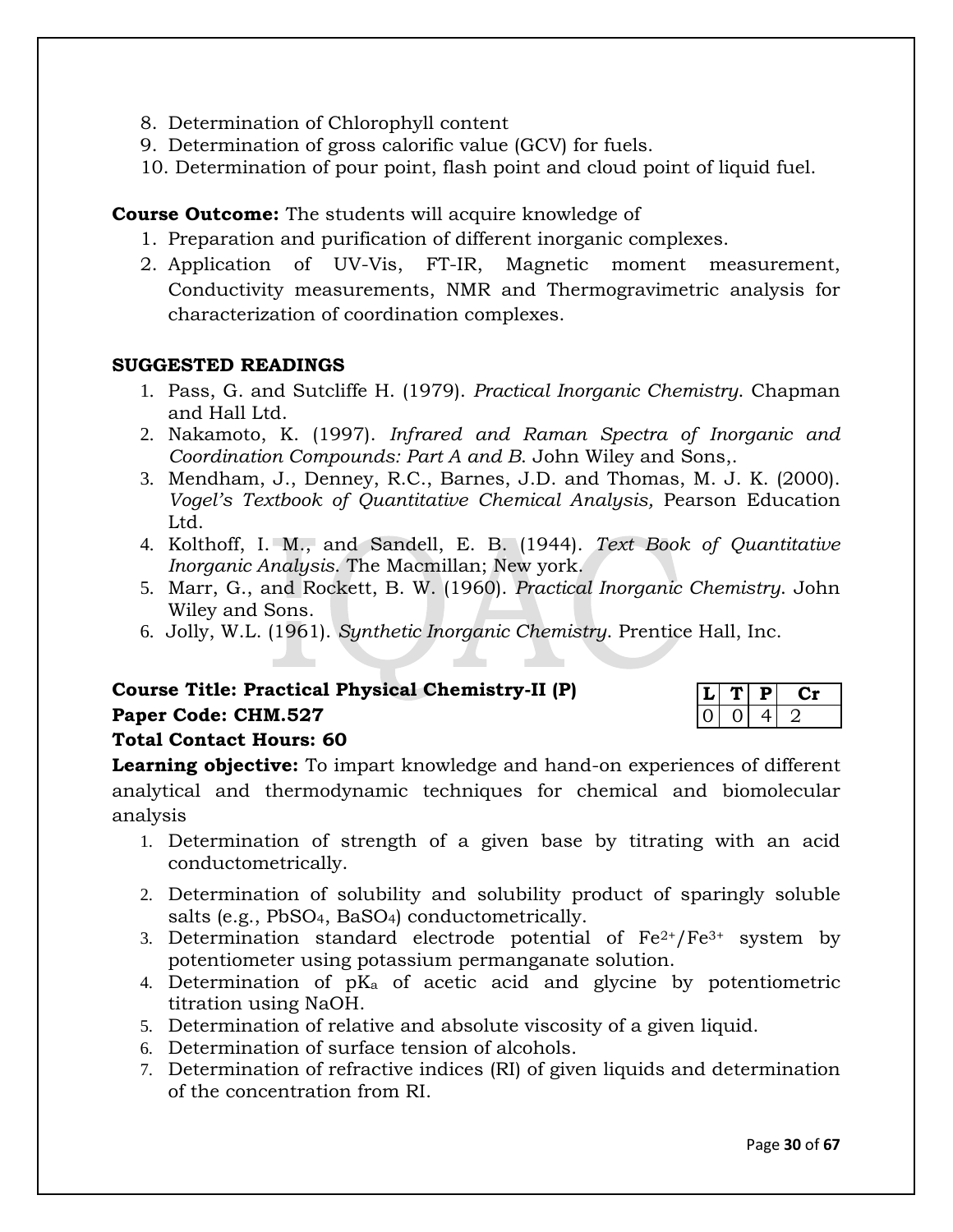8. Determination of Chlorophyll content
9. Determination of gross calorific value (GCV) for fuels.
10. Determination of pour point, flash point and cloud point of liquid fuel.

**Course Outcome:** The students will acquire knowledge of

1. Preparation and purification of different inorganic complexes.
2. Application of UV-Vis, FT-IR, Magnetic moment measurement, Conductivity measurements, NMR and Thermogravimetric analysis for characterization of coordination complexes.

**SUGGESTED READINGS**

1. Pass, G. and Sutcliffe H. (1979). *Practical Inorganic Chemistry*. Chapman and Hall Ltd.
2. Nakamoto, K. (1997). *Infrared and Raman Spectra of Inorganic and Coordination Compounds: Part A and B*. John Wiley and Sons,.
3. Mendham, J., Denney, R.C., Barnes, J.D. and Thomas, M. J. K. (2000). *Vogel's Textbook of Quantitative Chemical Analysis,* Pearson Education Ltd.
4. Kolthoff, I. M., and Sandell, E. B. (1944). *Text Book of Quantitative Inorganic Analysis*. The Macmillan; New york.
5. Marr, G., and Rockett, B. W. (1960). *Practical Inorganic Chemistry*. John Wiley and Sons.
6. Jolly, W.L. (1961). *Synthetic Inorganic Chemistry*. Prentice Hall, Inc.

**Course Title: Practical Physical Chemistry-II (P)**
**Paper Code: CHM.527**
**Total Contact Hours: 60**

| L | T | P | Cr |
|---|---|---|---|
| 0 | 0 | 4 | 2 |

**Learning objective:** To impart knowledge and hand-on experiences of different analytical and thermodynamic techniques for chemical and biomolecular analysis

1. Determination of strength of a given base by titrating with an acid conductometrically.
2. Determination of solubility and solubility product of sparingly soluble salts (e.g., $PbSO_4$, $BaSO_4$) conductometrically.
3. Determination standard electrode potential of $Fe^{2+}/Fe^{3+}$ system by potentiometer using potassium permanganate solution.
4. Determination of $pK_a$ of acetic acid and glycine by potentiometric titration using NaOH.
5. Determination of relative and absolute viscosity of a given liquid.
6. Determination of surface tension of alcohols.
7. Determination of refractive indices (RI) of given liquids and determination of the concentration from RI.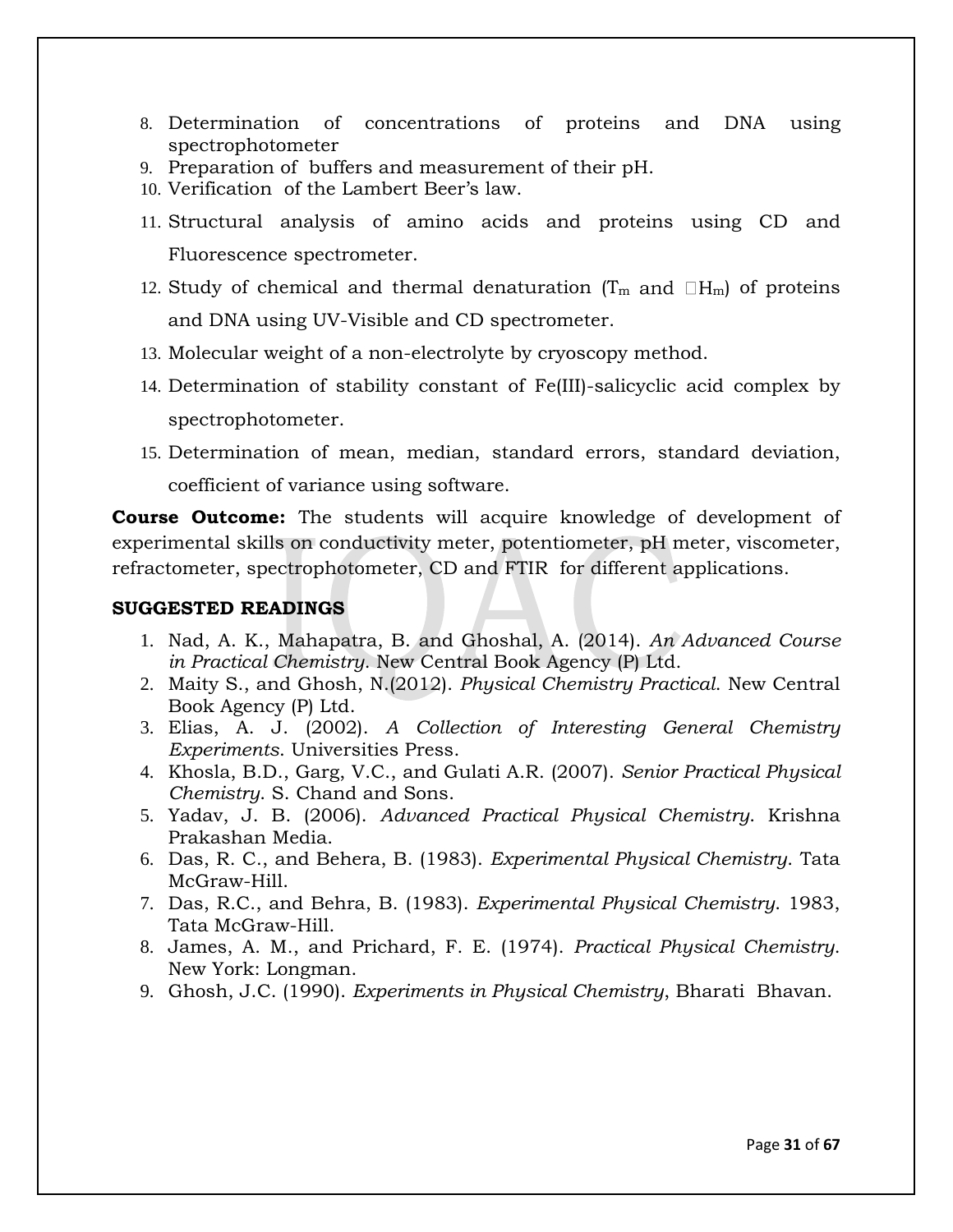8. Determination of concentrations of proteins and DNA using spectrophotometer
9. Preparation of buffers and measurement of their pH.
10. Verification of the Lambert Beer's law.
11. Structural analysis of amino acids and proteins using CD and Fluorescence spectrometer.
12. Study of chemical and thermal denaturation ($T_m$ and $\Delta H_m$) of proteins and DNA using UV-Visible and CD spectrometer.
13. Molecular weight of a non-electrolyte by cryoscopy method.
14. Determination of stability constant of Fe(III)-salicyclic acid complex by spectrophotometer.
15. Determination of mean, median, standard errors, standard deviation, coefficient of variance using software.

**Course Outcome:** The students will acquire knowledge of development of experimental skills on conductivity meter, potentiometer, pH meter, viscometer, refractometer, spectrophotometer, CD and FTIR for different applications.

**SUGGESTED READINGS**

1. Nad, A. K., Mahapatra, B. and Ghoshal, A. (2014). *An Advanced Course in Practical Chemistry*. New Central Book Agency (P) Ltd.
2. Maity S., and Ghosh, N.(2012). *Physical Chemistry Practical*. New Central Book Agency (P) Ltd.
3. Elias, A. J. (2002). *A Collection of Interesting General Chemistry Experiments*. Universities Press.
4. Khosla, B.D., Garg, V.C., and Gulati A.R. (2007). *Senior Practical Physical Chemistry*. S. Chand and Sons.
5. Yadav, J. B. (2006). *Advanced Practical Physical Chemistry*. Krishna Prakashan Media.
6. Das, R. C., and Behera, B. (1983). *Experimental Physical Chemistry*. Tata McGraw-Hill.
7. Das, R.C., and Behra, B. (1983). *Experimental Physical Chemistry*. 1983, Tata McGraw-Hill.
8. James, A. M., and Prichard, F. E. (1974). *Practical Physical Chemistry*. New York: Longman.
9. Ghosh, J.C. (1990). *Experiments in Physical Chemistry*, Bharati Bhavan.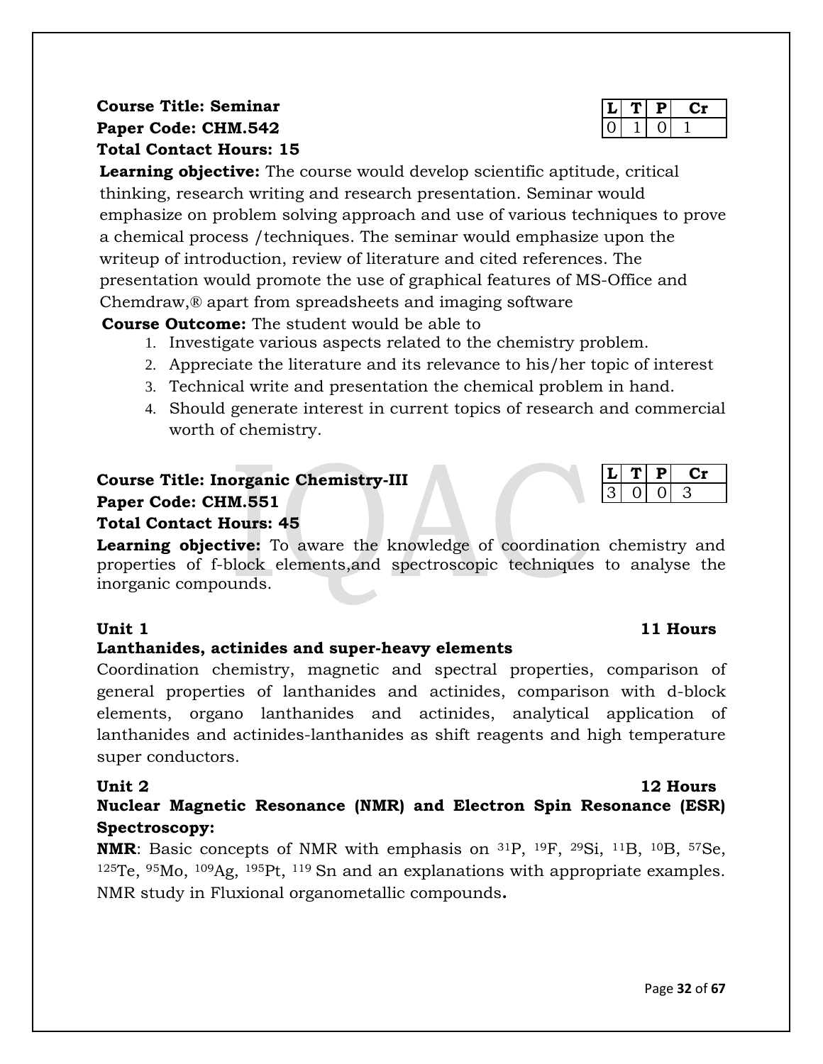**Course Title: Seminar**
**Paper Code: CHM.542**
**Total Contact Hours: 15**

| L | T | P | Cr |
|---|---|---|---|
| 0 | 1 | 0 | 1 |

**Learning objective:** The course would develop scientific aptitude, critical thinking, research writing and research presentation. Seminar would emphasize on problem solving approach and use of various techniques to prove a chemical process /techniques. The seminar would emphasize upon the writeup of introduction, review of literature and cited references. The presentation would promote the use of graphical features of MS-Office and Chemdraw,® apart from spreadsheets and imaging software

**Course Outcome:** The student would be able to

1. Investigate various aspects related to the chemistry problem.
2. Appreciate the literature and its relevance to his/her topic of interest
3. Technical write and presentation the chemical problem in hand.
4. Should generate interest in current topics of research and commercial worth of chemistry.

**Course Title: Inorganic Chemistry-III**
**Paper Code: CHM.551**
**Total Contact Hours: 45**

| L | T | P | Cr |
|---|---|---|---|
| 3 | 0 | 0 | 3 |

**Learning objective:** To aware the knowledge of coordination chemistry and properties of f-block elements,and spectroscopic techniques to analyse the inorganic compounds.

**Unit 1** **11 Hours**

**Lanthanides, actinides and super-heavy elements**

Coordination chemistry, magnetic and spectral properties, comparison of general properties of lanthanides and actinides, comparison with d-block elements, organo lanthanides and actinides, analytical application of lanthanides and actinides-lanthanides as shift reagents and high temperature super conductors.

**Unit 2** **12 Hours**

**Nuclear Magnetic Resonance (NMR) and Electron Spin Resonance (ESR) Spectroscopy:**

**NMR**: Basic concepts of NMR with emphasis on $^{31}P$, $^{19}F$, $^{29}Si$, $^{11}B$, $^{10}B$, $^{57}Se$, $^{125}Te$, $^{95}Mo$, $^{109}Ag$, $^{195}Pt$, $^{119}$ Sn and an explanations with appropriate examples. NMR study in Fluxional organometallic compounds**.**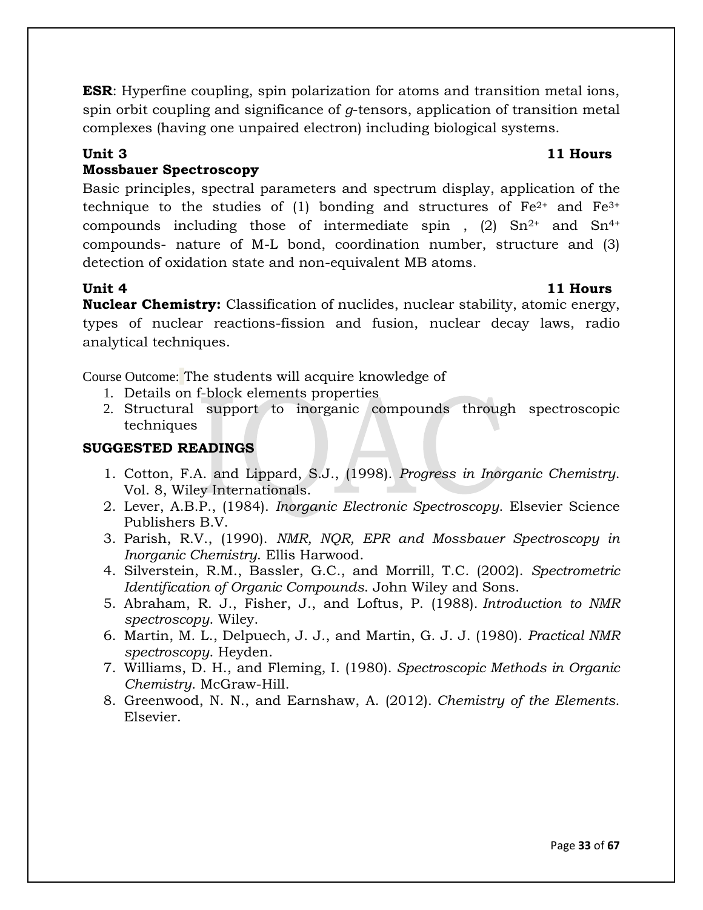**ESR**: Hyperfine coupling, spin polarization for atoms and transition metal ions, spin orbit coupling and significance of *g*-tensors, application of transition metal complexes (having one unpaired electron) including biological systems.

**Unit 3** **11 Hours**

**Mossbauer Spectroscopy**

Basic principles, spectral parameters and spectrum display, application of the technique to the studies of (1) bonding and structures of $Fe^{2+}$ and $Fe^{3+}$ compounds including those of intermediate spin , (2) $Sn^{2+}$ and $Sn^{4+}$ compounds- nature of M-L bond, coordination number, structure and (3) detection of oxidation state and non-equivalent MB atoms.

**Unit 4** **11 Hours**

**Nuclear Chemistry:** Classification of nuclides, nuclear stability, atomic energy, types of nuclear reactions-fission and fusion, nuclear decay laws, radio analytical techniques.

Course Outcome: The students will acquire knowledge of

1. Details on f-block elements properties
2. Structural support to inorganic compounds through spectroscopic techniques

**SUGGESTED READINGS**

1. Cotton, F.A. and Lippard, S.J., (1998). *Progress in Inorganic Chemistry*. Vol. 8, Wiley Internationals.
2. Lever, A.B.P., (1984). *Inorganic Electronic Spectroscopy*. Elsevier Science Publishers B.V.
3. Parish, R.V., (1990). *NMR, NQR, EPR and Mossbauer Spectroscopy in Inorganic Chemistry*. Ellis Harwood.
4. Silverstein, R.M., Bassler, G.C., and Morrill, T.C. (2002). *Spectrometric Identification of Organic Compounds*. John Wiley and Sons.
5. Abraham, R. J., Fisher, J., and Loftus, P. (1988). *Introduction to NMR spectroscopy*. Wiley.
6. Martin, M. L., Delpuech, J. J., and Martin, G. J. J. (1980). *Practical NMR spectroscopy*. Heyden.
7. Williams, D. H., and Fleming, I. (1980). *Spectroscopic Methods in Organic Chemistry*. McGraw-Hill.
8. Greenwood, N. N., and Earnshaw, A. (2012). *Chemistry of the Elements*. Elsevier.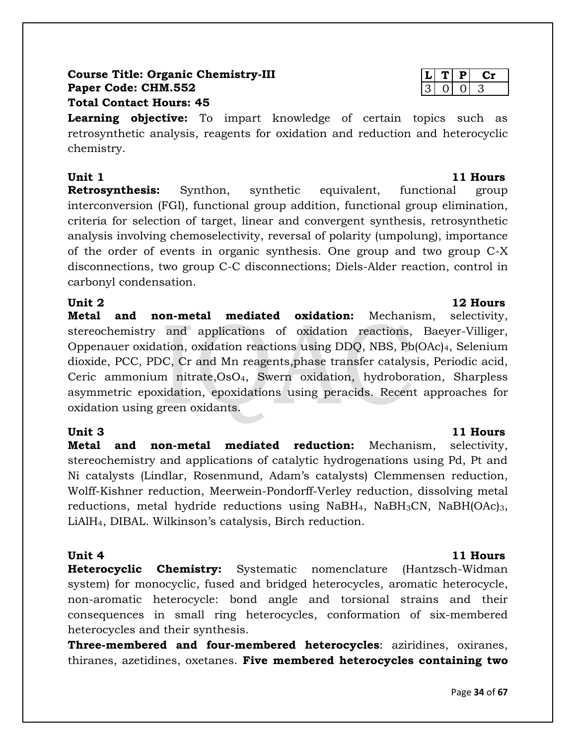**Course Title: Organic Chemistry-III**
**Paper Code: CHM.552**
**Total Contact Hours: 45**

| L | T | P | Cr |
|---|---|---|---|
| 3 | 0 | 0 | 3 |

**Learning objective:** To impart knowledge of certain topics such as retrosynthetic analysis, reagents for oxidation and reduction and heterocyclic chemistry.

**Unit 1** **11 Hours**

**Retrosynthesis:** Synthon, synthetic equivalent, functional group interconversion (FGI), functional group addition, functional group elimination, criteria for selection of target, linear and convergent synthesis, retrosynthetic analysis involving chemoselectivity, reversal of polarity (umpolung), importance of the order of events in organic synthesis. One group and two group C-X disconnections, two group C-C disconnections; Diels-Alder reaction, control in carbonyl condensation.

**Unit 2** **12 Hours**

**Metal and non-metal mediated oxidation:** Mechanism, selectivity, stereochemistry and applications of oxidation reactions, Baeyer-Villiger, Oppenauer oxidation, oxidation reactions using DDQ, NBS, $Pb(OAc)_4$, Selenium dioxide, PCC, PDC, Cr and Mn reagents,phase transfer catalysis, Periodic acid, Ceric ammonium nitrate,$OsO_4$, Swern oxidation, hydroboration, Sharpless asymmetric epoxidation, epoxidations using peracids. Recent approaches for oxidation using green oxidants.

**Unit 3** **11 Hours**

**Metal and non-metal mediated reduction:** Mechanism, selectivity, stereochemistry and applications of catalytic hydrogenations using Pd, Pt and Ni catalysts (Lindlar, Rosenmund, Adam's catalysts) Clemmensen reduction, Wolff-Kishner reduction, Meerwein-Pondorff-Verley reduction, dissolving metal reductions, metal hydride reductions using $NaBH_4$, $NaBH_3CN$, $NaBH(OAc)_3$, $LiAlH_4$, DIBAL. Wilkinson's catalysis, Birch reduction.

**Unit 4** **11 Hours**

**Heterocyclic Chemistry:** Systematic nomenclature (Hantzsch-Widman system) for monocyclic, fused and bridged heterocycles, aromatic heterocycle, non-aromatic heterocycle: bond angle and torsional strains and their consequences in small ring heterocycles, conformation of six-membered heterocycles and their synthesis.

**Three-membered and four-membered heterocycles**: aziridines, oxiranes, thiranes, azetidines, oxetanes. **Five membered heterocycles containing two**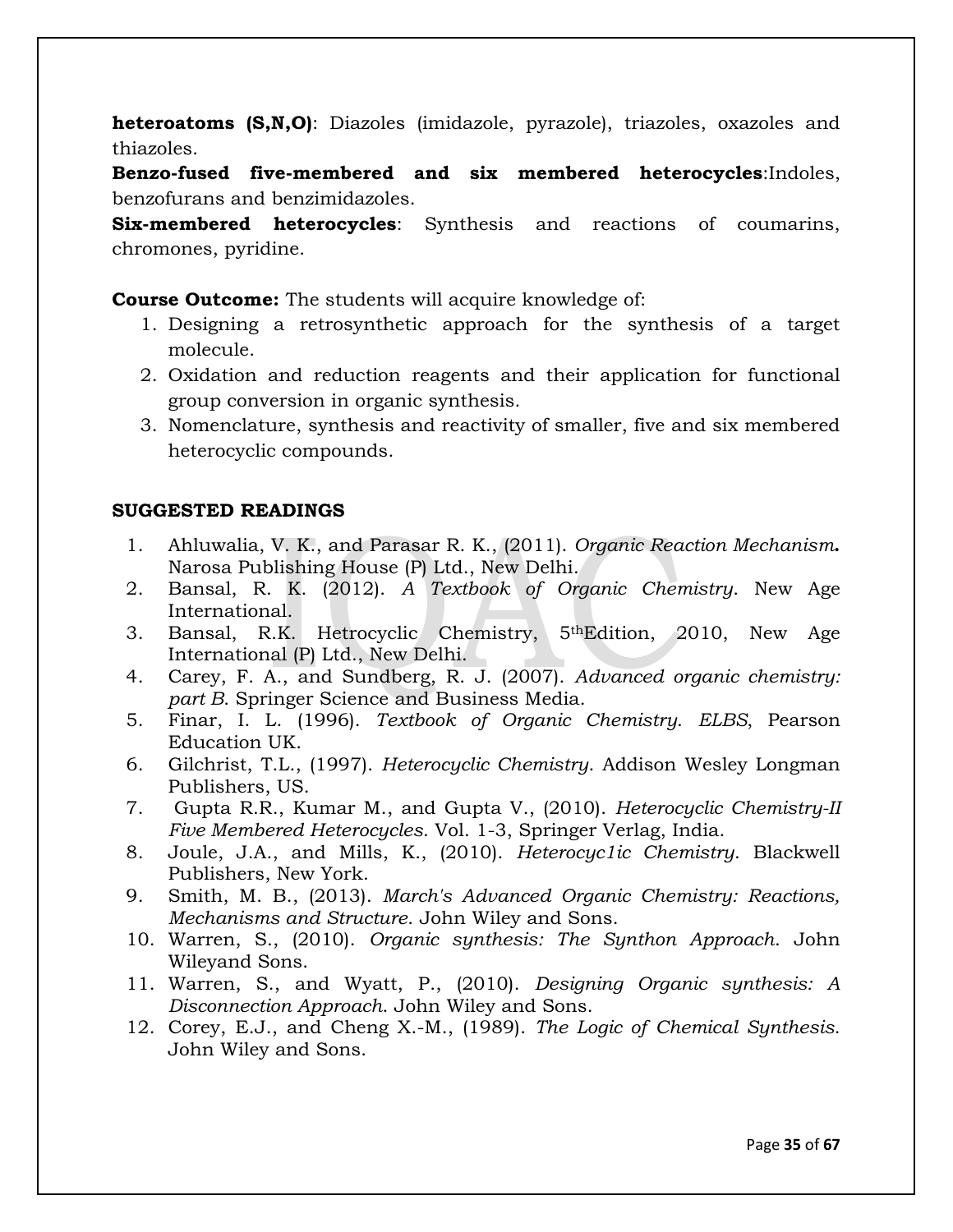**heteroatoms (S,N,O)**: Diazoles (imidazole, pyrazole), triazoles, oxazoles and thiazoles.

**Benzo-fused five-membered and six membered heterocycles**:Indoles, benzofurans and benzimidazoles.

**Six-membered heterocycles**: Synthesis and reactions of coumarins, chromones, pyridine.

**Course Outcome:** The students will acquire knowledge of:

1. Designing a retrosynthetic approach for the synthesis of a target molecule.
2. Oxidation and reduction reagents and their application for functional group conversion in organic synthesis.
3. Nomenclature, synthesis and reactivity of smaller, five and six membered heterocyclic compounds.

**SUGGESTED READINGS**

1. Ahluwalia, V. K., and Parasar R. K., (2011). *Organic Reaction Mechanism.* Narosa Publishing House (P) Ltd., New Delhi.
2. Bansal, R. K. (2012). *A Textbook of Organic Chemistry*. New Age International.
3. Bansal, R.K. Hetrocyclic Chemistry, 5thEdition, 2010, New Age International (P) Ltd., New Delhi.
4. Carey, F. A., and Sundberg, R. J. (2007). *Advanced organic chemistry: part B*. Springer Science and Business Media.
5. Finar, I. L. (1996). *Textbook of Organic Chemistry. ELBS*, Pearson Education UK.
6. Gilchrist, T.L., (1997). *Heterocyclic Chemistry*. Addison Wesley Longman Publishers, US.
7. Gupta R.R., Kumar M., and Gupta V., (2010). *Heterocyclic Chemistry-II Five Membered Heterocycles*. Vol. 1-3, Springer Verlag, India.
8. Joule, J.A., and Mills, K., (2010). *Heterocyc1ic Chemistry*. Blackwell Publishers, New York.
9. Smith, M. B., (2013). *March's Advanced Organic Chemistry: Reactions, Mechanisms and Structure*. John Wiley and Sons.
10. Warren, S., (2010). *Organic synthesis: The Synthon Approach*. John Wileyand Sons.
11. Warren, S., and Wyatt, P., (2010). *Designing Organic synthesis: A Disconnection Approach*. John Wiley and Sons.
12. Corey, E.J., and Cheng X.-M., (1989). *The Logic of Chemical Synthesis*. John Wiley and Sons.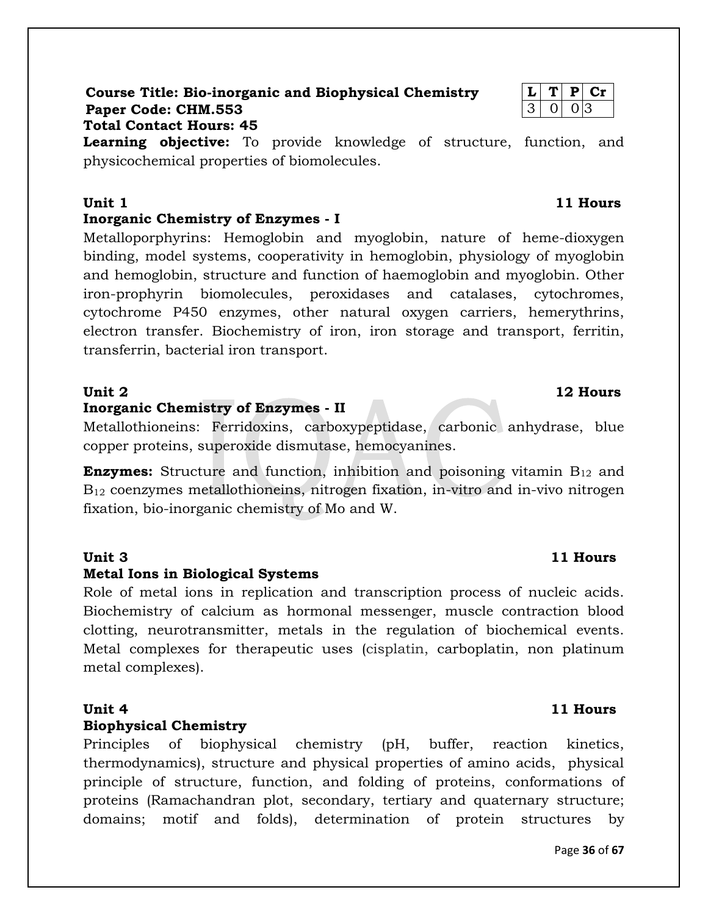**Course Title: Bio-inorganic and Biophysical Chemistry**
**Paper Code: CHM.553**
**Total Contact Hours: 45**

| L | T | P | Cr |
|---|---|---|---|
| 3 | 0 | 0 | 3 |

**Learning objective:** To provide knowledge of structure, function, and physicochemical properties of biomolecules.

**Unit 1** **11 Hours**

**Inorganic Chemistry of Enzymes - I**

Metalloporphyrins: Hemoglobin and myoglobin, nature of heme-dioxygen binding, model systems, cooperativity in hemoglobin, physiology of myoglobin and hemoglobin, structure and function of haemoglobin and myoglobin. Other iron-prophyrin biomolecules, peroxidases and catalases, cytochromes, cytochrome P450 enzymes, other natural oxygen carriers, hemerythrins, electron transfer. Biochemistry of iron, iron storage and transport, ferritin, transferrin, bacterial iron transport.

**Unit 2** **12 Hours**

**Inorganic Chemistry of Enzymes - II**

Metallothioneins: Ferridoxins, carboxypeptidase, carbonic anhydrase, blue copper proteins, superoxide dismutase, hemocyanines.

**Enzymes:** Structure and function, inhibition and poisoning vitamin $B_{12}$ and $B_{12}$ coenzymes metallothioneins, nitrogen fixation, in-vitro and in-vivo nitrogen fixation, bio-inorganic chemistry of Mo and W.

**Unit 3** **11 Hours**

**Metal Ions in Biological Systems**

Role of metal ions in replication and transcription process of nucleic acids. Biochemistry of calcium as hormonal messenger, muscle contraction blood clotting, neurotransmitter, metals in the regulation of biochemical events. Metal complexes for therapeutic uses (cisplatin, carboplatin, non platinum metal complexes).

**Unit 4** **11 Hours**

**Biophysical Chemistry**

Principles of biophysical chemistry (pH, buffer, reaction kinetics, thermodynamics), structure and physical properties of amino acids, physical principle of structure, function, and folding of proteins, conformations of proteins (Ramachandran plot, secondary, tertiary and quaternary structure; domains; motif and folds), determination of protein structures by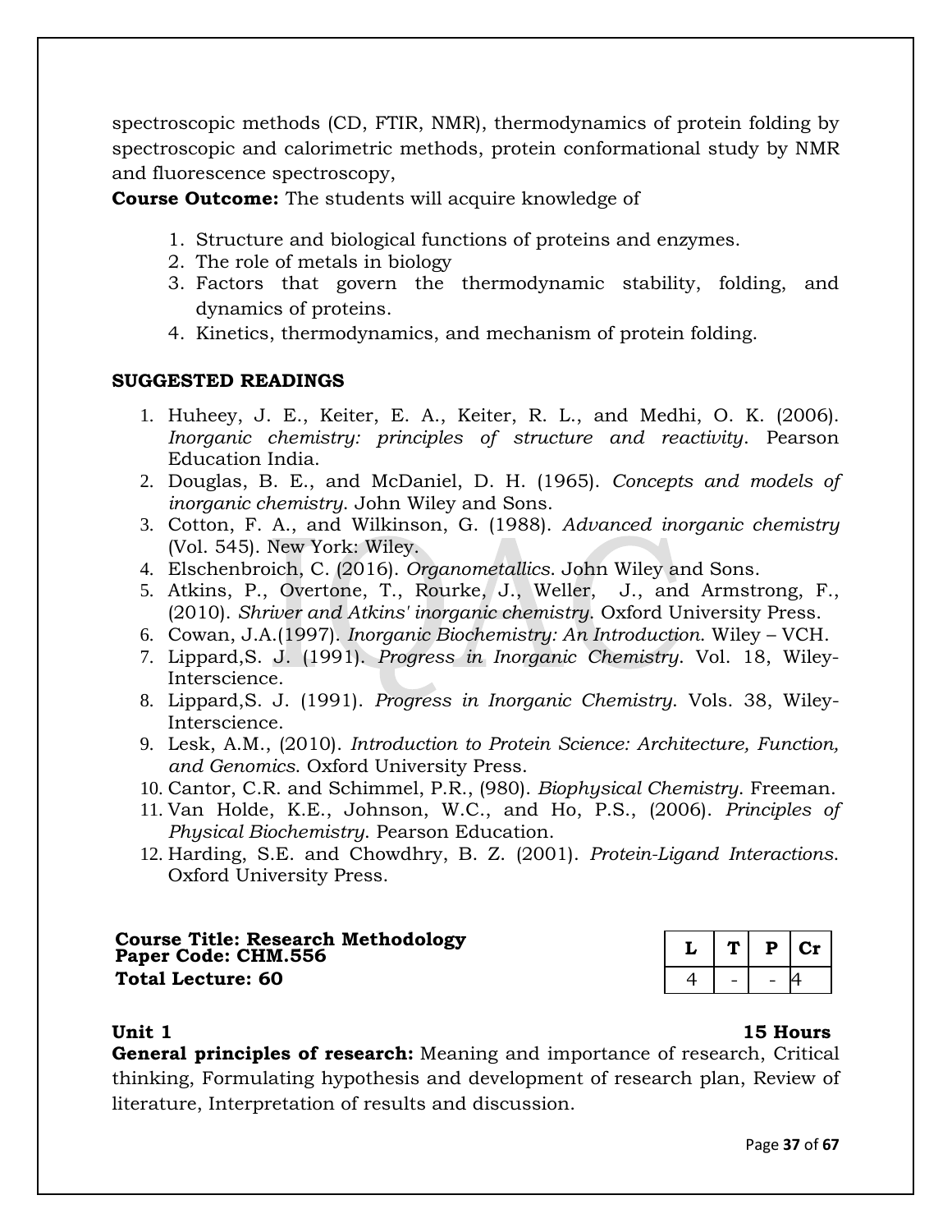spectroscopic methods (CD, FTIR, NMR), thermodynamics of protein folding by spectroscopic and calorimetric methods, protein conformational study by NMR and fluorescence spectroscopy,

**Course Outcome:** The students will acquire knowledge of

1. Structure and biological functions of proteins and enzymes.
2. The role of metals in biology
3. Factors that govern the thermodynamic stability, folding, and dynamics of proteins.
4. Kinetics, thermodynamics, and mechanism of protein folding.

**SUGGESTED READINGS**

1. Huheey, J. E., Keiter, E. A., Keiter, R. L., and Medhi, O. K. (2006). *Inorganic chemistry: principles of structure and reactivity*. Pearson Education India.
2. Douglas, B. E., and McDaniel, D. H. (1965). *Concepts and models of inorganic chemistry*. John Wiley and Sons.
3. Cotton, F. A., and Wilkinson, G. (1988). *Advanced inorganic chemistry* (Vol. 545). New York: Wiley.
4. Elschenbroich, C. (2016). *Organometallics*. John Wiley and Sons.
5. Atkins, P., Overtone, T., Rourke, J., Weller, J., and Armstrong, F., (2010). *Shriver and Atkins' inorganic chemistry*. Oxford University Press.
6. Cowan, J.A.(1997). *Inorganic Biochemistry: An Introduction*. Wiley – VCH.
7. Lippard,S. J. (1991). *Progress in Inorganic Chemistry*. Vol. 18, Wiley-Interscience.
8. Lippard,S. J. (1991). *Progress in Inorganic Chemistry*. Vols. 38, Wiley-Interscience.
9. Lesk, A.M., (2010). *Introduction to Protein Science: Architecture, Function, and Genomics*. Oxford University Press.
10. Cantor, C.R. and Schimmel, P.R., (980). *Biophysical Chemistry*. Freeman.
11. Van Holde, K.E., Johnson, W.C., and Ho, P.S., (2006). *Principles of Physical Biochemistry*. Pearson Education.
12. Harding, S.E. and Chowdhry, B. Z. (2001). *Protein-Ligand Interactions*. Oxford University Press.

**Course Title: Research Methodology**
**Paper Code: CHM.556**
**Total Lecture: 60**

| L | T | P | Cr |
|---|---|---|---|
| 4 | - | - | 4 |

**Unit 1** **15 Hours**

**General principles of research:** Meaning and importance of research, Critical thinking, Formulating hypothesis and development of research plan, Review of literature, Interpretation of results and discussion.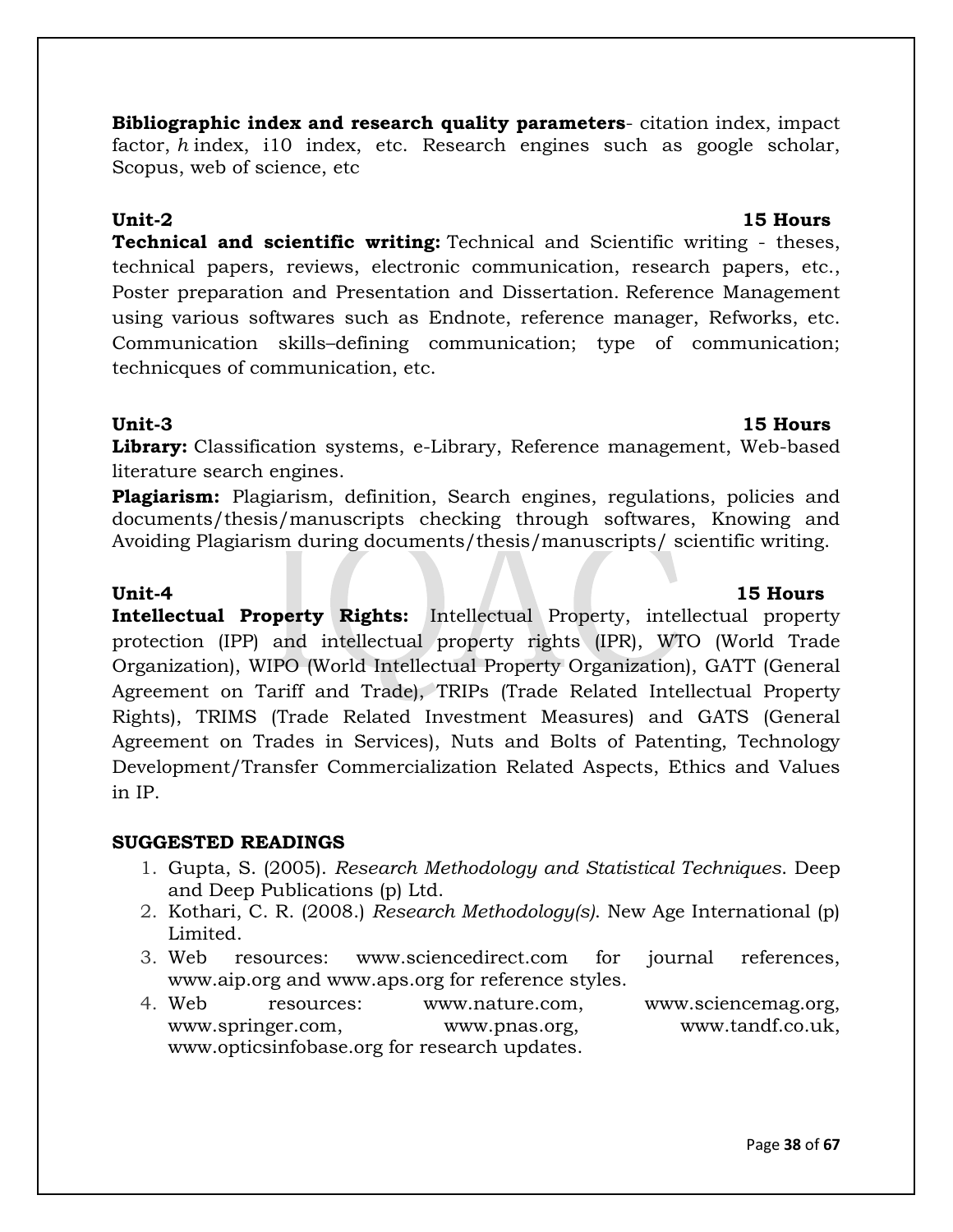**Bibliographic index and research quality parameters**- citation index, impact factor, *h* index, i10 index, etc. Research engines such as google scholar, Scopus, web of science, etc

**Unit-2 15 Hours**

**Technical and scientific writing:** Technical and Scientific writing - theses, technical papers, reviews, electronic communication, research papers, etc., Poster preparation and Presentation and Dissertation. Reference Management using various softwares such as Endnote, reference manager, Refworks, etc. Communication skills–defining communication; type of communication; technicques of communication, etc.

**Unit-3 15 Hours**

**Library:** Classification systems, e-Library, Reference management, Web-based literature search engines.

**Plagiarism:** Plagiarism, definition, Search engines, regulations, policies and documents/thesis/manuscripts checking through softwares, Knowing and Avoiding Plagiarism during documents/thesis/manuscripts/ scientific writing.

**Unit-4 15 Hours**

**Intellectual Property Rights:** Intellectual Property, intellectual property protection (IPP) and intellectual property rights (IPR), WTO (World Trade Organization), WIPO (World Intellectual Property Organization), GATT (General Agreement on Tariff and Trade), TRIPs (Trade Related Intellectual Property Rights), TRIMS (Trade Related Investment Measures) and GATS (General Agreement on Trades in Services), Nuts and Bolts of Patenting, Technology Development/Transfer Commercialization Related Aspects, Ethics and Values in IP.

**SUGGESTED READINGS**

1. Gupta, S. (2005). *Research Methodology and Statistical Techniques*. Deep and Deep Publications (p) Ltd.
2. Kothari, C. R. (2008.) *Research Methodology(s).* New Age International (p) Limited.
3. Web resources: www.sciencedirect.com for journal references, www.aip.org and www.aps.org for reference styles.
4. Web resources: www.nature.com, www.sciencemag.org, www.springer.com, www.pnas.org, www.tandf.co.uk, www.opticsinfobase.org for research updates.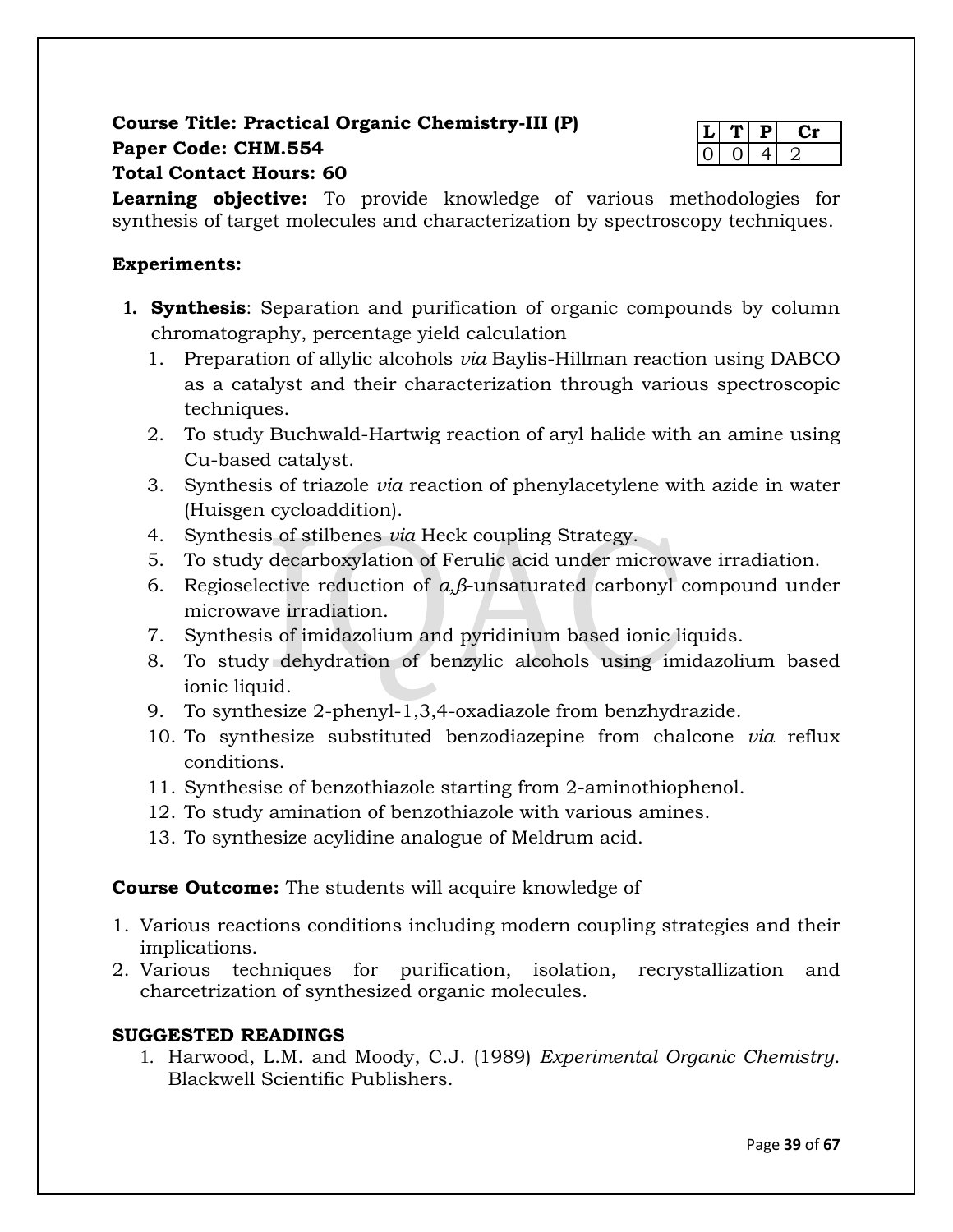**Course Title: Practical Organic Chemistry-III (P)**
**Paper Code: CHM.554**
**Total Contact Hours: 60**

| L | T | P | Cr |
|---|---|---|---|
| 0 | 0 | 4 | 2 |

**Learning objective:** To provide knowledge of various methodologies for synthesis of target molecules and characterization by spectroscopy techniques.

**Experiments:**

1. **Synthesis**: Separation and purification of organic compounds by column chromatography, percentage yield calculation
   1. Preparation of allylic alcohols *via* Baylis-Hillman reaction using DABCO as a catalyst and their characterization through various spectroscopic techniques.
   2. To study Buchwald-Hartwig reaction of aryl halide with an amine using Cu-based catalyst.
   3. Synthesis of triazole *via* reaction of phenylacetylene with azide in water (Huisgen cycloaddition).
   4. Synthesis of stilbenes *via* Heck coupling Strategy.
   5. To study decarboxylation of Ferulic acid under microwave irradiation.
   6. Regioselective reduction of *α,β*-unsaturated carbonyl compound under microwave irradiation.
   7. Synthesis of imidazolium and pyridinium based ionic liquids.
   8. To study dehydration of benzylic alcohols using imidazolium based ionic liquid.
   9. To synthesize 2-phenyl-1,3,4-oxadiazole from benzhydrazide.
   10. To synthesize substituted benzodiazepine from chalcone *via* reflux conditions.
   11. Synthesise of benzothiazole starting from 2-aminothiophenol.
   12. To study amination of benzothiazole with various amines.
   13. To synthesize acylidine analogue of Meldrum acid.

**Course Outcome:** The students will acquire knowledge of

1. Various reactions conditions including modern coupling strategies and their implications.
2. Various techniques for purification, isolation, recrystallization and charcetrization of synthesized organic molecules.

**SUGGESTED READINGS**

1. Harwood, L.M. and Moody, C.J. (1989) *Experimental Organic Chemistry*. Blackwell Scientific Publishers.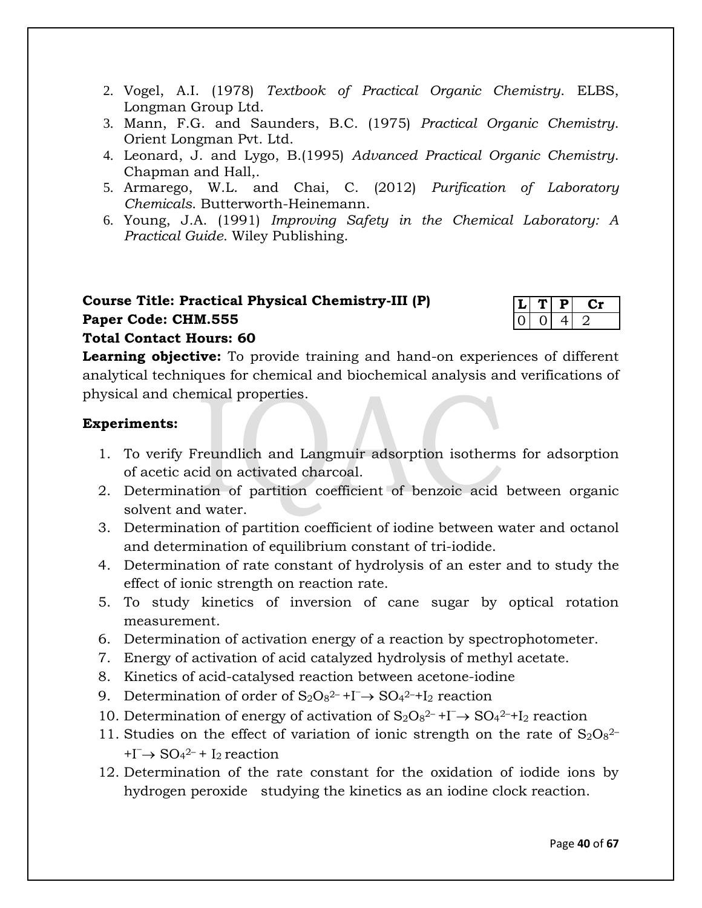2. Vogel, A.I. (1978) *Textbook of Practical Organic Chemistry*. ELBS, Longman Group Ltd.
3. Mann, F.G. and Saunders, B.C. (1975) *Practical Organic Chemistry*. Orient Longman Pvt. Ltd.
4. Leonard, J. and Lygo, B.(1995) *Advanced Practical Organic Chemistry*. Chapman and Hall,.
5. Armarego, W.L. and Chai, C. (2012) *Purification of Laboratory Chemicals*. Butterworth-Heinemann.
6. Young, J.A. (1991) *Improving Safety in the Chemical Laboratory: A Practical Guide*. Wiley Publishing.

**Course Title: Practical Physical Chemistry-III (P)**
**Paper Code: CHM.555**
**Total Contact Hours: 60**

| L | T | P | Cr |
|---|---|---|---|
| 0 | 0 | 4 | 2 |

**Learning objective:** To provide training and hand-on experiences of different analytical techniques for chemical and biochemical analysis and verifications of physical and chemical properties.

**Experiments:**

1. To verify Freundlich and Langmuir adsorption isotherms for adsorption of acetic acid on activated charcoal.
2. Determination of partition coefficient of benzoic acid between organic solvent and water.
3. Determination of partition coefficient of iodine between water and octanol and determination of equilibrium constant of tri-iodide.
4. Determination of rate constant of hydrolysis of an ester and to study the effect of ionic strength on reaction rate.
5. To study kinetics of inversion of cane sugar by optical rotation measurement.
6. Determination of activation energy of a reaction by spectrophotometer.
7. Energy of activation of acid catalyzed hydrolysis of methyl acetate.
8. Kinetics of acid-catalysed reaction between acetone-iodine
9. Determination of order of $S_2O_8^{2-} + I^- \rightarrow SO_4^{2-} + I_2$ reaction
10. Determination of energy of activation of $S_2O_8^{2-} + I^- \rightarrow SO_4^{2-} + I_2$ reaction
11. Studies on the effect of variation of ionic strength on the rate of $S_2O_8^{2-} + I^- \rightarrow SO_4^{2-} + I_2$ reaction
12. Determination of the rate constant for the oxidation of iodide ions by hydrogen peroxide studying the kinetics as an iodine clock reaction.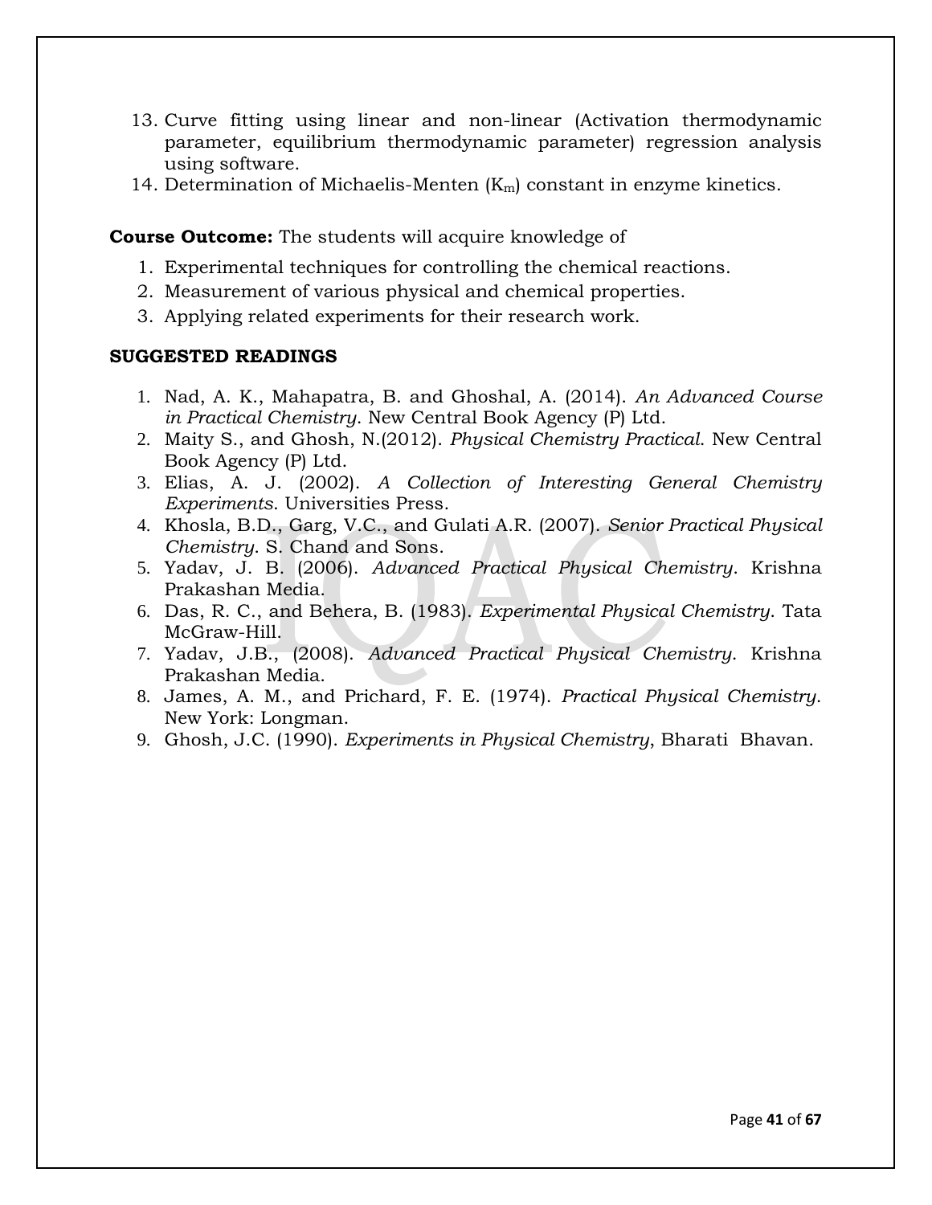13. Curve fitting using linear and non-linear (Activation thermodynamic parameter, equilibrium thermodynamic parameter) regression analysis using software.
14. Determination of Michaelis-Menten ($K_m$) constant in enzyme kinetics.

**Course Outcome:** The students will acquire knowledge of

1. Experimental techniques for controlling the chemical reactions.
2. Measurement of various physical and chemical properties.
3. Applying related experiments for their research work.

**SUGGESTED READINGS**

1. Nad, A. K., Mahapatra, B. and Ghoshal, A. (2014). *An Advanced Course in Practical Chemistry*. New Central Book Agency (P) Ltd.
2. Maity S., and Ghosh, N.(2012). *Physical Chemistry Practical*. New Central Book Agency (P) Ltd.
3. Elias, A. J. (2002). *A Collection of Interesting General Chemistry Experiments*. Universities Press.
4. Khosla, B.D., Garg, V.C., and Gulati A.R. (2007). *Senior Practical Physical Chemistry*. S. Chand and Sons.
5. Yadav, J. B. (2006). *Advanced Practical Physical Chemistry*. Krishna Prakashan Media.
6. Das, R. C., and Behera, B. (1983). *Experimental Physical Chemistry*. Tata McGraw-Hill.
7. Yadav, J.B., (2008). *Advanced Practical Physical Chemistry*. Krishna Prakashan Media.
8. James, A. M., and Prichard, F. E. (1974). *Practical Physical Chemistry*. New York: Longman.
9. Ghosh, J.C. (1990). *Experiments in Physical Chemistry*, Bharati Bhavan.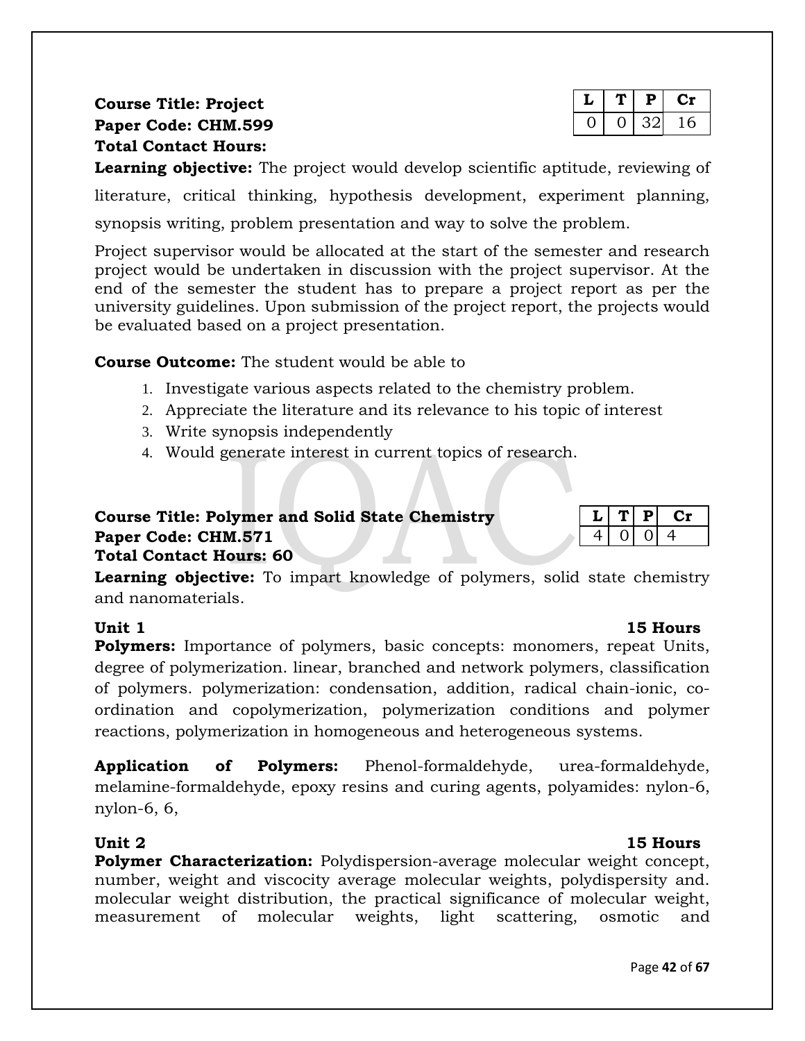**Course Title: Project**
**Paper Code: CHM.599**
**Total Contact Hours:**

| L | T | P | Cr |
|---|---|---|---|
| 0 | 0 | 32 | 16 |

**Learning objective:** The project would develop scientific aptitude, reviewing of literature, critical thinking, hypothesis development, experiment planning, synopsis writing, problem presentation and way to solve the problem.

Project supervisor would be allocated at the start of the semester and research project would be undertaken in discussion with the project supervisor. At the end of the semester the student has to prepare a project report as per the university guidelines. Upon submission of the project report, the projects would be evaluated based on a project presentation.

**Course Outcome:** The student would be able to

1. Investigate various aspects related to the chemistry problem.
2. Appreciate the literature and its relevance to his topic of interest
3. Write synopsis independently
4. Would generate interest in current topics of research.

**Course Title: Polymer and Solid State Chemistry**
**Paper Code: CHM.571**
**Total Contact Hours: 60**

| L | T | P | Cr |
|---|---|---|---|
| 4 | 0 | 0 | 4 |

**Learning objective:** To impart knowledge of polymers, solid state chemistry and nanomaterials.

**Unit 1** **15 Hours**

**Polymers:** Importance of polymers, basic concepts: monomers, repeat Units, degree of polymerization. linear, branched and network polymers, classification of polymers. polymerization: condensation, addition, radical chain-ionic, co-ordination and copolymerization, polymerization conditions and polymer reactions, polymerization in homogeneous and heterogeneous systems.

**Application of Polymers:** Phenol-formaldehyde, urea-formaldehyde, melamine-formaldehyde, epoxy resins and curing agents, polyamides: nylon-6, nylon-6, 6,

**Unit 2** **15 Hours**

**Polymer Characterization:** Polydispersion-average molecular weight concept, number, weight and viscocity average molecular weights, polydispersity and. molecular weight distribution, the practical significance of molecular weight, measurement of molecular weights, light scattering, osmotic and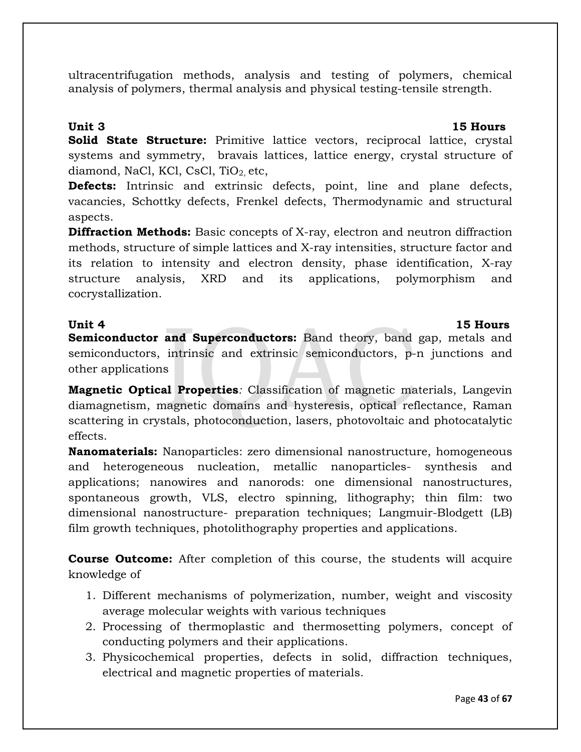ultracentrifugation methods, analysis and testing of polymers, chemical analysis of polymers, thermal analysis and physical testing-tensile strength.

**Unit 3** **15 Hours**

**Solid State Structure:** Primitive lattice vectors, reciprocal lattice, crystal systems and symmetry, bravais lattices, lattice energy, crystal structure of diamond, NaCl, KCl, CsCl, $TiO_2$, etc,

**Defects:** Intrinsic and extrinsic defects, point, line and plane defects, vacancies, Schottky defects, Frenkel defects, Thermodynamic and structural aspects.

**Diffraction Methods:** Basic concepts of X-ray, electron and neutron diffraction methods, structure of simple lattices and X-ray intensities, structure factor and its relation to intensity and electron density, phase identification, X-ray structure analysis, XRD and its applications, polymorphism and cocrystallization.

**Unit 4** **15 Hours**

**Semiconductor and Superconductors:** Band theory, band gap, metals and semiconductors, intrinsic and extrinsic semiconductors, p-n junctions and other applications

**Magnetic Optical Properties***:* Classification of magnetic materials, Langevin diamagnetism, magnetic domains and hysteresis, optical reflectance, Raman scattering in crystals, photoconduction, lasers, photovoltaic and photocatalytic effects.

**Nanomaterials:** Nanoparticles: zero dimensional nanostructure, homogeneous and heterogeneous nucleation, metallic nanoparticles- synthesis and applications; nanowires and nanorods: one dimensional nanostructures, spontaneous growth, VLS, electro spinning, lithography; thin film: two dimensional nanostructure- preparation techniques; Langmuir-Blodgett (LB) film growth techniques, photolithography properties and applications.

**Course Outcome:** After completion of this course, the students will acquire knowledge of

1. Different mechanisms of polymerization, number, weight and viscosity average molecular weights with various techniques
2. Processing of thermoplastic and thermosetting polymers, concept of conducting polymers and their applications.
3. Physicochemical properties, defects in solid, diffraction techniques, electrical and magnetic properties of materials.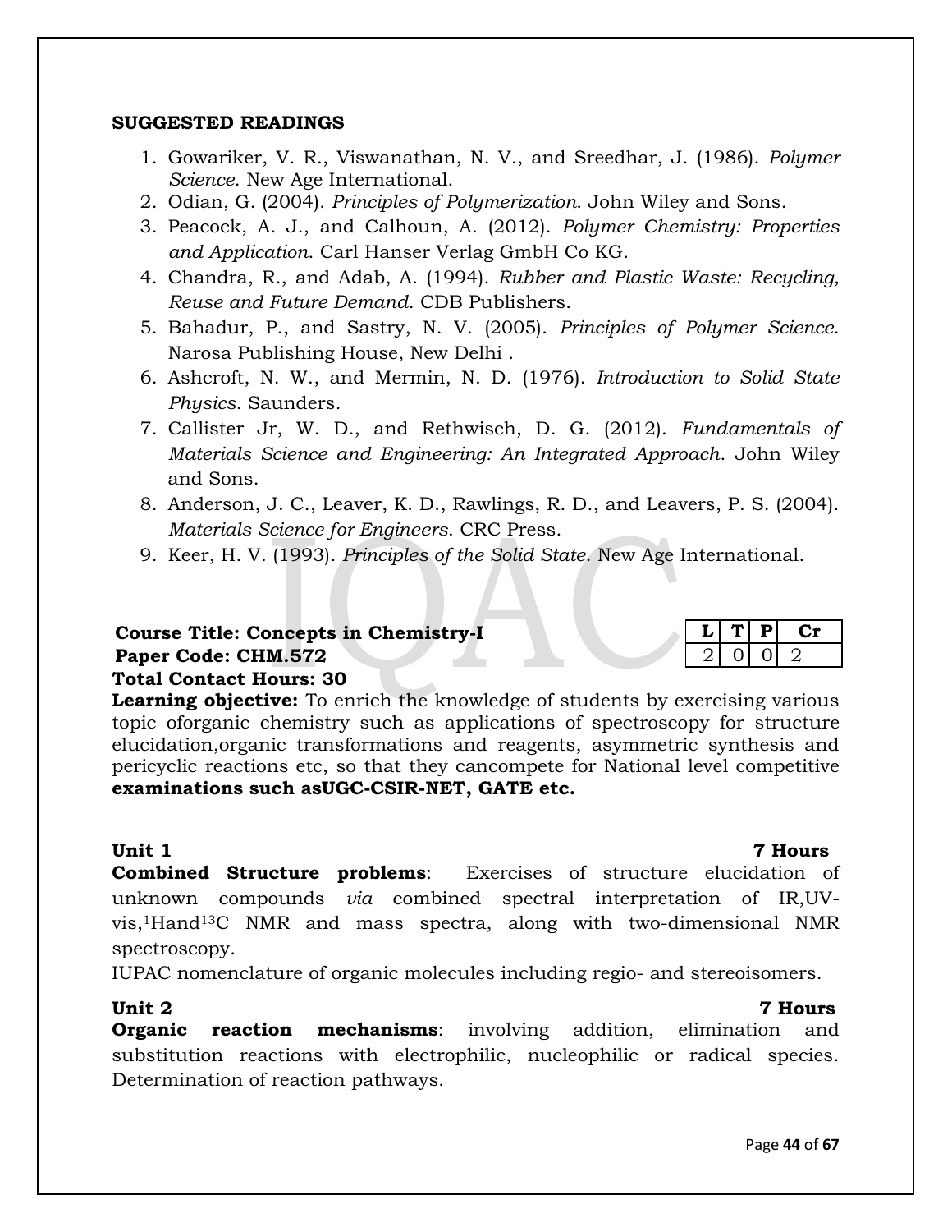**SUGGESTED READINGS**

1. Gowariker, V. R., Viswanathan, N. V., and Sreedhar, J. (1986). *Polymer Science*. New Age International.
2. Odian, G. (2004). *Principles of Polymerization*. John Wiley and Sons.
3. Peacock, A. J., and Calhoun, A. (2012). *Polymer Chemistry: Properties and Application*. Carl Hanser Verlag GmbH Co KG.
4. Chandra, R., and Adab, A. (1994). *Rubber and Plastic Waste: Recycling, Reuse and Future Demand*. CDB Publishers.
5. Bahadur, P., and Sastry, N. V. (2005). *Principles of Polymer Science*. Narosa Publishing House, New Delhi .
6. Ashcroft, N. W., and Mermin, N. D. (1976). *Introduction to Solid State Physics*. Saunders.
7. Callister Jr, W. D., and Rethwisch, D. G. (2012). *Fundamentals of Materials Science and Engineering: An Integrated Approach*. John Wiley and Sons.
8. Anderson, J. C., Leaver, K. D., Rawlings, R. D., and Leavers, P. S. (2004). *Materials Science for Engineers*. CRC Press.
9. Keer, H. V. (1993). *Principles of the Solid State*. New Age International.

**Course Title: Concepts in Chemistry-I**
**Paper Code: CHM.572**
**Total Contact Hours: 30**

| L | T | P | Cr |
|---|---|---|---|
| 2 | 0 | 0 | 2 |

**Learning objective:** To enrich the knowledge of students by exercising various topic oforganic chemistry such as applications of spectroscopy for structure elucidation,organic transformations and reagents, asymmetric synthesis and pericyclic reactions etc, so that they cancompete for National level competitive **examinations such asUGC-CSIR-NET, GATE etc.**

**Unit 1** **7 Hours**

**Combined Structure problems**: Exercises of structure elucidation of unknown compounds *via* combined spectral interpretation of IR,UV-vis,$^{1}$Hand$^{13}$C NMR and mass spectra, along with two-dimensional NMR spectroscopy.

IUPAC nomenclature of organic molecules including regio- and stereoisomers.

**Unit 2** **7 Hours**

**Organic reaction mechanisms**: involving addition, elimination and substitution reactions with electrophilic, nucleophilic or radical species. Determination of reaction pathways.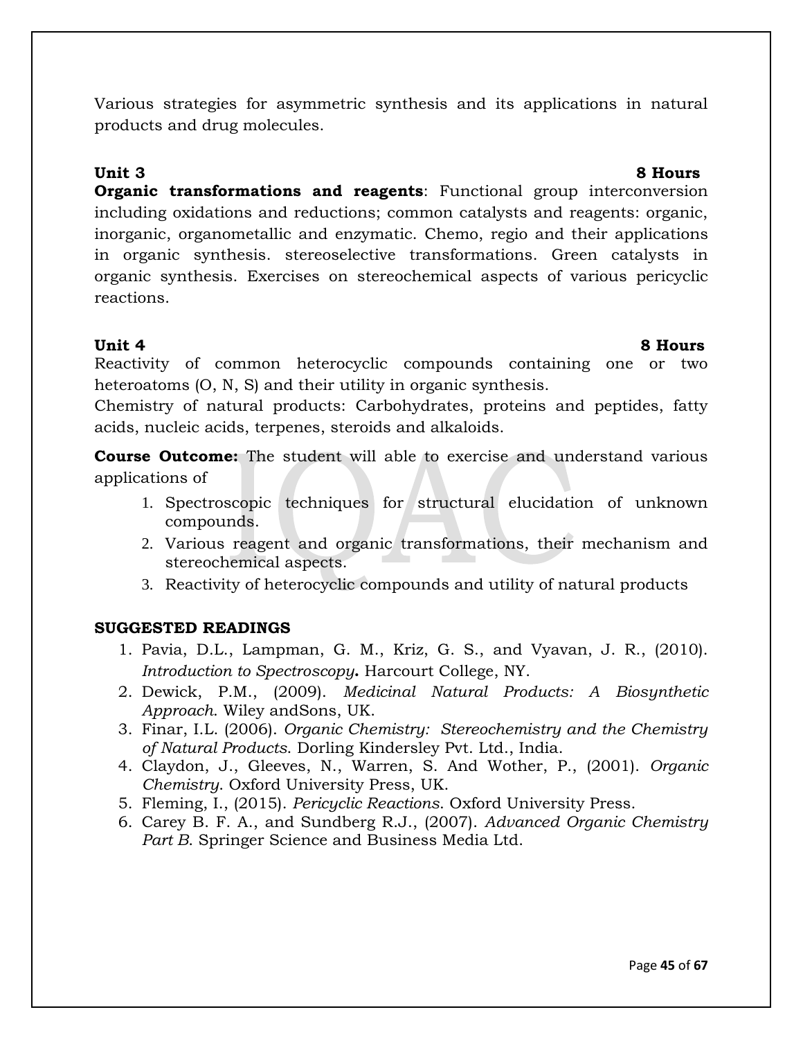Various strategies for asymmetric synthesis and its applications in natural products and drug molecules.

**Unit 3** **8 Hours**

**Organic transformations and reagents**: Functional group interconversion including oxidations and reductions; common catalysts and reagents: organic, inorganic, organometallic and enzymatic. Chemo, regio and their applications in organic synthesis. stereoselective transformations. Green catalysts in organic synthesis. Exercises on stereochemical aspects of various pericyclic reactions.

**Unit 4** **8 Hours**

Reactivity of common heterocyclic compounds containing one or two heteroatoms (O, N, S) and their utility in organic synthesis.

Chemistry of natural products: Carbohydrates, proteins and peptides, fatty acids, nucleic acids, terpenes, steroids and alkaloids.

**Course Outcome:** The student will able to exercise and understand various applications of

1. Spectroscopic techniques for structural elucidation of unknown compounds.
2. Various reagent and organic transformations, their mechanism and stereochemical aspects.
3. Reactivity of heterocyclic compounds and utility of natural products

**SUGGESTED READINGS**

1. Pavia, D.L., Lampman, G. M., Kriz, G. S., and Vyavan, J. R., (2010). *Introduction to Spectroscopy***.** Harcourt College, NY.
2. Dewick, P.M., (2009). *Medicinal Natural Products: A Biosynthetic Approach*. Wiley andSons, UK.
3. Finar, I.L. (2006). *Organic Chemistry: Stereochemistry and the Chemistry of Natural Products*. Dorling Kindersley Pvt. Ltd., India.
4. Claydon, J., Gleeves, N., Warren, S. And Wother, P., (2001). *Organic Chemistry*. Oxford University Press, UK.
5. Fleming, I., (2015). *Pericyclic Reactions*. Oxford University Press.
6. Carey B. F. A., and Sundberg R.J., (2007). *Advanced Organic Chemistry Part B*. Springer Science and Business Media Ltd.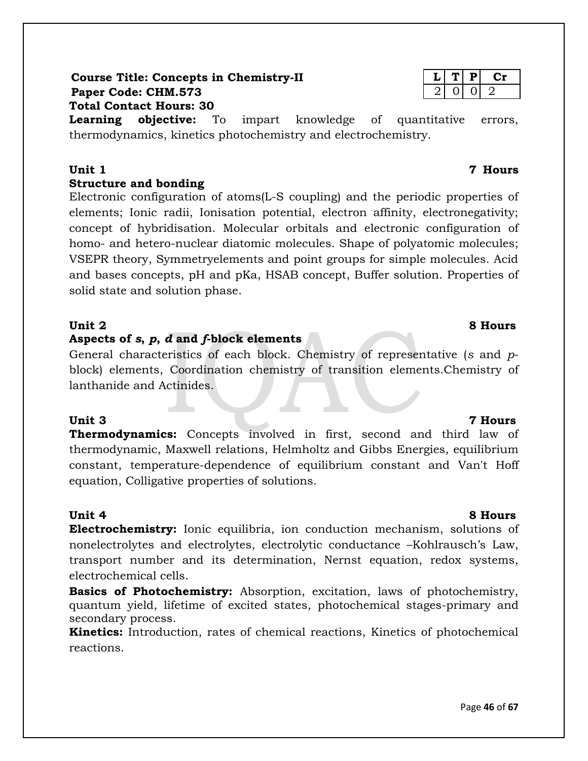**Course Title: Concepts in Chemistry-II**
**Paper Code: CHM.573**
**Total Contact Hours: 30**

| L | T | P | Cr |
|---|---|---|---|
| 2 | 0 | 0 | 2 |

**Learning objective:** To impart knowledge of quantitative errors, thermodynamics, kinetics photochemistry and electrochemistry.

**Unit 1 7 Hours**

**Structure and bonding**

Electronic configuration of atoms(L-S coupling) and the periodic properties of elements; Ionic radii, Ionisation potential, electron affinity, electronegativity; concept of hybridisation. Molecular orbitals and electronic configuration of homo- and hetero-nuclear diatomic molecules. Shape of polyatomic molecules; VSEPR theory, Symmetryelements and point groups for simple molecules. Acid and bases concepts, pH and pKa, HSAB concept, Buffer solution. Properties of solid state and solution phase.

**Unit 2 8 Hours**

**Aspects of *s*, *p*, *d* and *f*-block elements**

General characteristics of each block. Chemistry of representative (*s* and *p*-block) elements, Coordination chemistry of transition elements.Chemistry of lanthanide and Actinides.

**Unit 3 7 Hours**

**Thermodynamics:** Concepts involved in first, second and third law of thermodynamic, Maxwell relations, Helmholtz and Gibbs Energies, equilibrium constant, temperature-dependence of equilibrium constant and Van't Hoff equation, Colligative properties of solutions.

**Unit 4 8 Hours**

**Electrochemistry:** Ionic equilibria, ion conduction mechanism, solutions of nonelectrolytes and electrolytes, electrolytic conductance –Kohlrausch's Law, transport number and its determination, Nernst equation, redox systems, electrochemical cells.

**Basics of Photochemistry:** Absorption, excitation, laws of photochemistry, quantum yield, lifetime of excited states, photochemical stages-primary and secondary process.

**Kinetics:** Introduction, rates of chemical reactions, Kinetics of photochemical reactions.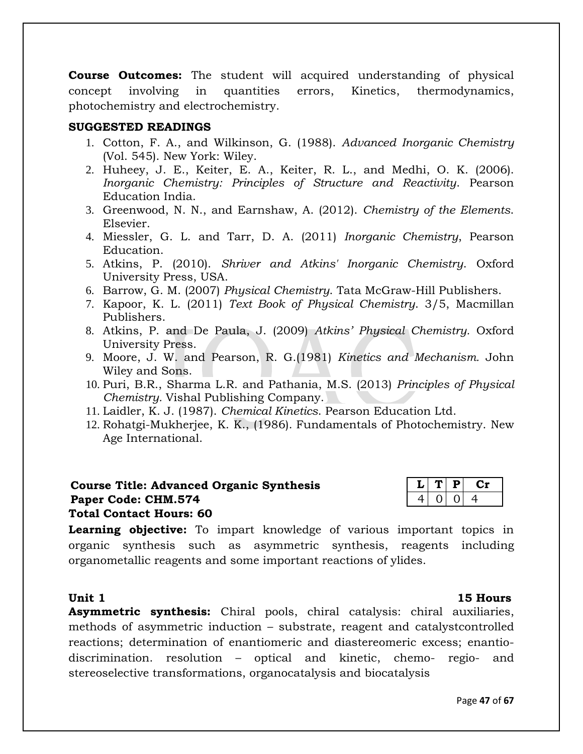**Course Outcomes:** The student will acquired understanding of physical concept involving in quantities errors, Kinetics, thermodynamics, photochemistry and electrochemistry.

**SUGGESTED READINGS**

1. Cotton, F. A., and Wilkinson, G. (1988). *Advanced Inorganic Chemistry* (Vol. 545). New York: Wiley.
2. Huheey, J. E., Keiter, E. A., Keiter, R. L., and Medhi, O. K. (2006). *Inorganic Chemistry: Principles of Structure and Reactivity*. Pearson Education India.
3. Greenwood, N. N., and Earnshaw, A. (2012). *Chemistry of the Elements*. Elsevier.
4. Miessler, G. L. and Tarr, D. A. (2011) *Inorganic Chemistry*, Pearson Education.
5. Atkins, P. (2010). *Shriver and Atkins' Inorganic Chemistry*. Oxford University Press, USA.
6. Barrow, G. M. (2007) *Physical Chemistry*. Tata McGraw-Hill Publishers.
7. Kapoor, K. L. (2011) *Text Book of Physical Chemistry*. 3/5, Macmillan Publishers.
8. Atkins, P. and De Paula, J. (2009) *Atkins' Physical Chemistry*. Oxford University Press.
9. Moore, J. W. and Pearson, R. G.(1981) *Kinetics and Mechanism*. John Wiley and Sons.
10. Puri, B.R., Sharma L.R. and Pathania, M.S. (2013) *Principles of Physical Chemistry*. Vishal Publishing Company.
11. Laidler, K. J. (1987). *Chemical Kinetics*. Pearson Education Ltd.
12. Rohatgi-Mukherjee, K. K., (1986). Fundamentals of Photochemistry. New Age International.

**Course Title: Advanced Organic Synthesis**
**Paper Code: CHM.574**
**Total Contact Hours: 60**

| L | T | P | Cr |
|---|---|---|---|
| 4 | 0 | 0 | 4 |

**Learning objective:** To impart knowledge of various important topics in organic synthesis such as asymmetric synthesis, reagents including organometallic reagents and some important reactions of ylides.

**Unit 1** **15 Hours**

**Asymmetric synthesis:** Chiral pools, chiral catalysis: chiral auxiliaries, methods of asymmetric induction – substrate, reagent and catalystcontrolled reactions; determination of enantiomeric and diastereomeric excess; enantio-discrimination. resolution – optical and kinetic, chemo- regio- and stereoselective transformations, organocatalysis and biocatalysis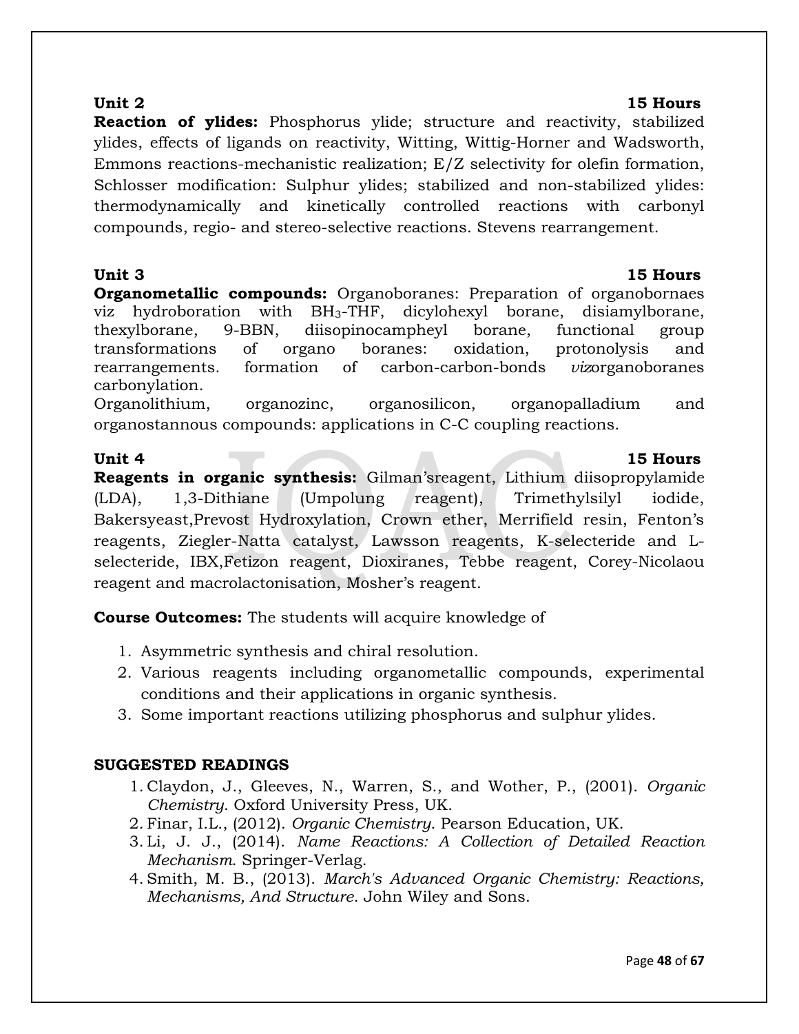**Unit 2** **15 Hours**

**Reaction of ylides:** Phosphorus ylide; structure and reactivity, stabilized ylides, effects of ligands on reactivity, Witting, Wittig-Horner and Wadsworth, Emmons reactions-mechanistic realization; E/Z selectivity for olefin formation, Schlosser modification: Sulphur ylides; stabilized and non-stabilized ylides: thermodynamically and kinetically controlled reactions with carbonyl compounds, regio- and stereo-selective reactions. Stevens rearrangement.

**Unit 3** **15 Hours**

**Organometallic compounds:** Organoboranes: Preparation of organobornaes viz hydroboration with $BH_3$-THF, dicylohexyl borane, disiamylborane, thexylborane, 9-BBN, diisopinocampheyl borane, functional group transformations of organo boranes: oxidation, protonolysis and rearrangements. formation of carbon-carbon-bonds *viz*organoboranes carbonylation.

Organolithium, organozinc, organosilicon, organopalladium and organostannous compounds: applications in C-C coupling reactions.

**Unit 4** **15 Hours**

**Reagents in organic synthesis:** Gilman'sreagent, Lithium diisopropylamide (LDA), 1,3-Dithiane (Umpolung reagent), Trimethylsilyl iodide, Bakersyeast,Prevost Hydroxylation, Crown ether, Merrifield resin, Fenton's reagents, Ziegler-Natta catalyst, Lawsson reagents, K-selecteride and L-selecteride, IBX,Fetizon reagent, Dioxiranes, Tebbe reagent, Corey-Nicolaou reagent and macrolactonisation, Mosher's reagent.

**Course Outcomes:** The students will acquire knowledge of

1. Asymmetric synthesis and chiral resolution.
2. Various reagents including organometallic compounds, experimental conditions and their applications in organic synthesis.
3. Some important reactions utilizing phosphorus and sulphur ylides.

**SUGGESTED READINGS**

1. Claydon, J., Gleeves, N., Warren, S., and Wother, P., (2001). *Organic Chemistry*. Oxford University Press, UK.
2. Finar, I.L., (2012). *Organic Chemistry*. Pearson Education, UK.
3. Li, J. J., (2014). *Name Reactions: A Collection of Detailed Reaction Mechanism*. Springer-Verlag.
4. Smith, M. B., (2013). *March's Advanced Organic Chemistry: Reactions, Mechanisms, And Structure*. John Wiley and Sons.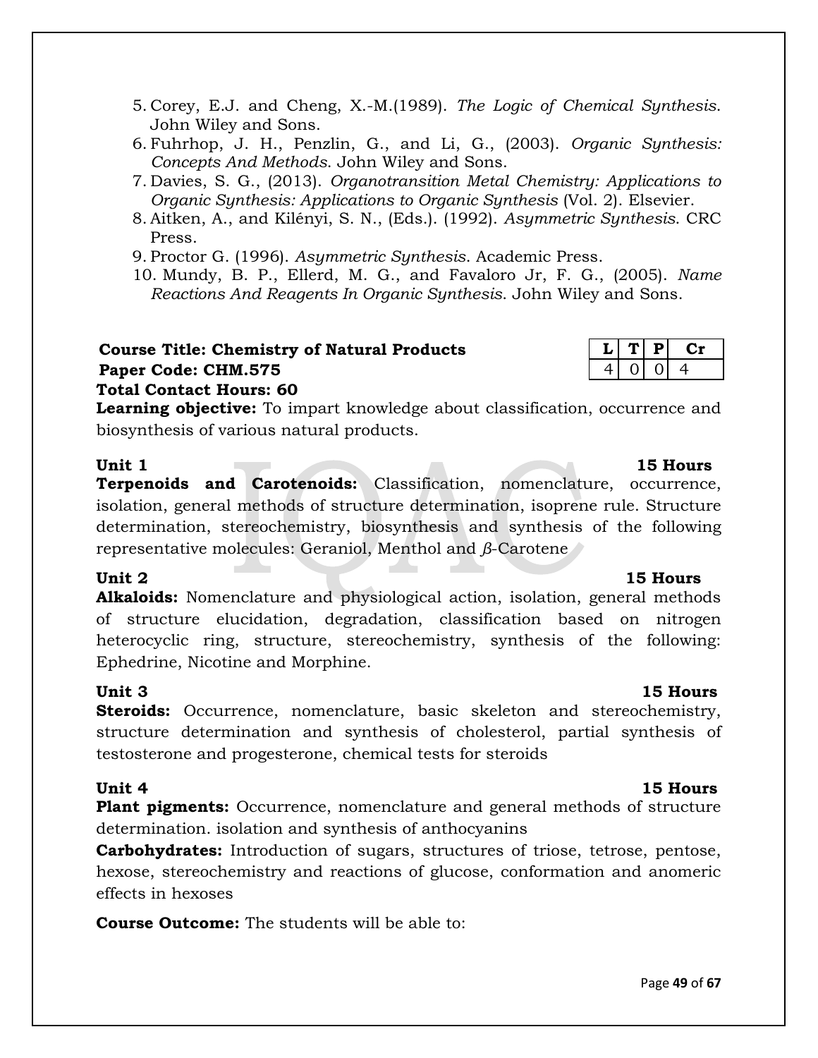5. Corey, E.J. and Cheng, X.-M.(1989). *The Logic of Chemical Synthesis*. John Wiley and Sons.
6. Fuhrhop, J. H., Penzlin, G., and Li, G., (2003). *Organic Synthesis: Concepts And Methods*. John Wiley and Sons.
7. Davies, S. G., (2013). *Organotransition Metal Chemistry: Applications to Organic Synthesis: Applications to Organic Synthesis* (Vol. 2). Elsevier.
8. Aitken, A., and Kilényi, S. N., (Eds.). (1992). *Asymmetric Synthesis*. CRC Press.
9. Proctor G. (1996). *Asymmetric Synthesis*. Academic Press.
10. Mundy, B. P., Ellerd, M. G., and Favaloro Jr, F. G., (2005). *Name Reactions And Reagents In Organic Synthesis*. John Wiley and Sons.

**Course Title: Chemistry of Natural Products**
**Paper Code: CHM.575**
**Total Contact Hours: 60**

| L | T | P | Cr |
|---|---|---|---|
| 4 | 0 | 0 | 4 |

**Learning objective:** To impart knowledge about classification, occurrence and biosynthesis of various natural products.

**Unit 1** **15 Hours**

**Terpenoids and Carotenoids:** Classification, nomenclature, occurrence, isolation, general methods of structure determination, isoprene rule. Structure determination, stereochemistry, biosynthesis and synthesis of the following representative molecules: Geraniol, Menthol and *β*-Carotene

**Unit 2** **15 Hours**

**Alkaloids:** Nomenclature and physiological action, isolation, general methods of structure elucidation, degradation, classification based on nitrogen heterocyclic ring, structure, stereochemistry, synthesis of the following: Ephedrine, Nicotine and Morphine.

**Unit 3** **15 Hours**

**Steroids:** Occurrence, nomenclature, basic skeleton and stereochemistry, structure determination and synthesis of cholesterol, partial synthesis of testosterone and progesterone, chemical tests for steroids

**Unit 4** **15 Hours**

**Plant pigments:** Occurrence, nomenclature and general methods of structure determination. isolation and synthesis of anthocyanins

**Carbohydrates:** Introduction of sugars, structures of triose, tetrose, pentose, hexose, stereochemistry and reactions of glucose, conformation and anomeric effects in hexoses

**Course Outcome:** The students will be able to: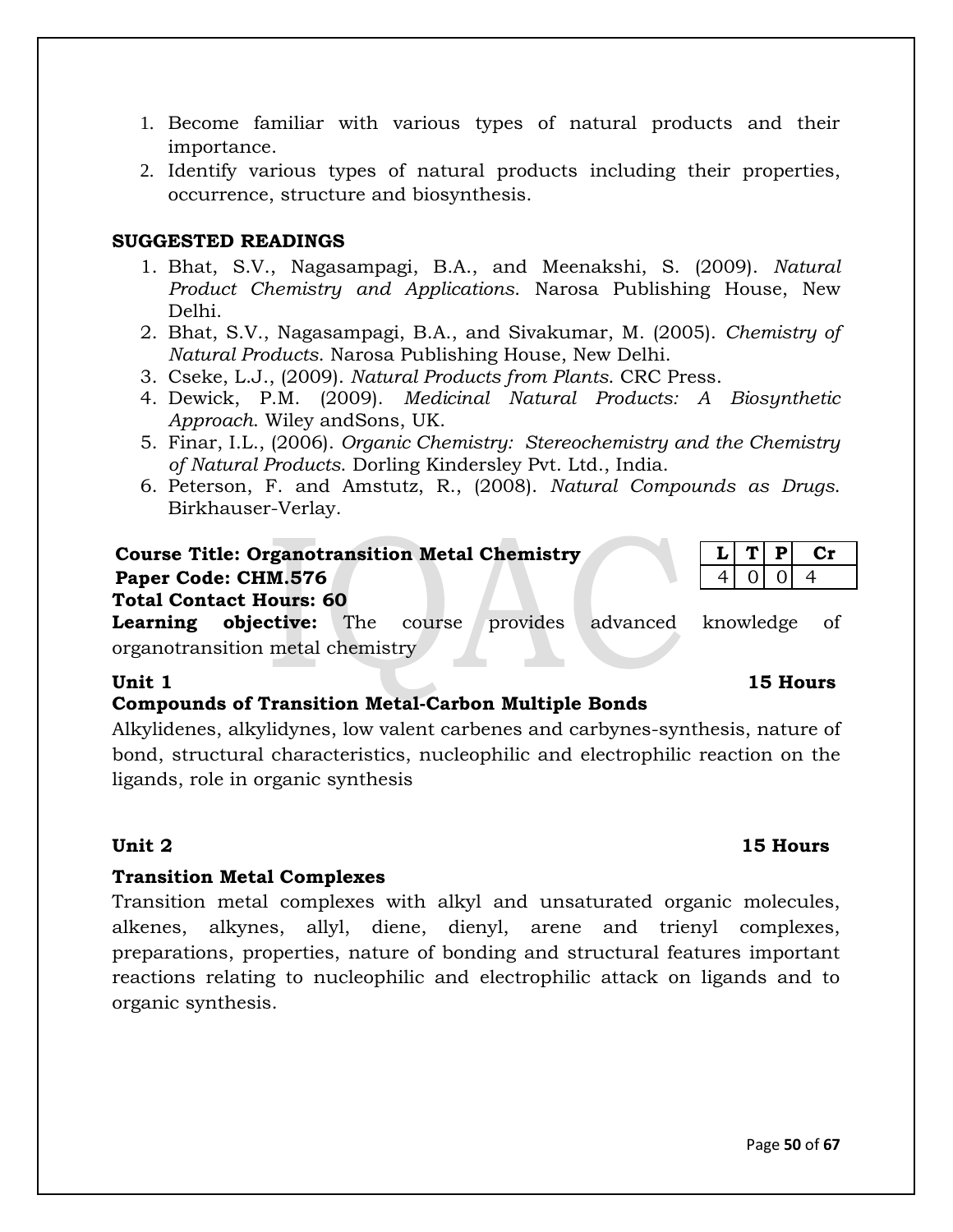1. Become familiar with various types of natural products and their importance.
2. Identify various types of natural products including their properties, occurrence, structure and biosynthesis.

**SUGGESTED READINGS**

1. Bhat, S.V., Nagasampagi, B.A., and Meenakshi, S. (2009). *Natural Product Chemistry and Applications*. Narosa Publishing House, New Delhi.
2. Bhat, S.V., Nagasampagi, B.A., and Sivakumar, M. (2005). *Chemistry of Natural Products*. Narosa Publishing House, New Delhi.
3. Cseke, L.J., (2009). *Natural Products from Plants*. CRC Press.
4. Dewick, P.M. (2009). *Medicinal Natural Products: A Biosynthetic Approach*. Wiley andSons, UK.
5. Finar, I.L., (2006). *Organic Chemistry: Stereochemistry and the Chemistry of Natural Products*. Dorling Kindersley Pvt. Ltd., India.
6. Peterson, F. and Amstutz, R., (2008). *Natural Compounds as Drugs*. Birkhauser-Verlay.

**Course Title: Organotransition Metal Chemistry**
**Paper Code: CHM.576**

| L | T | P | Cr |
|---|---|---|---|
| 4 | 0 | 0 | 4 |

**Total Contact Hours: 60**

**Learning objective:** The course provides advanced knowledge of organotransition metal chemistry

**Unit 1** **15 Hours**

**Compounds of Transition Metal-Carbon Multiple Bonds**

Alkylidenes, alkylidynes, low valent carbenes and carbynes-synthesis, nature of bond, structural characteristics, nucleophilic and electrophilic reaction on the ligands, role in organic synthesis

**Unit 2** **15 Hours**

**Transition Metal Complexes**

Transition metal complexes with alkyl and unsaturated organic molecules, alkenes, alkynes, allyl, diene, dienyl, arene and trienyl complexes, preparations, properties, nature of bonding and structural features important reactions relating to nucleophilic and electrophilic attack on ligands and to organic synthesis.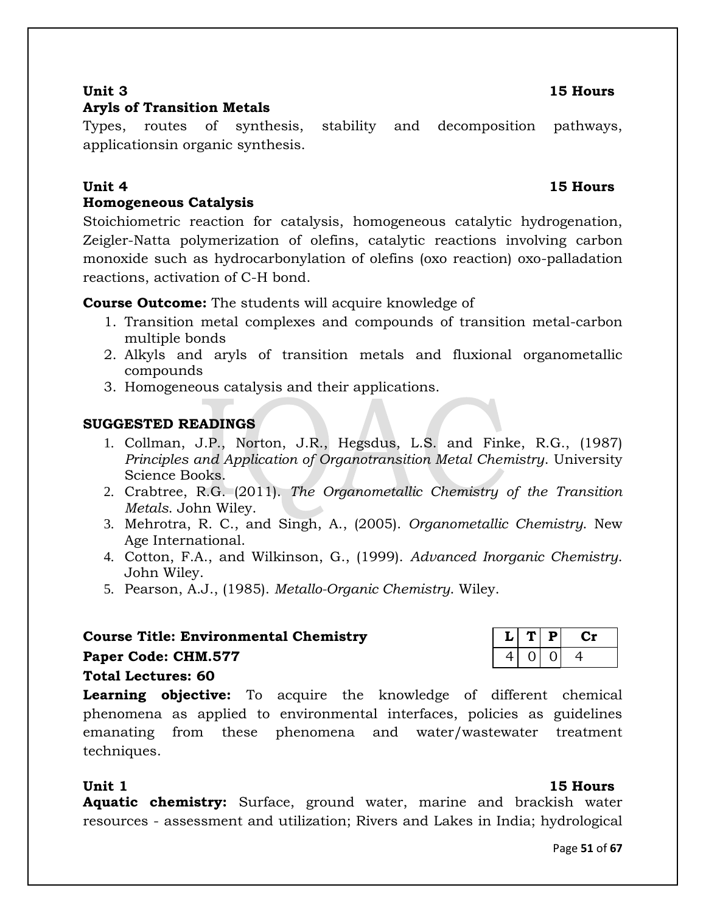**Unit 3** **15 Hours**

**Aryls of Transition Metals**

Types, routes of synthesis, stability and decomposition pathways, applicationsin organic synthesis.

**Unit 4** **15 Hours**

**Homogeneous Catalysis**

Stoichiometric reaction for catalysis, homogeneous catalytic hydrogenation, Zeigler-Natta polymerization of olefins, catalytic reactions involving carbon monoxide such as hydrocarbonylation of olefins (oxo reaction) oxo-palladation reactions, activation of C-H bond.

**Course Outcome:** The students will acquire knowledge of

1. Transition metal complexes and compounds of transition metal-carbon multiple bonds
2. Alkyls and aryls of transition metals and fluxional organometallic compounds
3. Homogeneous catalysis and their applications.

**SUGGESTED READINGS**

1. Collman, J.P., Norton, J.R., Hegsdus, L.S. and Finke, R.G., (1987) *Principles and Application of Organotransition Metal Chemistry*. University Science Books.
2. Crabtree, R.G. (2011). *The Organometallic Chemistry of the Transition Metals*. John Wiley.
3. Mehrotra, R. C., and Singh, A., (2005). *Organometallic Chemistry*. New Age International.
4. Cotton, F.A., and Wilkinson, G., (1999). *Advanced Inorganic Chemistry*. John Wiley.
5. Pearson, A.J., (1985). *Metallo-Organic Chemistry*. Wiley.

**Course Title: Environmental Chemistry**

**Paper Code: CHM.577**

**Total Lectures: 60**

| L | T | P | Cr |
|---|---|---|---|
| 4 | 0 | 0 | 4 |

**Learning objective:** To acquire the knowledge of different chemical phenomena as applied to environmental interfaces, policies as guidelines emanating from these phenomena and water/wastewater treatment techniques.

**Unit 1** **15 Hours**

**Aquatic chemistry:** Surface, ground water, marine and brackish water resources - assessment and utilization; Rivers and Lakes in India; hydrological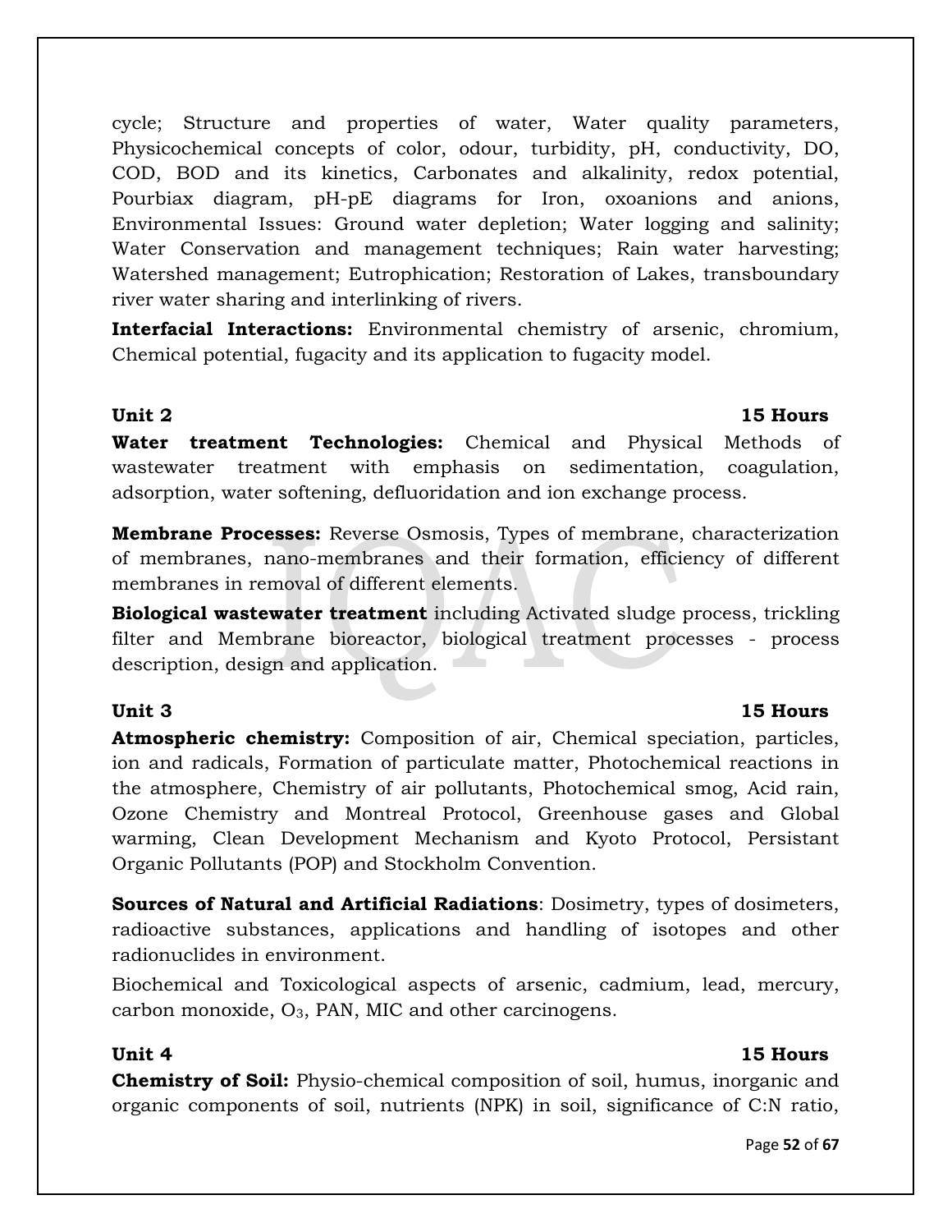cycle; Structure and properties of water, Water quality parameters, Physicochemical concepts of color, odour, turbidity, pH, conductivity, DO, COD, BOD and its kinetics, Carbonates and alkalinity, redox potential, Pourbiax diagram, pH-pE diagrams for Iron, oxoanions and anions, Environmental Issues: Ground water depletion; Water logging and salinity; Water Conservation and management techniques; Rain water harvesting; Watershed management; Eutrophication; Restoration of Lakes, transboundary river water sharing and interlinking of rivers.

**Interfacial Interactions:** Environmental chemistry of arsenic, chromium, Chemical potential, fugacity and its application to fugacity model.

**Unit 2** **15 Hours**

**Water treatment Technologies:** Chemical and Physical Methods of wastewater treatment with emphasis on sedimentation, coagulation, adsorption, water softening, defluoridation and ion exchange process.

**Membrane Processes:** Reverse Osmosis, Types of membrane, characterization of membranes, nano-membranes and their formation, efficiency of different membranes in removal of different elements.

**Biological wastewater treatment** including Activated sludge process, trickling filter and Membrane bioreactor, biological treatment processes - process description, design and application.

**Unit 3** **15 Hours**

**Atmospheric chemistry:** Composition of air, Chemical speciation, particles, ion and radicals, Formation of particulate matter, Photochemical reactions in the atmosphere, Chemistry of air pollutants, Photochemical smog, Acid rain, Ozone Chemistry and Montreal Protocol, Greenhouse gases and Global warming, Clean Development Mechanism and Kyoto Protocol, Persistant Organic Pollutants (POP) and Stockholm Convention.

**Sources of Natural and Artificial Radiations**: Dosimetry, types of dosimeters, radioactive substances, applications and handling of isotopes and other radionuclides in environment.

Biochemical and Toxicological aspects of arsenic, cadmium, lead, mercury, carbon monoxide, $O_3$, PAN, MIC and other carcinogens.

**Unit 4** **15 Hours**

**Chemistry of Soil:** Physio-chemical composition of soil, humus, inorganic and organic components of soil, nutrients (NPK) in soil, significance of C:N ratio,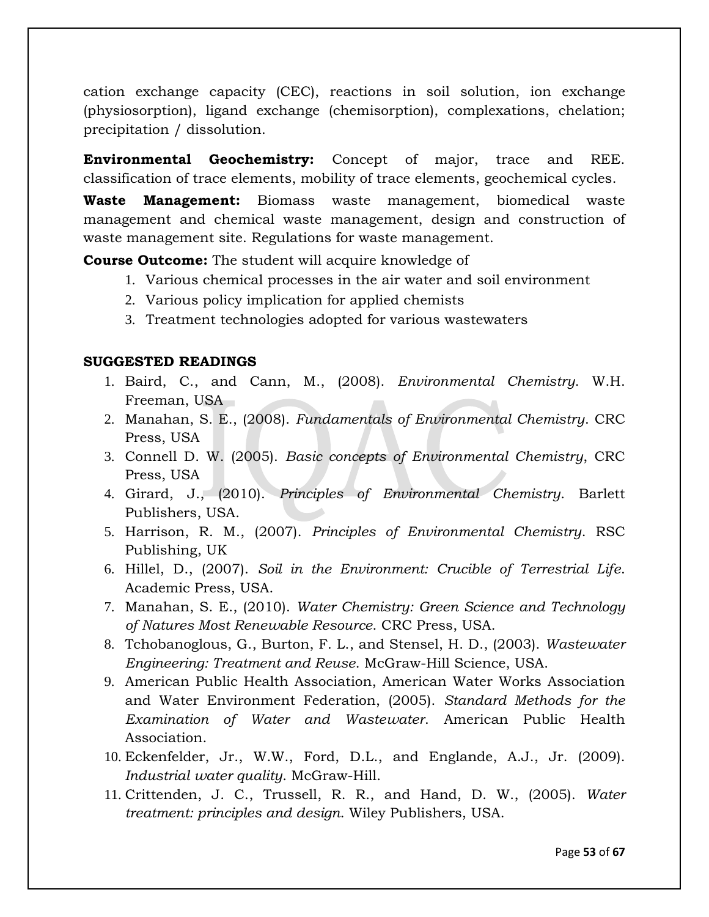cation exchange capacity (CEC), reactions in soil solution, ion exchange (physiosorption), ligand exchange (chemisorption), complexations, chelation; precipitation / dissolution.

**Environmental Geochemistry:** Concept of major, trace and REE. classification of trace elements, mobility of trace elements, geochemical cycles.

**Waste Management:** Biomass waste management, biomedical waste management and chemical waste management, design and construction of waste management site. Regulations for waste management.

**Course Outcome:** The student will acquire knowledge of

1. Various chemical processes in the air water and soil environment
2. Various policy implication for applied chemists
3. Treatment technologies adopted for various wastewaters

**SUGGESTED READINGS**

1. Baird, C., and Cann, M., (2008). *Environmental Chemistry*. W.H. Freeman, USA
2. Manahan, S. E., (2008). *Fundamentals of Environmental Chemistry*. CRC Press, USA
3. Connell D. W. (2005). *Basic concepts of Environmental Chemistry*, CRC Press, USA
4. Girard, J., (2010). *Principles of Environmental Chemistry*. Barlett Publishers, USA.
5. Harrison, R. M., (2007). *Principles of Environmental Chemistry*. RSC Publishing, UK
6. Hillel, D., (2007). *Soil in the Environment: Crucible of Terrestrial Life*. Academic Press, USA.
7. Manahan, S. E., (2010). *Water Chemistry: Green Science and Technology of Natures Most Renewable Resource*. CRC Press, USA.
8. Tchobanoglous, G., Burton, F. L., and Stensel, H. D., (2003). *Wastewater Engineering: Treatment and Reuse*. McGraw-Hill Science, USA.
9. American Public Health Association, American Water Works Association and Water Environment Federation, (2005). *Standard Methods for the Examination of Water and Wastewater*. American Public Health Association.
10. Eckenfelder, Jr., W.W., Ford, D.L., and Englande, A.J., Jr. (2009). *Industrial water quality*. McGraw-Hill.
11. Crittenden, J. C., Trussell, R. R., and Hand, D. W., (2005). *Water treatment: principles and design*. Wiley Publishers, USA.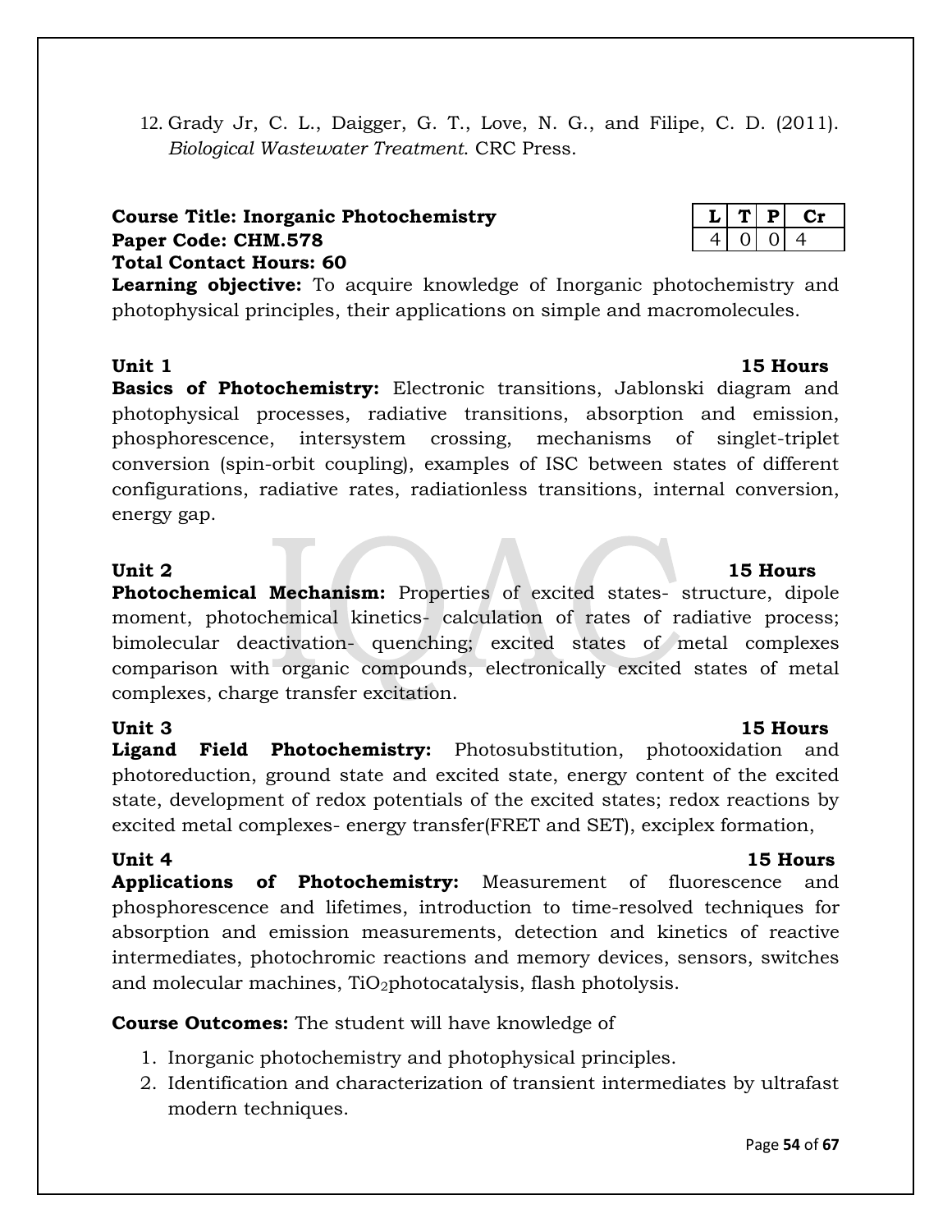12. Grady Jr, C. L., Daigger, G. T., Love, N. G., and Filipe, C. D. (2011). *Biological Wastewater Treatment*. CRC Press.

**Course Title: Inorganic Photochemistry**
**Paper Code: CHM.578**
**Total Contact Hours: 60**

| L | T | P | Cr |
|---|---|---|---|
| 4 | 0 | 0 | 4 |

**Learning objective:** To acquire knowledge of Inorganic photochemistry and photophysical principles, their applications on simple and macromolecules.

**Unit 1 15 Hours**

**Basics of Photochemistry:** Electronic transitions, Jablonski diagram and photophysical processes, radiative transitions, absorption and emission, phosphorescence, intersystem crossing, mechanisms of singlet-triplet conversion (spin-orbit coupling), examples of ISC between states of different configurations, radiative rates, radiationless transitions, internal conversion, energy gap.

**Unit 2 15 Hours**

**Photochemical Mechanism:** Properties of excited states- structure, dipole moment, photochemical kinetics- calculation of rates of radiative process; bimolecular deactivation- quenching; excited states of metal complexes comparison with organic compounds, electronically excited states of metal complexes, charge transfer excitation.

**Unit 3 15 Hours**

**Ligand Field Photochemistry:** Photosubstitution, photooxidation and photoreduction, ground state and excited state, energy content of the excited state, development of redox potentials of the excited states; redox reactions by excited metal complexes- energy transfer(FRET and SET), exciplex formation,

**Unit 4 15 Hours**

**Applications of Photochemistry:** Measurement of fluorescence and phosphorescence and lifetimes, introduction to time-resolved techniques for absorption and emission measurements, detection and kinetics of reactive intermediates, photochromic reactions and memory devices, sensors, switches and molecular machines, $TiO_2$photocatalysis, flash photolysis.

**Course Outcomes:** The student will have knowledge of

1. Inorganic photochemistry and photophysical principles.
2. Identification and characterization of transient intermediates by ultrafast modern techniques.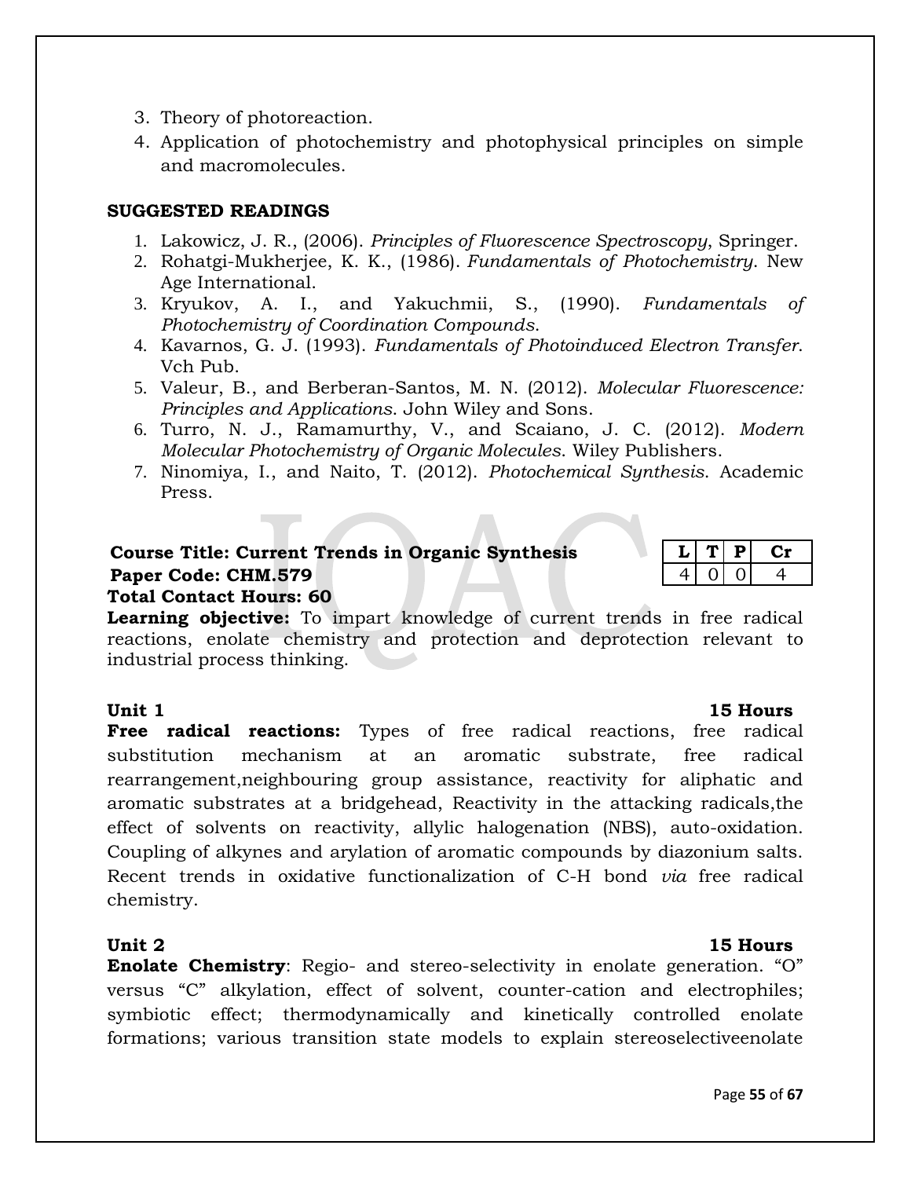3. Theory of photoreaction.
4. Application of photochemistry and photophysical principles on simple and macromolecules.

**SUGGESTED READINGS**

1. Lakowicz, J. R., (2006). *Principles of Fluorescence Spectroscopy*, Springer.
2. Rohatgi-Mukherjee, K. K., (1986). *Fundamentals of Photochemistry*. New Age International.
3. Kryukov, A. I., and Yakuchmii, S., (1990). *Fundamentals of Photochemistry of Coordination Compounds*.
4. Kavarnos, G. J. (1993). *Fundamentals of Photoinduced Electron Transfer.* Vch Pub.
5. Valeur, B., and Berberan-Santos, M. N. (2012). *Molecular Fluorescence: Principles and Applications*. John Wiley and Sons.
6. Turro, N. J., Ramamurthy, V., and Scaiano, J. C. (2012). *Modern Molecular Photochemistry of Organic Molecules*. Wiley Publishers.
7. Ninomiya, I., and Naito, T. (2012). *Photochemical Synthesis*. Academic Press.

**Course Title: Current Trends in Organic Synthesis**
**Paper Code: CHM.579**

| L | T | P | Cr |
|---|---|---|---|
| 4 | 0 | 0 | 4 |

**Total Contact Hours: 60**

**Learning objective:** To impart knowledge of current trends in free radical reactions, enolate chemistry and protection and deprotection relevant to industrial process thinking.

**Unit 1** **15 Hours**

**Free radical reactions:** Types of free radical reactions, free radical substitution mechanism at an aromatic substrate, free radical rearrangement,neighbouring group assistance, reactivity for aliphatic and aromatic substrates at a bridgehead, Reactivity in the attacking radicals,the effect of solvents on reactivity, allylic halogenation (NBS), auto-oxidation. Coupling of alkynes and arylation of aromatic compounds by diazonium salts. Recent trends in oxidative functionalization of C-H bond *via* free radical chemistry.

**Unit 2** **15 Hours**

**Enolate Chemistry**: Regio- and stereo-selectivity in enolate generation. "O" versus "C" alkylation, effect of solvent, counter-cation and electrophiles; symbiotic effect; thermodynamically and kinetically controlled enolate formations; various transition state models to explain stereoselectiveenolate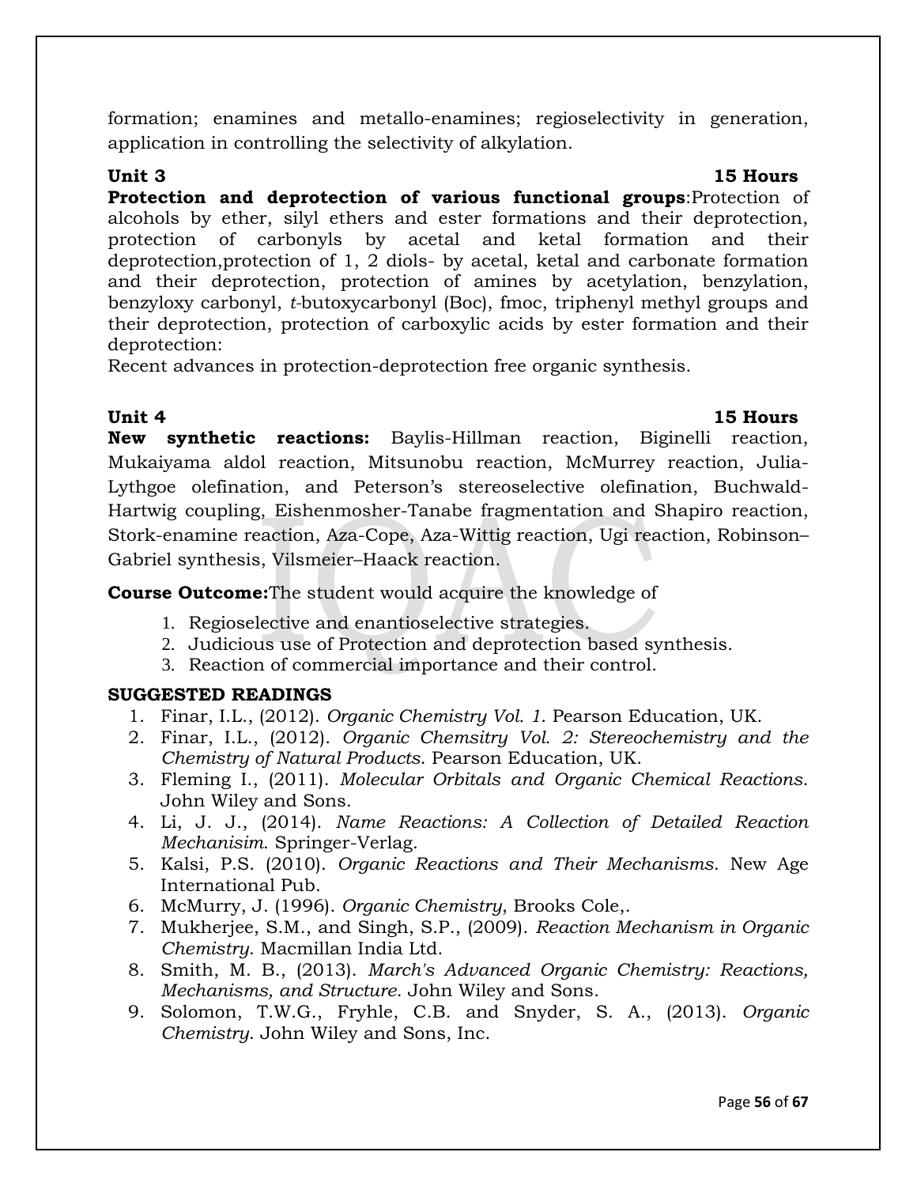formation; enamines and metallo-enamines; regioselectivity in generation, application in controlling the selectivity of alkylation.

**Unit 3** **15 Hours**

**Protection and deprotection of various functional groups**:Protection of alcohols by ether, silyl ethers and ester formations and their deprotection, protection of carbonyls by acetal and ketal formation and their deprotection,protection of 1, 2 diols- by acetal, ketal and carbonate formation and their deprotection, protection of amines by acetylation, benzylation, benzyloxy carbonyl, *t*-butoxycarbonyl (Boc), fmoc, triphenyl methyl groups and their deprotection, protection of carboxylic acids by ester formation and their deprotection:

Recent advances in protection-deprotection free organic synthesis.

**Unit 4** **15 Hours**

**New synthetic reactions:** Baylis-Hillman reaction, Biginelli reaction, Mukaiyama aldol reaction, Mitsunobu reaction, McMurrey reaction, Julia-Lythgoe olefination, and Peterson's stereoselective olefination, Buchwald-Hartwig coupling, Eishenmosher-Tanabe fragmentation and Shapiro reaction, Stork-enamine reaction, Aza-Cope, Aza-Wittig reaction, Ugi reaction, Robinson–Gabriel synthesis, Vilsmeier–Haack reaction.

**Course Outcome:**The student would acquire the knowledge of

1. Regioselective and enantioselective strategies.
2. Judicious use of Protection and deprotection based synthesis.
3. Reaction of commercial importance and their control.

**SUGGESTED READINGS**

1. Finar, I.L., (2012). *Organic Chemistry Vol. 1*. Pearson Education, UK.
2. Finar, I.L., (2012). *Organic Chemsitry Vol. 2: Stereochemistry and the Chemistry of Natural Products*. Pearson Education, UK.
3. Fleming I., (2011). *Molecular Orbitals and Organic Chemical Reactions*. John Wiley and Sons.
4. Li, J. J., (2014). *Name Reactions: A Collection of Detailed Reaction Mechanisim*. Springer-Verlag.
5. Kalsi, P.S. (2010). *Organic Reactions and Their Mechanisms*. New Age International Pub.
6. McMurry, J. (1996). *Organic Chemistry*, Brooks Cole,.
7. Mukherjee, S.M., and Singh, S.P., (2009). *Reaction Mechanism in Organic Chemistry*. Macmillan India Ltd.
8. Smith, M. B., (2013). *March's Advanced Organic Chemistry: Reactions, Mechanisms, and Structure*. John Wiley and Sons.
9. Solomon, T.W.G., Fryhle, C.B. and Snyder, S. A., (2013). *Organic Chemistry*. John Wiley and Sons, Inc.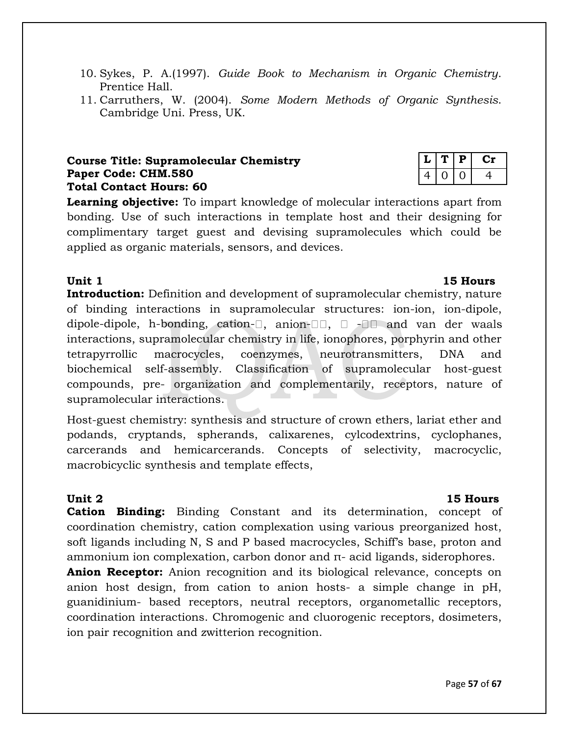10. Sykes, P. A.(1997). *Guide Book to Mechanism in Organic Chemistry*. Prentice Hall.
11. Carruthers, W. (2004). *Some Modern Methods of Organic Synthesis*. Cambridge Uni. Press, UK.

**Course Title: Supramolecular Chemistry**
**Paper Code: CHM.580**
**Total Contact Hours: 60**

| L | T | P | Cr |
|---|---|---|---|
| 4 | 0 | 0 | 4 |

**Learning objective:** To impart knowledge of molecular interactions apart from bonding. Use of such interactions in template host and their designing for complimentary target guest and devising supramolecules which could be applied as organic materials, sensors, and devices.

**Unit 1** **15 Hours**

**Introduction:** Definition and development of supramolecular chemistry, nature of binding interactions in supramolecular structures: ion-ion, ion-dipole, dipole-dipole, h-bonding, cation-, anion-, - and van der waals interactions, supramolecular chemistry in life, ionophores, porphyrin and other tetrapyrrollic macrocycles, coenzymes, neurotransmitters, DNA and biochemical self-assembly. Classification of supramolecular host-guest compounds, pre- organization and complementarily, receptors, nature of supramolecular interactions.

Host-guest chemistry: synthesis and structure of crown ethers, lariat ether and podands, cryptands, spherands, calixarenes, cylcodextrins, cyclophanes, carcerands and hemicarcerands. Concepts of selectivity, macrocyclic, macrobicyclic synthesis and template effects,

**Unit 2** **15 Hours**

**Cation Binding:** Binding Constant and its determination, concept of coordination chemistry, cation complexation using various preorganized host, soft ligands including N, S and P based macrocycles, Schiff's base, proton and ammonium ion complexation, carbon donor and π- acid ligands, siderophores.

**Anion Receptor:** Anion recognition and its biological relevance, concepts on anion host design, from cation to anion hosts- a simple change in pH, guanidinium- based receptors, neutral receptors, organometallic receptors, coordination interactions. Chromogenic and cluorogenic receptors, dosimeters, ion pair recognition and zwitterion recognition.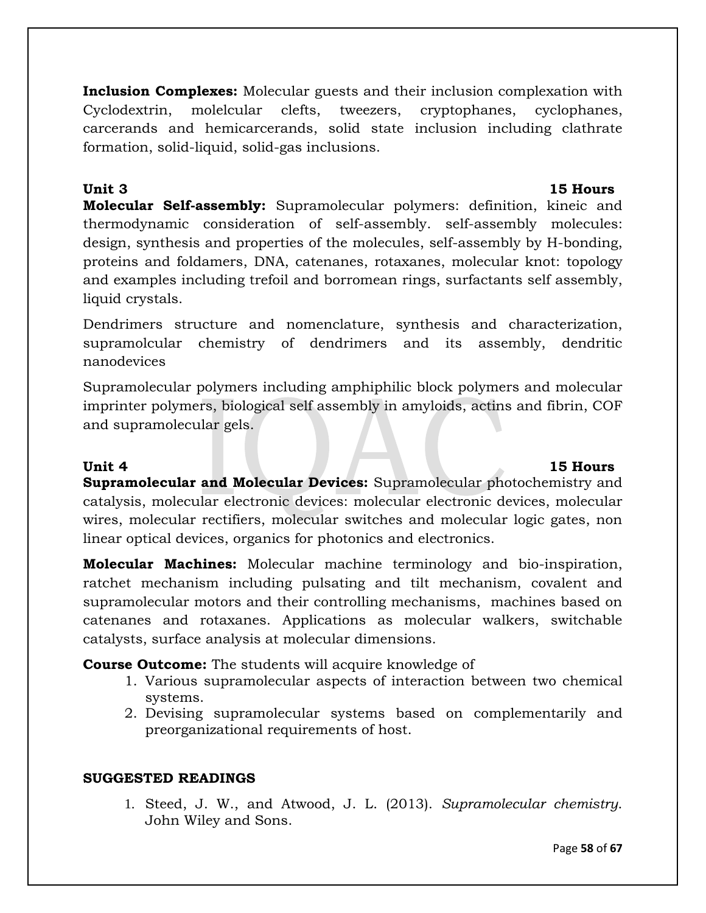**Inclusion Complexes:** Molecular guests and their inclusion complexation with Cyclodextrin, molelcular clefts, tweezers, cryptophanes, cyclophanes, carcerands and hemicarcerands, solid state inclusion including clathrate formation, solid-liquid, solid-gas inclusions.

**Unit 3** **15 Hours**

**Molecular Self-assembly:** Supramolecular polymers: definition, kineic and thermodynamic consideration of self-assembly. self-assembly molecules: design, synthesis and properties of the molecules, self-assembly by H-bonding, proteins and foldamers, DNA, catenanes, rotaxanes, molecular knot: topology and examples including trefoil and borromean rings, surfactants self assembly, liquid crystals.

Dendrimers structure and nomenclature, synthesis and characterization, supramolcular chemistry of dendrimers and its assembly, dendritic nanodevices

Supramolecular polymers including amphiphilic block polymers and molecular imprinter polymers, biological self assembly in amyloids, actins and fibrin, COF and supramolecular gels.

**Unit 4** **15 Hours**

**Supramolecular and Molecular Devices:** Supramolecular photochemistry and catalysis, molecular electronic devices: molecular electronic devices, molecular wires, molecular rectifiers, molecular switches and molecular logic gates, non linear optical devices, organics for photonics and electronics.

**Molecular Machines:** Molecular machine terminology and bio-inspiration, ratchet mechanism including pulsating and tilt mechanism, covalent and supramolecular motors and their controlling mechanisms, machines based on catenanes and rotaxanes. Applications as molecular walkers, switchable catalysts, surface analysis at molecular dimensions.

**Course Outcome:** The students will acquire knowledge of

1. Various supramolecular aspects of interaction between two chemical systems.
2. Devising supramolecular systems based on complementarily and preorganizational requirements of host.

**SUGGESTED READINGS**

1. Steed, J. W., and Atwood, J. L. (2013). *Supramolecular chemistry*. John Wiley and Sons.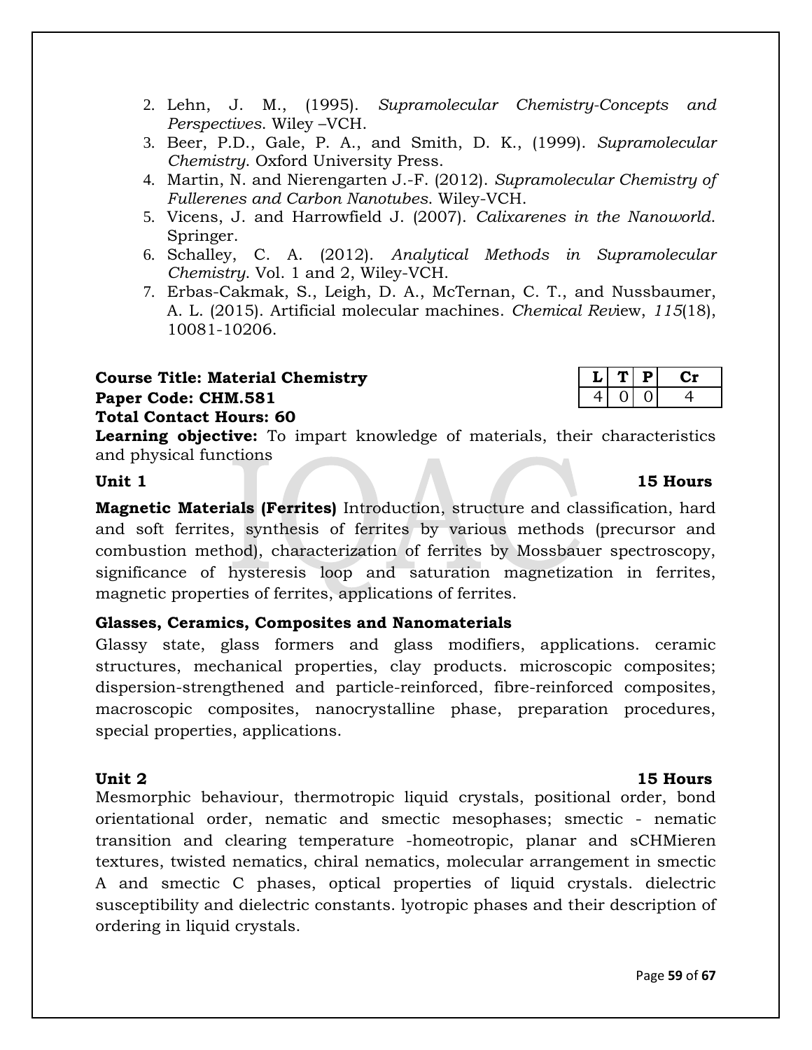2. Lehn, J. M., (1995). *Supramolecular Chemistry-Concepts and Perspectives*. Wiley –VCH.
3. Beer, P.D., Gale, P. A., and Smith, D. K., (1999). *Supramolecular Chemistry*. Oxford University Press.
4. Martin, N. and Nierengarten J.-F. (2012). *Supramolecular Chemistry of Fullerenes and Carbon Nanotubes*. Wiley-VCH.
5. Vicens, J. and Harrowfield J. (2007). *Calixarenes in the Nanoworld*. Springer.
6. Schalley, C. A. (2012). *Analytical Methods in Supramolecular Chemistry*. Vol. 1 and 2, Wiley-VCH.
7. Erbas-Cakmak, S., Leigh, D. A., McTernan, C. T., and Nussbaumer, A. L. (2015). Artificial molecular machines. *Chemical Rev*iew, *115*(18), 10081-10206.

**Course Title: Material Chemistry**
**Paper Code: CHM.581**
**Total Contact Hours: 60**

| L | T | P | Cr |
|---|---|---|---|
| 4 | 0 | 0 | 4 |

**Learning objective:** To impart knowledge of materials, their characteristics and physical functions

**Unit 1** **15 Hours**

**Magnetic Materials (Ferrites)** Introduction, structure and classification, hard and soft ferrites, synthesis of ferrites by various methods (precursor and combustion method), characterization of ferrites by Mossbauer spectroscopy, significance of hysteresis loop and saturation magnetization in ferrites, magnetic properties of ferrites, applications of ferrites.

**Glasses, Ceramics, Composites and Nanomaterials**

Glassy state, glass formers and glass modifiers, applications. ceramic structures, mechanical properties, clay products. microscopic composites; dispersion-strengthened and particle-reinforced, fibre-reinforced composites, macroscopic composites, nanocrystalline phase, preparation procedures, special properties, applications.

**Unit 2** **15 Hours**

Mesmorphic behaviour, thermotropic liquid crystals, positional order, bond orientational order, nematic and smectic mesophases; smectic - nematic transition and clearing temperature -homeotropic, planar and sCHMieren textures, twisted nematics, chiral nematics, molecular arrangement in smectic A and smectic C phases, optical properties of liquid crystals. dielectric susceptibility and dielectric constants. lyotropic phases and their description of ordering in liquid crystals.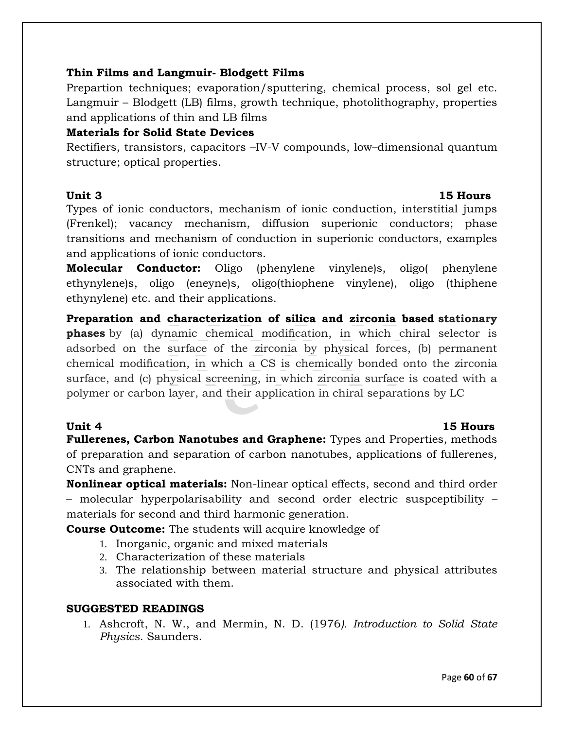**Thin Films and Langmuir- Blodgett Films**

Prepartion techniques; evaporation/sputtering, chemical process, sol gel etc. Langmuir – Blodgett (LB) films, growth technique, photolithography, properties and applications of thin and LB films

**Materials for Solid State Devices**

Rectifiers, transistors, capacitors –IV-V compounds, low–dimensional quantum structure; optical properties.

**Unit 3** **15 Hours**

Types of ionic conductors, mechanism of ionic conduction, interstitial jumps (Frenkel); vacancy mechanism, diffusion superionic conductors; phase transitions and mechanism of conduction in superionic conductors, examples and applications of ionic conductors.

**Molecular Conductor:** Oligo (phenylene vinylene)s, oligo( phenylene ethynylene)s, oligo (eneyne)s, oligo(thiophene vinylene), oligo (thiphene ethynylene) etc. and their applications.

**Preparation and characterization of silica and zirconia based stationary phases** by (a) dynamic chemical modification, in which chiral selector is adsorbed on the surface of the zirconia by physical forces, (b) permanent chemical modification, in which a CS is chemically bonded onto the zirconia surface, and (c) physical screening, in which zirconia surface is coated with a polymer or carbon layer, and their application in chiral separations by LC

**Unit 4** **15 Hours**

**Fullerenes, Carbon Nanotubes and Graphene:** Types and Properties, methods of preparation and separation of carbon nanotubes, applications of fullerenes, CNTs and graphene.

**Nonlinear optical materials:** Non-linear optical effects, second and third order – molecular hyperpolarisability and second order electric suspceptibility – materials for second and third harmonic generation.

**Course Outcome:** The students will acquire knowledge of

1. Inorganic, organic and mixed materials
2. Characterization of these materials
3. The relationship between material structure and physical attributes associated with them.

**SUGGESTED READINGS**

1. Ashcroft, N. W., and Mermin, N. D. (1976*). Introduction to Solid State Physics*. Saunders.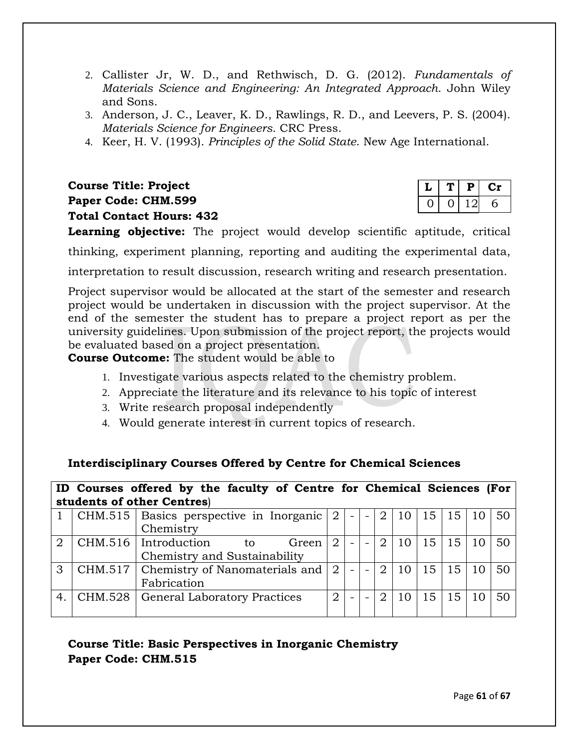2. Callister Jr, W. D., and Rethwisch, D. G. (2012). *Fundamentals of Materials Science and Engineering: An Integrated Approach*. John Wiley and Sons.
3. Anderson, J. C., Leaver, K. D., Rawlings, R. D., and Leevers, P. S. (2004). *Materials Science for Engineers*. CRC Press.
4. Keer, H. V. (1993). *Principles of the Solid State*. New Age International.

**Course Title: Project**
**Paper Code: CHM.599**
**Total Contact Hours: 432**

| L | T | P | Cr |
|---|---|---|---|
| 0 | 0 | 12 | 6 |

**Learning objective:** The project would develop scientific aptitude, critical thinking, experiment planning, reporting and auditing the experimental data, interpretation to result discussion, research writing and research presentation.

Project supervisor would be allocated at the start of the semester and research project would be undertaken in discussion with the project supervisor. At the end of the semester the student has to prepare a project report as per the university guidelines. Upon submission of the project report, the projects would be evaluated based on a project presentation.

**Course Outcome:** The student would be able to

1. Investigate various aspects related to the chemistry problem.
2. Appreciate the literature and its relevance to his topic of interest
3. Write research proposal independently
4. Would generate interest in current topics of research.

**Interdisciplinary Courses Offered by Centre for Chemical Sciences**

| **ID Courses offered by the faculty of Centre for Chemical Sciences (For students of other Centres)** | | | | | | | | | | | |
|---|---|---|---|---|---|---|---|---|---|---|---|
| 1 | CHM.515 | Basics perspective in Inorganic Chemistry | 2 | - | - | 2 | 10 | 15 | 15 | 10 | 50 |
| 2 | CHM.516 | Introduction to Green Chemistry and Sustainability | 2 | - | - | 2 | 10 | 15 | 15 | 10 | 50 |
| 3 | CHM.517 | Chemistry of Nanomaterials and Fabrication | 2 | - | - | 2 | 10 | 15 | 15 | 10 | 50 |
| 4. | CHM.528 | General Laboratory Practices | 2 | - | - | 2 | 10 | 15 | 15 | 10 | 50 |

**Course Title: Basic Perspectives in Inorganic Chemistry**
**Paper Code: CHM.515**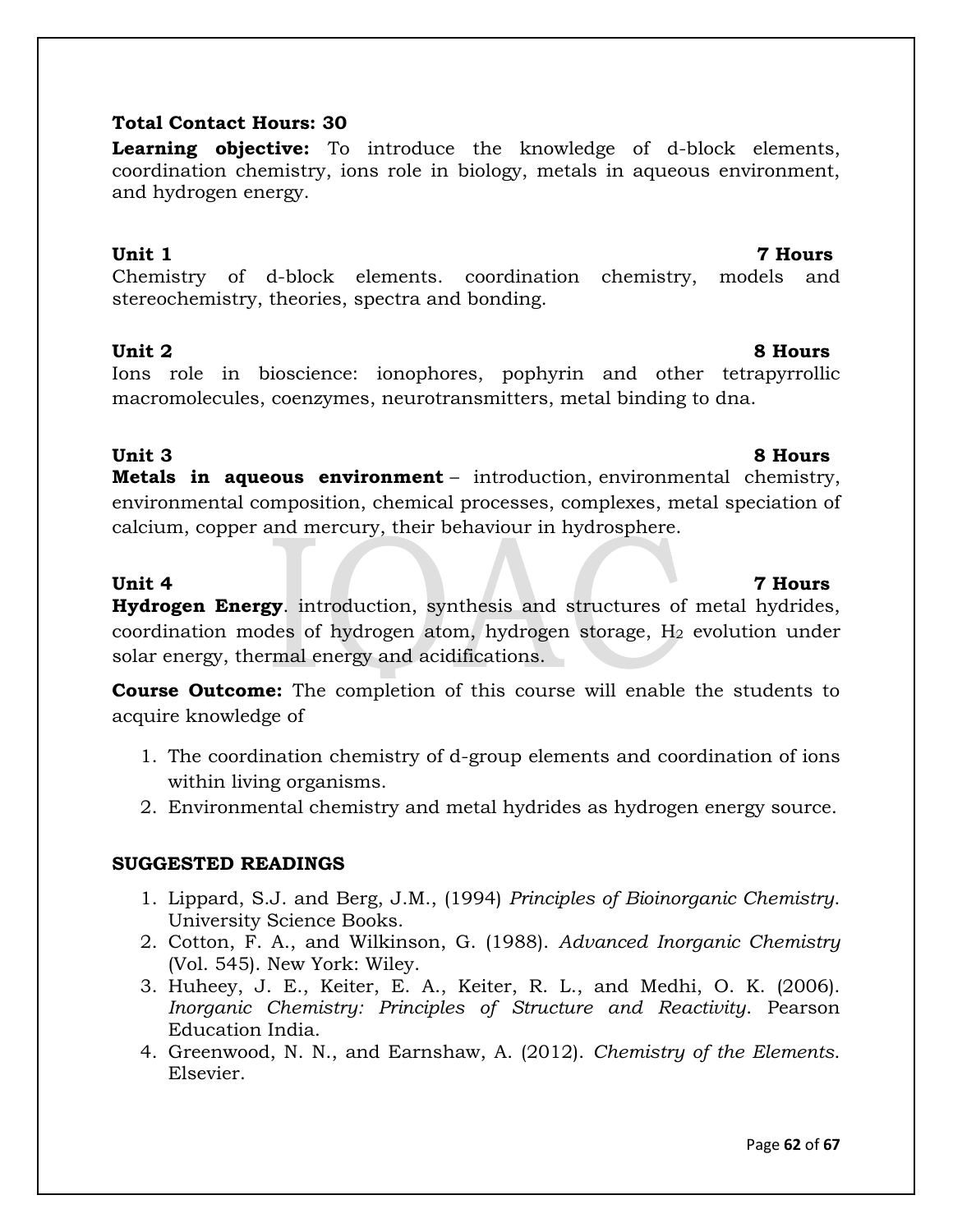**Total Contact Hours: 30**

**Learning objective:** To introduce the knowledge of d-block elements, coordination chemistry, ions role in biology, metals in aqueous environment, and hydrogen energy.

**Unit 1** **7 Hours**

Chemistry of d-block elements. coordination chemistry, models and stereochemistry, theories, spectra and bonding.

**Unit 2** **8 Hours**

Ions role in bioscience: ionophores, pophyrin and other tetrapyrrollic macromolecules, coenzymes, neurotransmitters, metal binding to dna.

**Unit 3** **8 Hours**

**Metals in aqueous environment** – introduction, environmental chemistry, environmental composition, chemical processes, complexes, metal speciation of calcium, copper and mercury, their behaviour in hydrosphere.

**Unit 4** **7 Hours**

**Hydrogen Energy**. introduction, synthesis and structures of metal hydrides, coordination modes of hydrogen atom, hydrogen storage, $H_2$ evolution under solar energy, thermal energy and acidifications.

**Course Outcome:** The completion of this course will enable the students to acquire knowledge of

1. The coordination chemistry of d-group elements and coordination of ions within living organisms.
2. Environmental chemistry and metal hydrides as hydrogen energy source.

**SUGGESTED READINGS**

1. Lippard, S.J. and Berg, J.M., (1994) *Principles of Bioinorganic Chemistry*. University Science Books.
2. Cotton, F. A., and Wilkinson, G. (1988). *Advanced Inorganic Chemistry* (Vol. 545). New York: Wiley.
3. Huheey, J. E., Keiter, E. A., Keiter, R. L., and Medhi, O. K. (2006). *Inorganic Chemistry: Principles of Structure and Reactivity*. Pearson Education India.
4. Greenwood, N. N., and Earnshaw, A. (2012). *Chemistry of the Elements*. Elsevier.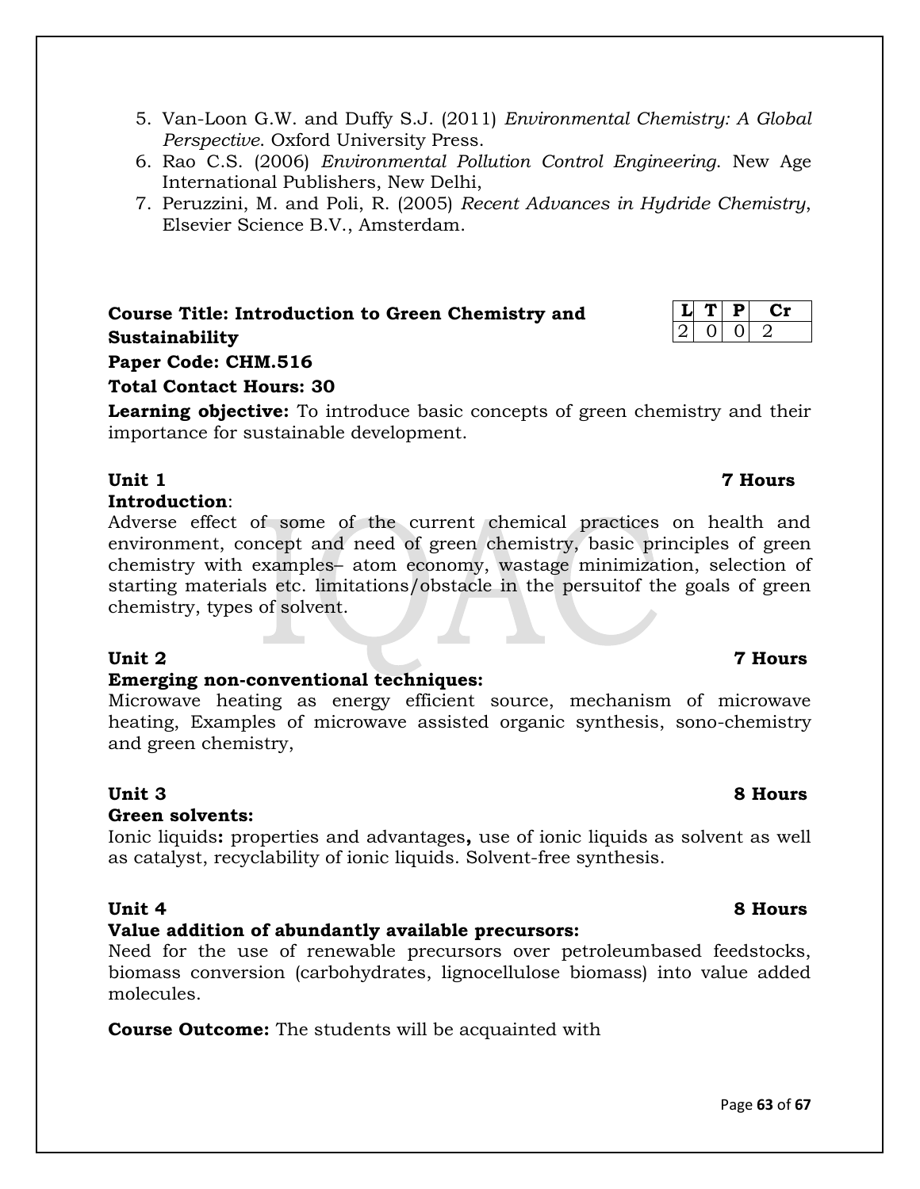5. Van-Loon G.W. and Duffy S.J. (2011) *Environmental Chemistry: A Global Perspective*. Oxford University Press.
6. Rao C.S. (2006) *Environmental Pollution Control Engineering*. New Age International Publishers, New Delhi,
7. Peruzzini, M. and Poli, R. (2005) *Recent Advances in Hydride Chemistry*, Elsevier Science B.V., Amsterdam.

**Course Title: Introduction to Green Chemistry and Sustainability**

| L | T | P | Cr |
|---|---|---|---|
| 2 | 0 | 0 | 2 |

**Paper Code: CHM.516**

**Total Contact Hours: 30**

**Learning objective:** To introduce basic concepts of green chemistry and their importance for sustainable development.

**Unit 1** **7 Hours**

**Introduction**:

Adverse effect of some of the current chemical practices on health and environment, concept and need of green chemistry, basic principles of green chemistry with examples– atom economy, wastage minimization, selection of starting materials etc. limitations/obstacle in the persuitof the goals of green chemistry, types of solvent.

**Unit 2** **7 Hours**

**Emerging non-conventional techniques:**

Microwave heating as energy efficient source, mechanism of microwave heating, Examples of microwave assisted organic synthesis, sono-chemistry and green chemistry,

**Unit 3** **8 Hours**

**Green solvents:**

Ionic liquids**:** properties and advantages**,** use of ionic liquids as solvent as well as catalyst, recyclability of ionic liquids. Solvent-free synthesis.

**Unit 4** **8 Hours**

**Value addition of abundantly available precursors:**

Need for the use of renewable precursors over petroleumbased feedstocks, biomass conversion (carbohydrates, lignocellulose biomass) into value added molecules.

**Course Outcome:** The students will be acquainted with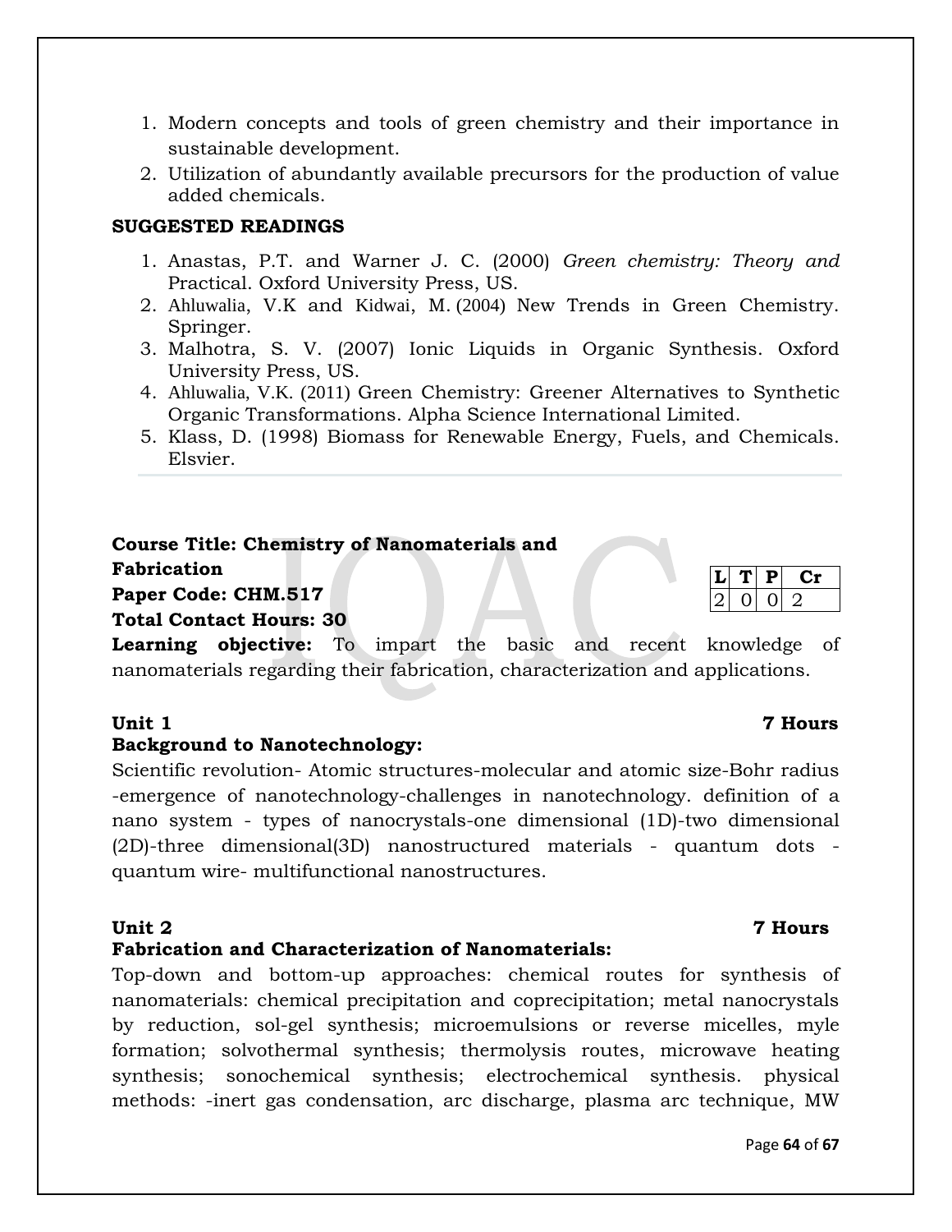1. Modern concepts and tools of green chemistry and their importance in sustainable development.
2. Utilization of abundantly available precursors for the production of value added chemicals.

**SUGGESTED READINGS**

1. Anastas, P.T. and Warner J. C. (2000) *Green chemistry: Theory and* Practical. Oxford University Press, US.
2. Ahluwalia, V.K and Kidwai, M. (2004) New Trends in Green Chemistry. Springer.
3. Malhotra, S. V. (2007) Ionic Liquids in Organic Synthesis. Oxford University Press, US.
4. Ahluwalia, V.K. (2011) Green Chemistry: Greener Alternatives to Synthetic Organic Transformations. Alpha Science International Limited.
5. Klass, D. (1998) Biomass for Renewable Energy, Fuels, and Chemicals. Elsvier.

---

**Course Title: Chemistry of Nanomaterials and Fabrication**
**Paper Code: CHM.517**
**Total Contact Hours: 30**

| L | T | P | Cr |
|---|---|---|---|
| 2 | 0 | 0 | 2 |

**Learning objective:** To impart the basic and recent knowledge of nanomaterials regarding their fabrication, characterization and applications.

**Unit 1** **7 Hours**

**Background to Nanotechnology:**

Scientific revolution- Atomic structures-molecular and atomic size-Bohr radius -emergence of nanotechnology-challenges in nanotechnology. definition of a nano system - types of nanocrystals-one dimensional (1D)-two dimensional (2D)-three dimensional(3D) nanostructured materials - quantum dots - quantum wire- multifunctional nanostructures.

**Unit 2** **7 Hours**

**Fabrication and Characterization of Nanomaterials:**

Top-down and bottom-up approaches: chemical routes for synthesis of nanomaterials: chemical precipitation and coprecipitation; metal nanocrystals by reduction, sol-gel synthesis; microemulsions or reverse micelles, myle formation; solvothermal synthesis; thermolysis routes, microwave heating synthesis; sonochemical synthesis; electrochemical synthesis. physical methods: -inert gas condensation, arc discharge, plasma arc technique, MW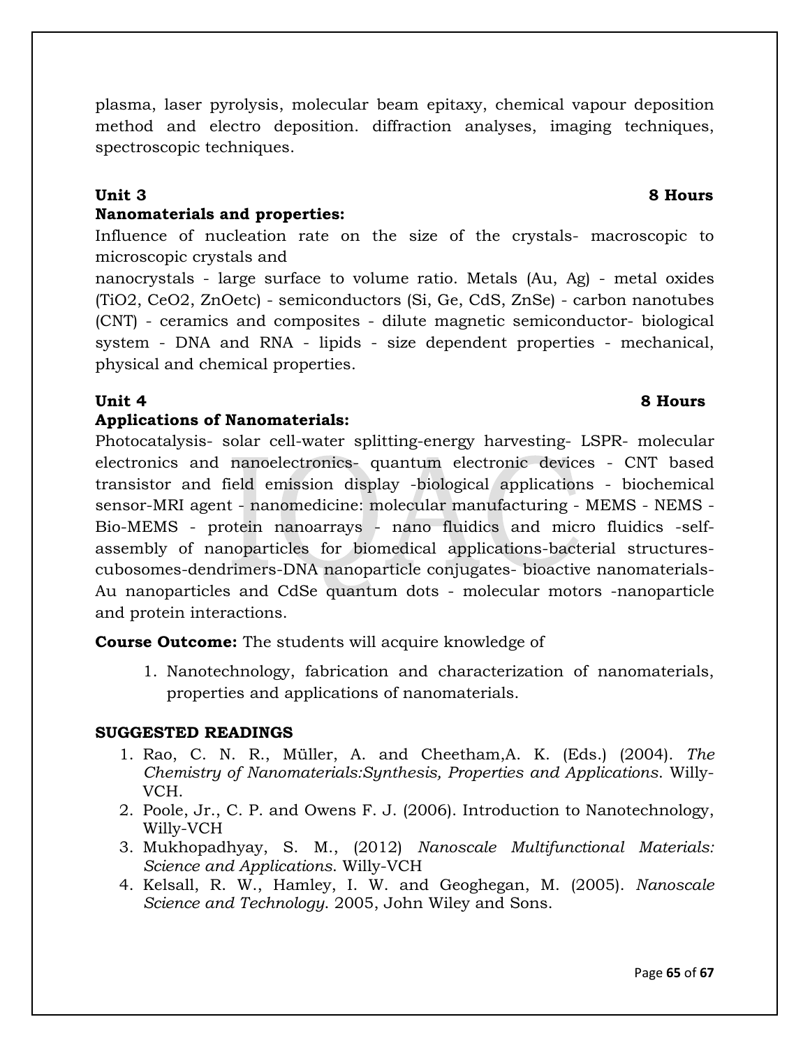plasma, laser pyrolysis, molecular beam epitaxy, chemical vapour deposition method and electro deposition. diffraction analyses, imaging techniques, spectroscopic techniques.

**Unit 3** **8 Hours**

**Nanomaterials and properties:**

Influence of nucleation rate on the size of the crystals- macroscopic to microscopic crystals and
nanocrystals - large surface to volume ratio. Metals (Au, Ag) - metal oxides ($TiO_2$, $CeO_2$, ZnOetc) - semiconductors (Si, Ge, CdS, ZnSe) - carbon nanotubes (CNT) - ceramics and composites - dilute magnetic semiconductor- biological system - DNA and RNA - lipids - size dependent properties - mechanical, physical and chemical properties.

**Unit 4** **8 Hours**

**Applications of Nanomaterials:**

Photocatalysis- solar cell-water splitting-energy harvesting- LSPR- molecular electronics and nanoelectronics- quantum electronic devices - CNT based transistor and field emission display -biological applications - biochemical sensor-MRI agent - nanomedicine: molecular manufacturing - MEMS - NEMS - Bio-MEMS - protein nanoarrays - nano fluidics and micro fluidics -self-assembly of nanoparticles for biomedical applications-bacterial structures-cubosomes-dendrimers-DNA nanoparticle conjugates- bioactive nanomaterials- Au nanoparticles and CdSe quantum dots - molecular motors -nanoparticle and protein interactions.

**Course Outcome:** The students will acquire knowledge of

1. Nanotechnology, fabrication and characterization of nanomaterials, properties and applications of nanomaterials.

**SUGGESTED READINGS**

1. Rao, C. N. R., Müller, A. and Cheetham,A. K. (Eds.) (2004). *The Chemistry of Nanomaterials:Synthesis, Properties and Applications*. Willy-VCH.
2. Poole, Jr., C. P. and Owens F. J. (2006). Introduction to Nanotechnology, Willy-VCH
3. Mukhopadhyay, S. M., (2012) *Nanoscale Multifunctional Materials: Science and Applications*. Willy-VCH
4. Kelsall, R. W., Hamley, I. W. and Geoghegan, M. (2005). *Nanoscale Science and Technology*. 2005, John Wiley and Sons.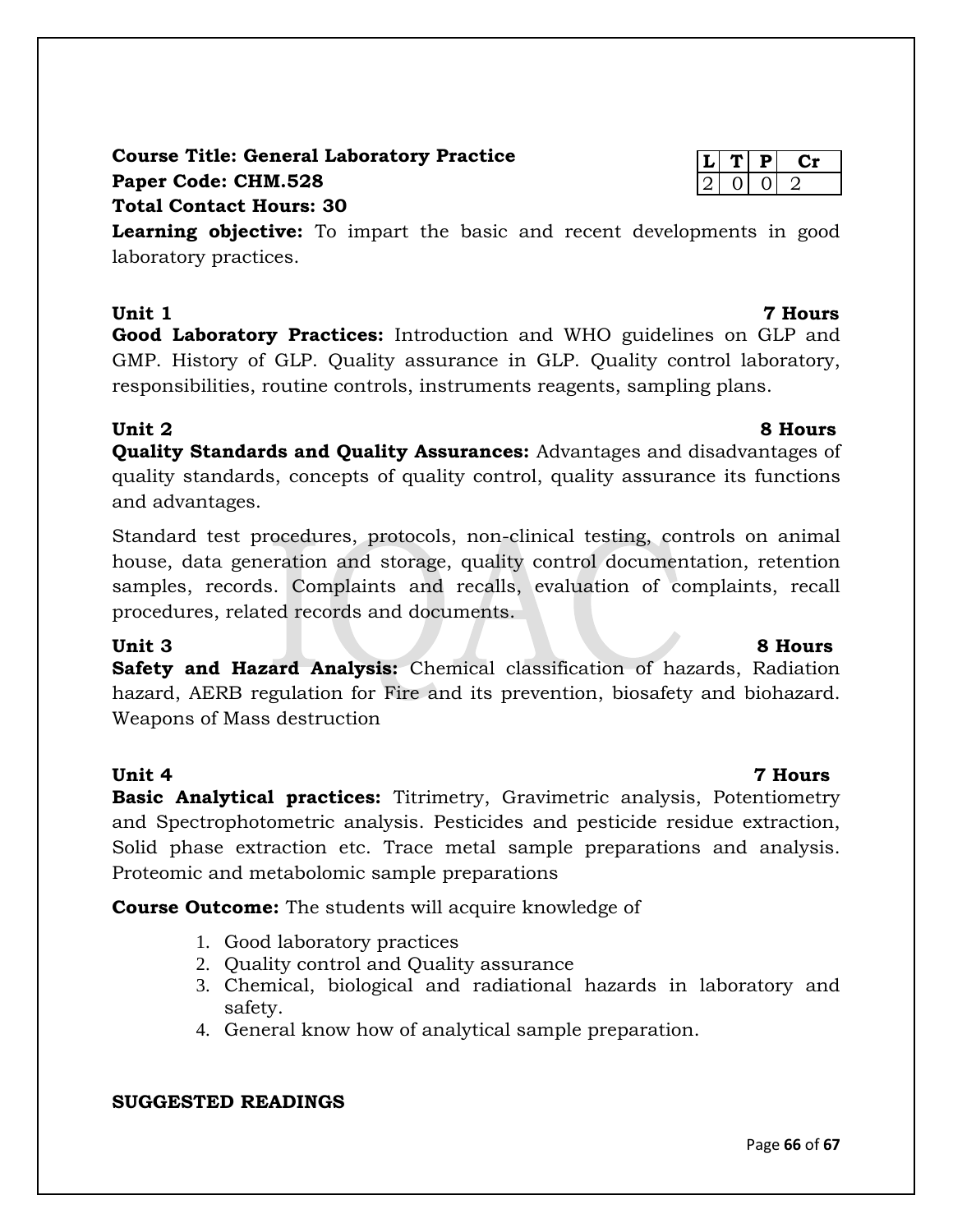**Course Title: General Laboratory Practice**
**Paper Code: CHM.528**
**Total Contact Hours: 30**

| L | T | P | Cr |
|---|---|---|---|
| 2 | 0 | 0 | 2 |

**Learning objective:** To impart the basic and recent developments in good laboratory practices.

**Unit 1** **7 Hours**

**Good Laboratory Practices:** Introduction and WHO guidelines on GLP and GMP. History of GLP. Quality assurance in GLP. Quality control laboratory, responsibilities, routine controls, instruments reagents, sampling plans.

**Unit 2** **8 Hours**

**Quality Standards and Quality Assurances:** Advantages and disadvantages of quality standards, concepts of quality control, quality assurance its functions and advantages.

Standard test procedures, protocols, non-clinical testing, controls on animal house, data generation and storage, quality control documentation, retention samples, records. Complaints and recalls, evaluation of complaints, recall procedures, related records and documents.

**Unit 3** **8 Hours**

**Safety and Hazard Analysis:** Chemical classification of hazards, Radiation hazard, AERB regulation for Fire and its prevention, biosafety and biohazard. Weapons of Mass destruction

**Unit 4** **7 Hours**

**Basic Analytical practices:** Titrimetry, Gravimetric analysis, Potentiometry and Spectrophotometric analysis. Pesticides and pesticide residue extraction, Solid phase extraction etc. Trace metal sample preparations and analysis. Proteomic and metabolomic sample preparations

**Course Outcome:** The students will acquire knowledge of

1. Good laboratory practices
2. Quality control and Quality assurance
3. Chemical, biological and radiational hazards in laboratory and safety.
4. General know how of analytical sample preparation.

**SUGGESTED READINGS**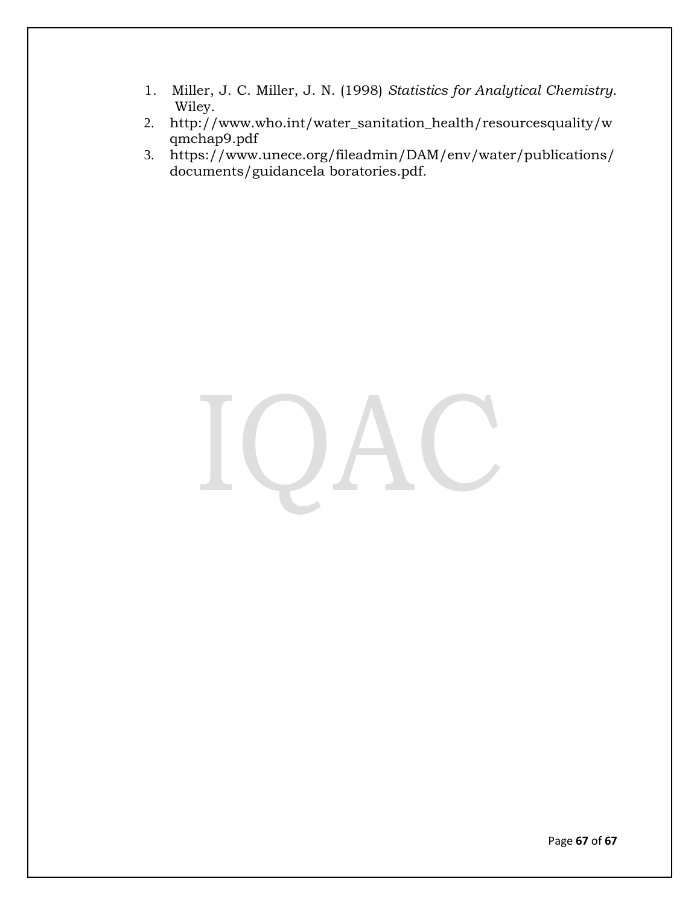1. Miller, J. C. Miller, J. N. (1998) *Statistics for Analytical Chemistry*. Wiley.
2. http://www.who.int/water_sanitation_health/resourcesquality/wqmchap9.pdf
3. https://www.unece.org/fileadmin/DAM/env/water/publications/documents/guidancela boratories.pdf.